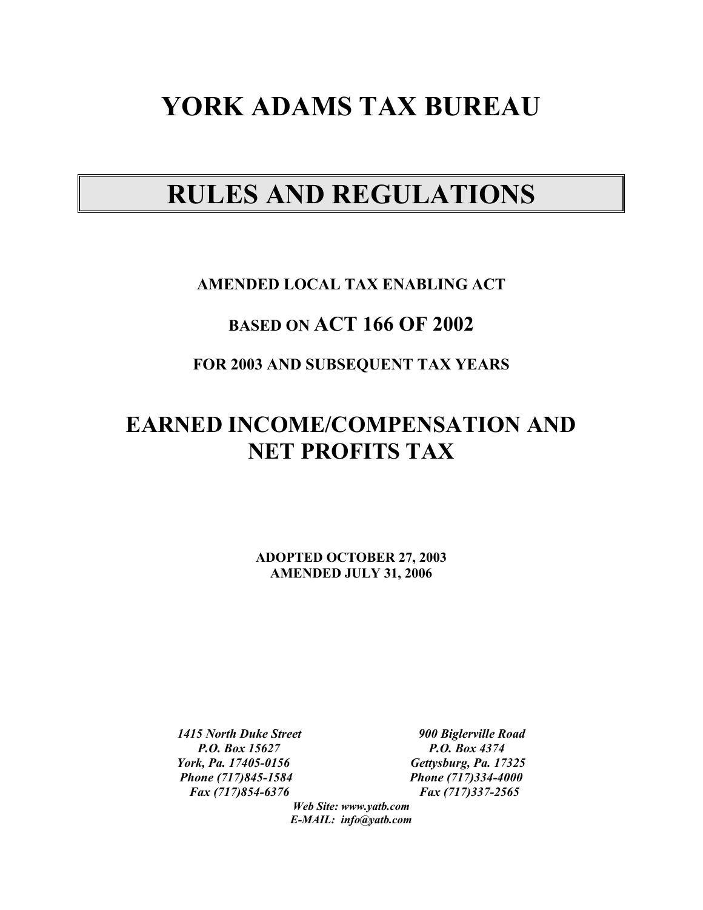# YORK ADAMS TAX BUREAU

# RULES AND REGULATIONS

**AMENDED LOCAL TAX ENABLING ACT**

**BASED ON ACT 166 OF 2002**

**FOR 2003 AND SUBSEQUENT TAX YEARS**

## EARNED INCOME/COMPENSATION AND NET PROFITS TAX

**ADOPTED OCTOBER 27, 2003**
**AMENDED JULY 31, 2006**

***1415 North Duke Street***
***P.O. Box 15627***
***York, Pa. 17405-0156***
***Phone (717)845-1584***
***Fax (717)854-6376***

***900 Biglerville Road***
***P.O. Box 4374***
***Gettysburg, Pa. 17325***
***Phone (717)334-4000***
***Fax (717)337-2565***

***Web Site: www.yatb.com***
***E-MAIL: info@yatb.com***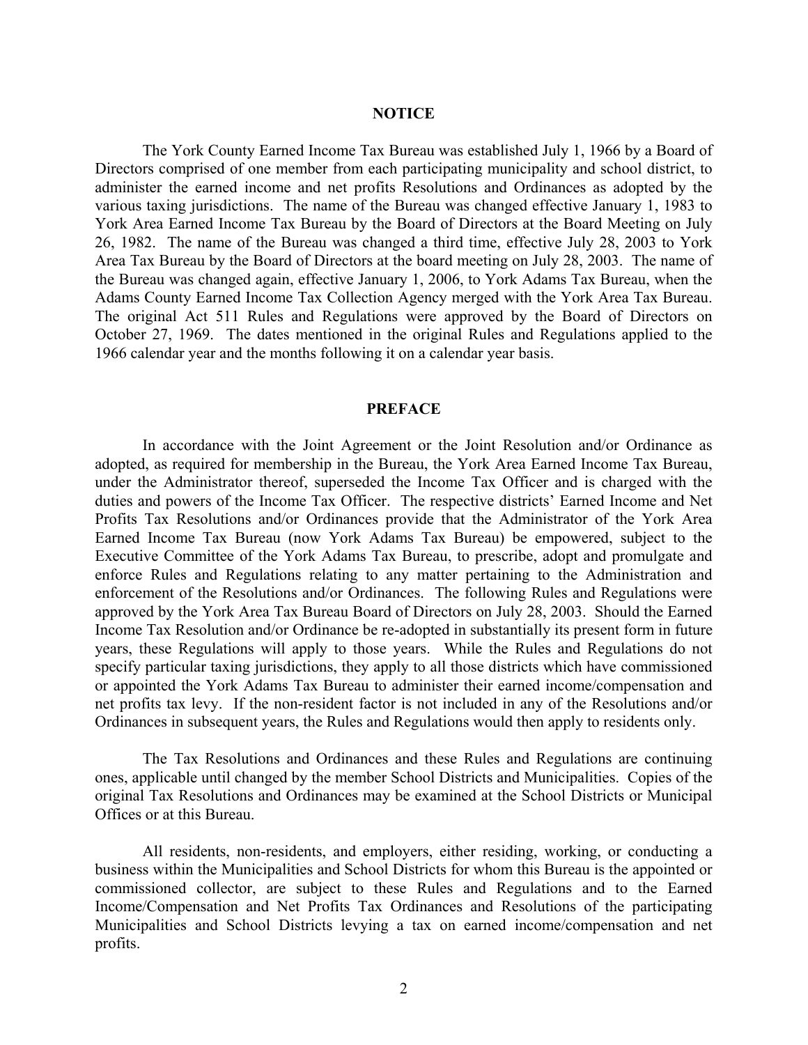## NOTICE

The York County Earned Income Tax Bureau was established July 1, 1966 by a Board of Directors comprised of one member from each participating municipality and school district, to administer the earned income and net profits Resolutions and Ordinances as adopted by the various taxing jurisdictions. The name of the Bureau was changed effective January 1, 1983 to York Area Earned Income Tax Bureau by the Board of Directors at the Board Meeting on July 26, 1982. The name of the Bureau was changed a third time, effective July 28, 2003 to York Area Tax Bureau by the Board of Directors at the board meeting on July 28, 2003. The name of the Bureau was changed again, effective January 1, 2006, to York Adams Tax Bureau, when the Adams County Earned Income Tax Collection Agency merged with the York Area Tax Bureau. The original Act 511 Rules and Regulations were approved by the Board of Directors on October 27, 1969. The dates mentioned in the original Rules and Regulations applied to the 1966 calendar year and the months following it on a calendar year basis.

## PREFACE

In accordance with the Joint Agreement or the Joint Resolution and/or Ordinance as adopted, as required for membership in the Bureau, the York Area Earned Income Tax Bureau, under the Administrator thereof, superseded the Income Tax Officer and is charged with the duties and powers of the Income Tax Officer. The respective districts' Earned Income and Net Profits Tax Resolutions and/or Ordinances provide that the Administrator of the York Area Earned Income Tax Bureau (now York Adams Tax Bureau) be empowered, subject to the Executive Committee of the York Adams Tax Bureau, to prescribe, adopt and promulgate and enforce Rules and Regulations relating to any matter pertaining to the Administration and enforcement of the Resolutions and/or Ordinances. The following Rules and Regulations were approved by the York Area Tax Bureau Board of Directors on July 28, 2003. Should the Earned Income Tax Resolution and/or Ordinance be re-adopted in substantially its present form in future years, these Regulations will apply to those years. While the Rules and Regulations do not specify particular taxing jurisdictions, they apply to all those districts which have commissioned or appointed the York Adams Tax Bureau to administer their earned income/compensation and net profits tax levy. If the non-resident factor is not included in any of the Resolutions and/or Ordinances in subsequent years, the Rules and Regulations would then apply to residents only.

The Tax Resolutions and Ordinances and these Rules and Regulations are continuing ones, applicable until changed by the member School Districts and Municipalities. Copies of the original Tax Resolutions and Ordinances may be examined at the School Districts or Municipal Offices or at this Bureau.

All residents, non-residents, and employers, either residing, working, or conducting a business within the Municipalities and School Districts for whom this Bureau is the appointed or commissioned collector, are subject to these Rules and Regulations and to the Earned Income/Compensation and Net Profits Tax Ordinances and Resolutions of the participating Municipalities and School Districts levying a tax on earned income/compensation and net profits.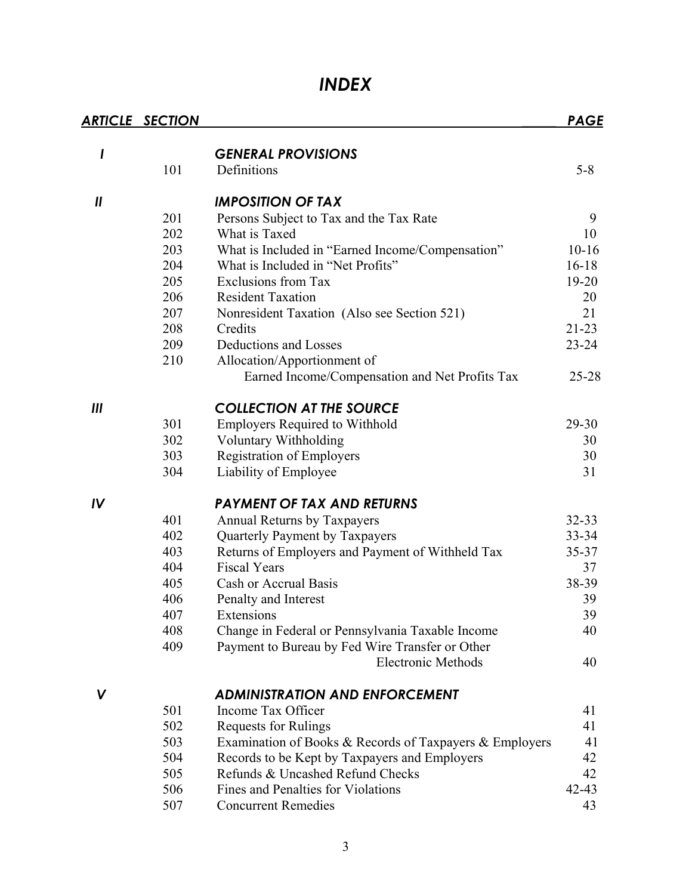# *INDEX*

| *ARTICLE* | *SECTION* | | *PAGE* |
|---|---|---|---|
| *I* | | ***GENERAL PROVISIONS*** | |
| | 101 | Definitions | 5-8 |
| *II* | | ***IMPOSITION OF TAX*** | |
| | 201 | Persons Subject to Tax and the Tax Rate | 9 |
| | 202 | What is Taxed | 10 |
| | 203 | What is Included in "Earned Income/Compensation" | 10-16 |
| | 204 | What is Included in "Net Profits" | 16-18 |
| | 205 | Exclusions from Tax | 19-20 |
| | 206 | Resident Taxation | 20 |
| | 207 | Nonresident Taxation (Also see Section 521) | 21 |
| | 208 | Credits | 21-23 |
| | 209 | Deductions and Losses | 23-24 |
| | 210 | Allocation/Apportionment of Earned Income/Compensation and Net Profits Tax | 25-28 |
| *III* | | ***COLLECTION AT THE SOURCE*** | |
| | 301 | Employers Required to Withhold | 29-30 |
| | 302 | Voluntary Withholding | 30 |
| | 303 | Registration of Employers | 30 |
| | 304 | Liability of Employee | 31 |
| *IV* | | ***PAYMENT OF TAX AND RETURNS*** | |
| | 401 | Annual Returns by Taxpayers | 32-33 |
| | 402 | Quarterly Payment by Taxpayers | 33-34 |
| | 403 | Returns of Employers and Payment of Withheld Tax | 35-37 |
| | 404 | Fiscal Years | 37 |
| | 405 | Cash or Accrual Basis | 38-39 |
| | 406 | Penalty and Interest | 39 |
| | 407 | Extensions | 39 |
| | 408 | Change in Federal or Pennsylvania Taxable Income | 40 |
| | 409 | Payment to Bureau by Fed Wire Transfer or Other Electronic Methods | 40 |
| *V* | | ***ADMINISTRATION AND ENFORCEMENT*** | |
| | 501 | Income Tax Officer | 41 |
| | 502 | Requests for Rulings | 41 |
| | 503 | Examination of Books & Records of Taxpayers & Employers | 41 |
| | 504 | Records to be Kept by Taxpayers and Employers | 42 |
| | 505 | Refunds & Uncashed Refund Checks | 42 |
| | 506 | Fines and Penalties for Violations | 42-43 |
| | 507 | Concurrent Remedies | 43 |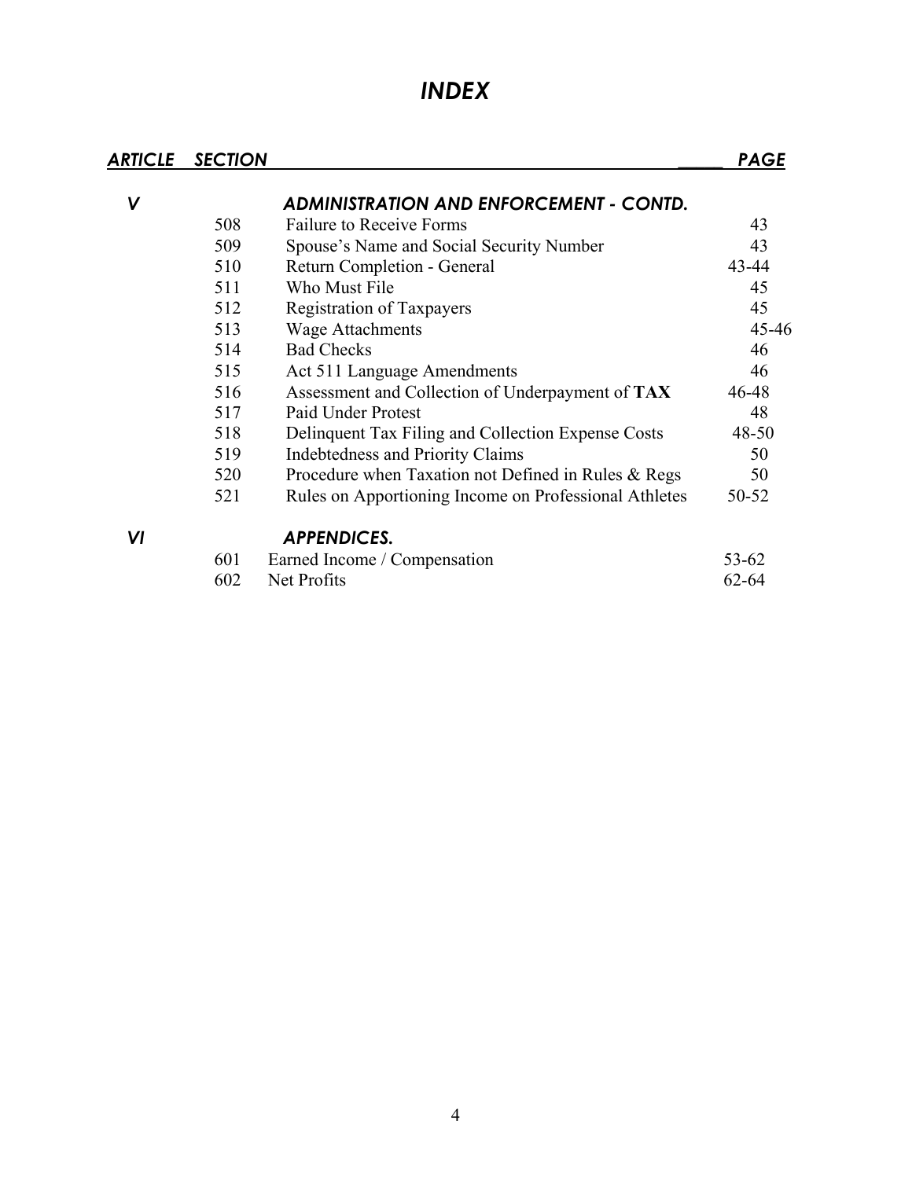# *INDEX*

| *ARTICLE* | *SECTION* | | *PAGE* |
|---|---|---|---|
| *V* | | ***ADMINISTRATION AND ENFORCEMENT - CONTD.*** | |
| | 508 | Failure to Receive Forms | 43 |
| | 509 | Spouse's Name and Social Security Number | 43 |
| | 510 | Return Completion - General | 43-44 |
| | 511 | Who Must File | 45 |
| | 512 | Registration of Taxpayers | 45 |
| | 513 | Wage Attachments | 45-46 |
| | 514 | Bad Checks | 46 |
| | 515 | Act 511 Language Amendments | 46 |
| | 516 | Assessment and Collection of Underpayment of **TAX** | 46-48 |
| | 517 | Paid Under Protest | 48 |
| | 518 | Delinquent Tax Filing and Collection Expense Costs | 48-50 |
| | 519 | Indebtedness and Priority Claims | 50 |
| | 520 | Procedure when Taxation not Defined in Rules & Regs | 50 |
| | 521 | Rules on Apportioning Income on Professional Athletes | 50-52 |
| *VI* | | ***APPENDICES.*** | |
| | 601 | Earned Income / Compensation | 53-62 |
| | 602 | Net Profits | 62-64 |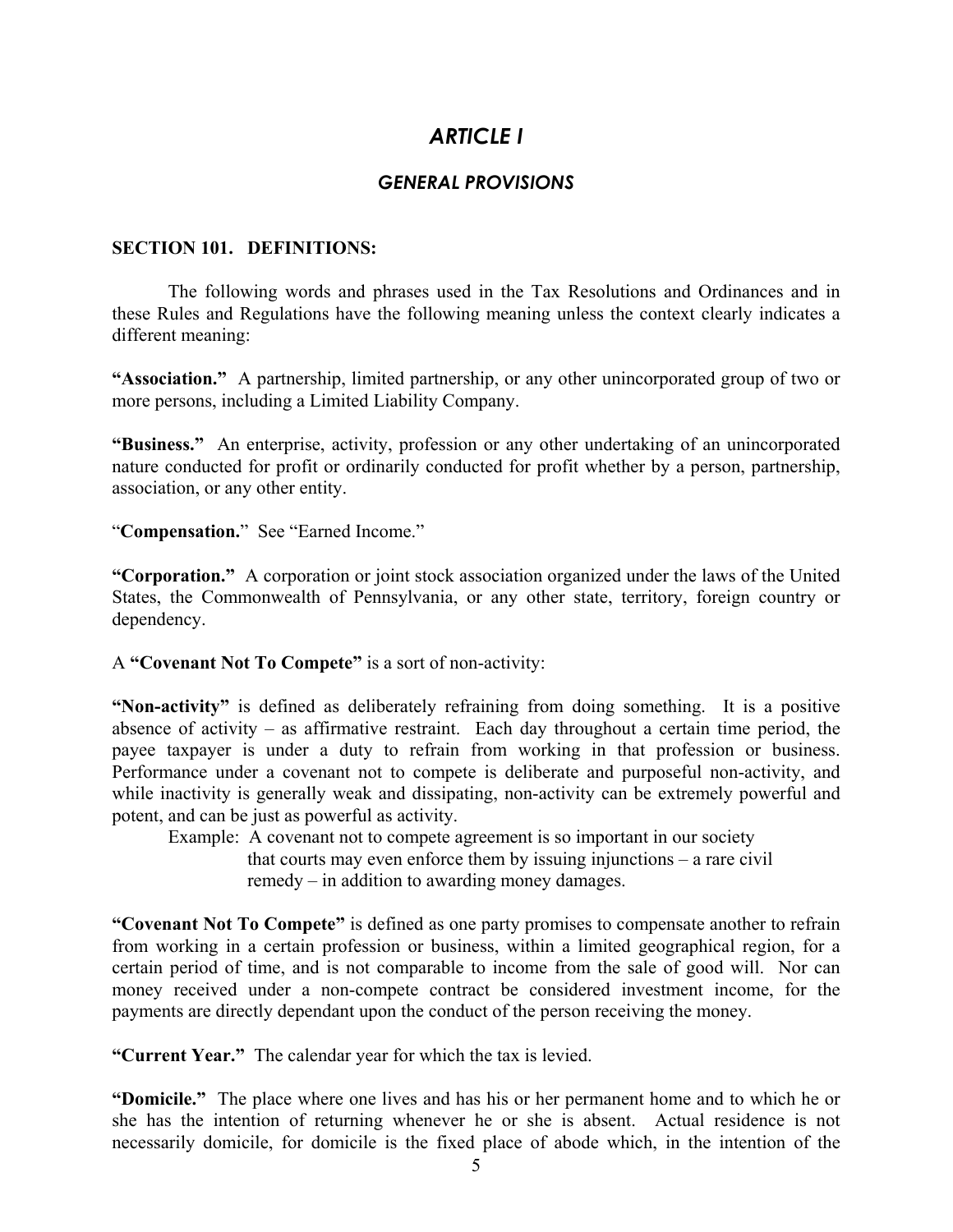# *ARTICLE I*

## *GENERAL PROVISIONS*

**SECTION 101. DEFINITIONS:**

The following words and phrases used in the Tax Resolutions and Ordinances and in these Rules and Regulations have the following meaning unless the context clearly indicates a different meaning:

**"Association."** A partnership, limited partnership, or any other unincorporated group of two or more persons, including a Limited Liability Company.

**"Business."** An enterprise, activity, profession or any other undertaking of an unincorporated nature conducted for profit or ordinarily conducted for profit whether by a person, partnership, association, or any other entity.

"**Compensation.**" See "Earned Income."

**"Corporation."** A corporation or joint stock association organized under the laws of the United States, the Commonwealth of Pennsylvania, or any other state, territory, foreign country or dependency.

A **"Covenant Not To Compete"** is a sort of non-activity:

**"Non-activity"** is defined as deliberately refraining from doing something. It is a positive absence of activity – as affirmative restraint. Each day throughout a certain time period, the payee taxpayer is under a duty to refrain from working in that profession or business. Performance under a covenant not to compete is deliberate and purposeful non-activity, and while inactivity is generally weak and dissipating, non-activity can be extremely powerful and potent, and can be just as powerful as activity.

> Example: A covenant not to compete agreement is so important in our society that courts may even enforce them by issuing injunctions – a rare civil remedy – in addition to awarding money damages.

**"Covenant Not To Compete"** is defined as one party promises to compensate another to refrain from working in a certain profession or business, within a limited geographical region, for a certain period of time, and is not comparable to income from the sale of good will. Nor can money received under a non-compete contract be considered investment income, for the payments are directly dependant upon the conduct of the person receiving the money.

**"Current Year."** The calendar year for which the tax is levied.

**"Domicile."** The place where one lives and has his or her permanent home and to which he or she has the intention of returning whenever he or she is absent. Actual residence is not necessarily domicile, for domicile is the fixed place of abode which, in the intention of the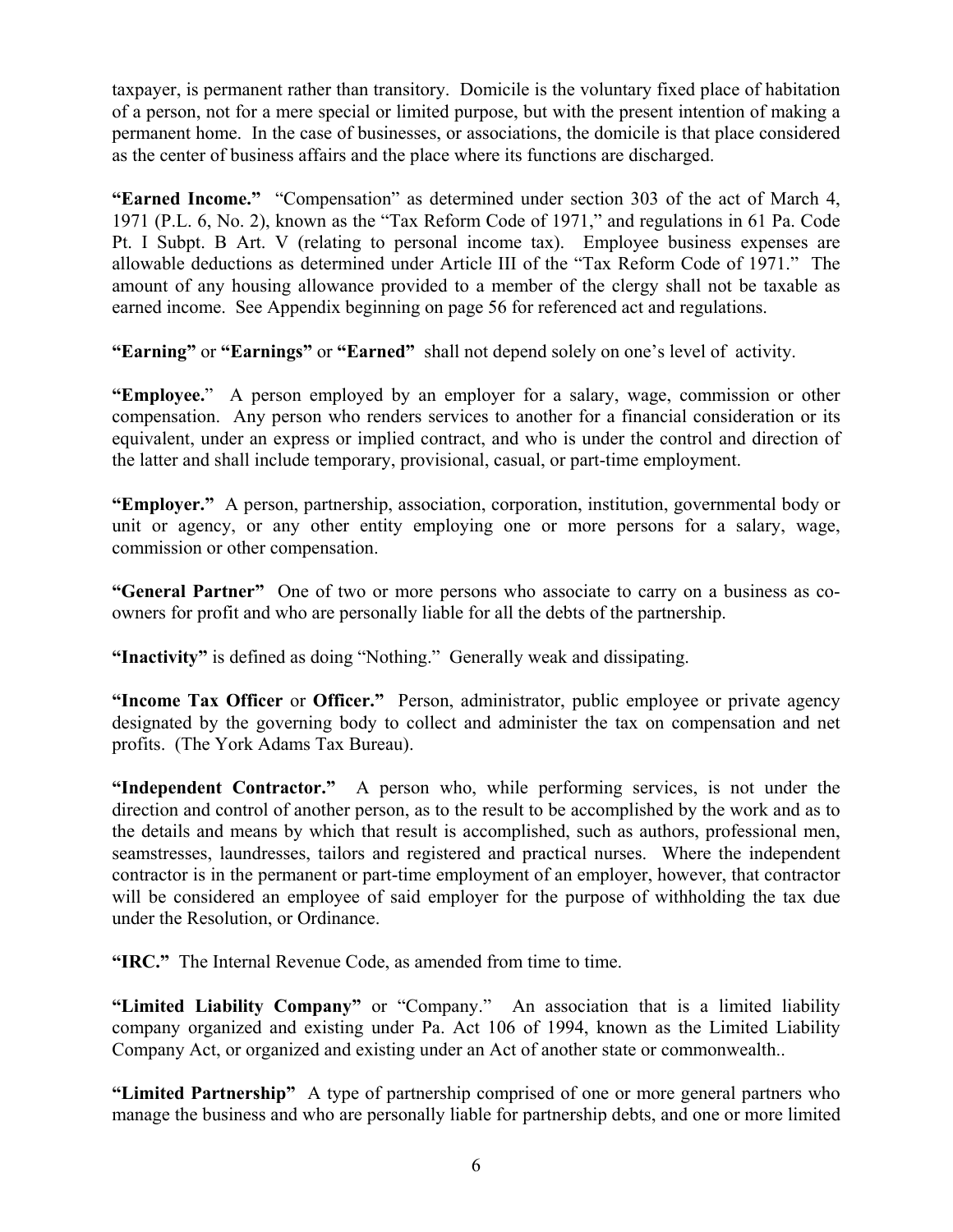taxpayer, is permanent rather than transitory. Domicile is the voluntary fixed place of habitation of a person, not for a mere special or limited purpose, but with the present intention of making a permanent home. In the case of businesses, or associations, the domicile is that place considered as the center of business affairs and the place where its functions are discharged.

**"Earned Income."** "Compensation" as determined under section 303 of the act of March 4, 1971 (P.L. 6, No. 2), known as the "Tax Reform Code of 1971," and regulations in 61 Pa. Code Pt. I Subpt. B Art. V (relating to personal income tax). Employee business expenses are allowable deductions as determined under Article III of the "Tax Reform Code of 1971." The amount of any housing allowance provided to a member of the clergy shall not be taxable as earned income. See Appendix beginning on page 56 for referenced act and regulations.

**"Earning"** or **"Earnings"** or **"Earned"** shall not depend solely on one's level of activity.

**"Employee."** A person employed by an employer for a salary, wage, commission or other compensation. Any person who renders services to another for a financial consideration or its equivalent, under an express or implied contract, and who is under the control and direction of the latter and shall include temporary, provisional, casual, or part-time employment.

**"Employer."** A person, partnership, association, corporation, institution, governmental body or unit or agency, or any other entity employing one or more persons for a salary, wage, commission or other compensation.

**"General Partner"** One of two or more persons who associate to carry on a business as co-owners for profit and who are personally liable for all the debts of the partnership.

**"Inactivity"** is defined as doing "Nothing." Generally weak and dissipating.

**"Income Tax Officer** or **Officer."** Person, administrator, public employee or private agency designated by the governing body to collect and administer the tax on compensation and net profits. (The York Adams Tax Bureau).

**"Independent Contractor."** A person who, while performing services, is not under the direction and control of another person, as to the result to be accomplished by the work and as to the details and means by which that result is accomplished, such as authors, professional men, seamstresses, laundresses, tailors and registered and practical nurses. Where the independent contractor is in the permanent or part-time employment of an employer, however, that contractor will be considered an employee of said employer for the purpose of withholding the tax due under the Resolution, or Ordinance.

**"IRC."** The Internal Revenue Code, as amended from time to time.

**"Limited Liability Company"** or "Company." An association that is a limited liability company organized and existing under Pa. Act 106 of 1994, known as the Limited Liability Company Act, or organized and existing under an Act of another state or commonwealth..

**"Limited Partnership"** A type of partnership comprised of one or more general partners who manage the business and who are personally liable for partnership debts, and one or more limited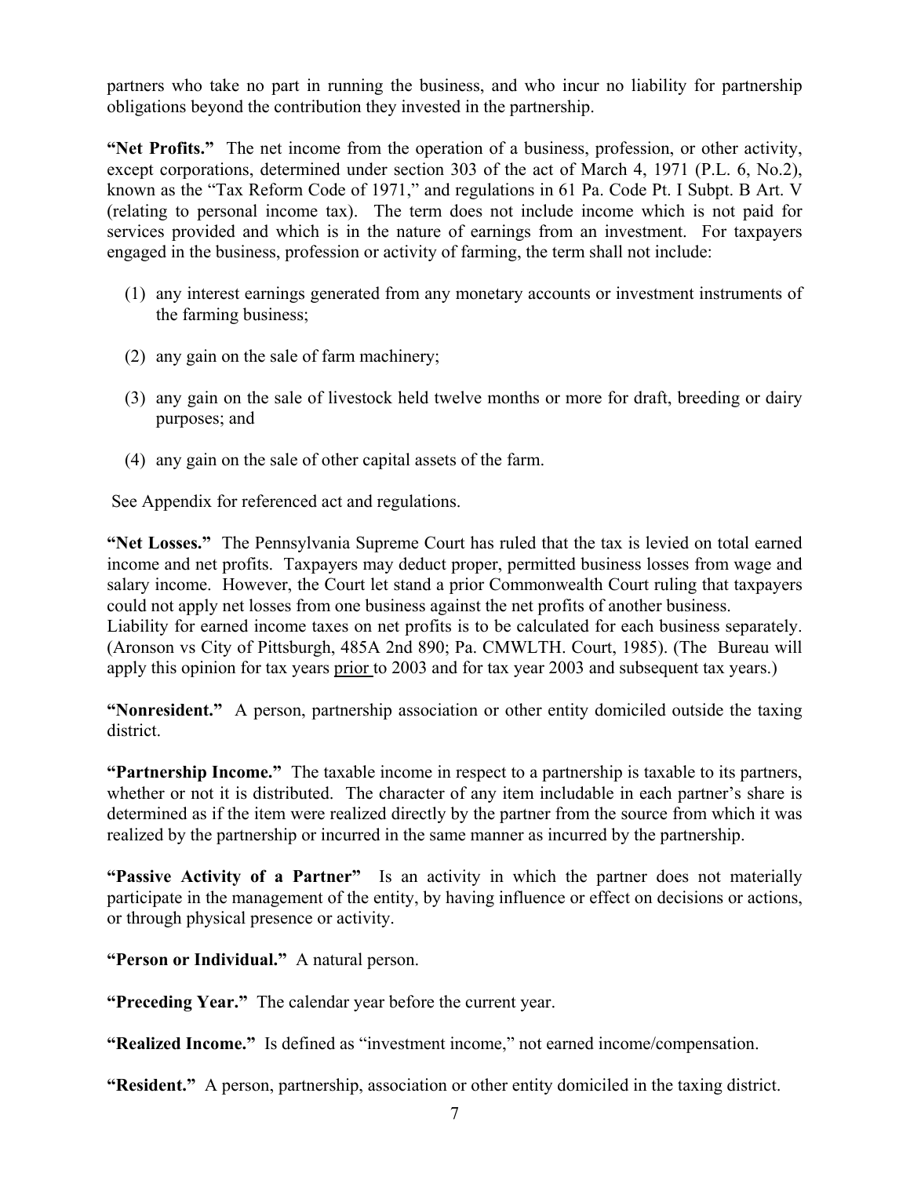partners who take no part in running the business, and who incur no liability for partnership obligations beyond the contribution they invested in the partnership.

**"Net Profits."** The net income from the operation of a business, profession, or other activity, except corporations, determined under section 303 of the act of March 4, 1971 (P.L. 6, No.2), known as the "Tax Reform Code of 1971," and regulations in 61 Pa. Code Pt. I Subpt. B Art. V (relating to personal income tax). The term does not include income which is not paid for services provided and which is in the nature of earnings from an investment. For taxpayers engaged in the business, profession or activity of farming, the term shall not include:

(1) any interest earnings generated from any monetary accounts or investment instruments of the farming business;

(2) any gain on the sale of farm machinery;

(3) any gain on the sale of livestock held twelve months or more for draft, breeding or dairy purposes; and

(4) any gain on the sale of other capital assets of the farm.

See Appendix for referenced act and regulations.

**"Net Losses."** The Pennsylvania Supreme Court has ruled that the tax is levied on total earned income and net profits. Taxpayers may deduct proper, permitted business losses from wage and salary income. However, the Court let stand a prior Commonwealth Court ruling that taxpayers could not apply net losses from one business against the net profits of another business. Liability for earned income taxes on net profits is to be calculated for each business separately. (Aronson vs City of Pittsburgh, 485A 2nd 890; Pa. CMWLTH. Court, 1985). (The Bureau will apply this opinion for tax years <u>prior</u> to 2003 and for tax year 2003 and subsequent tax years.)

**"Nonresident."** A person, partnership association or other entity domiciled outside the taxing district.

**"Partnership Income."** The taxable income in respect to a partnership is taxable to its partners, whether or not it is distributed. The character of any item includable in each partner's share is determined as if the item were realized directly by the partner from the source from which it was realized by the partnership or incurred in the same manner as incurred by the partnership.

**"Passive Activity of a Partner"** Is an activity in which the partner does not materially participate in the management of the entity, by having influence or effect on decisions or actions, or through physical presence or activity.

**"Person or Individual."** A natural person.

**"Preceding Year."** The calendar year before the current year.

**"Realized Income."** Is defined as "investment income," not earned income/compensation.

**"Resident."** A person, partnership, association or other entity domiciled in the taxing district.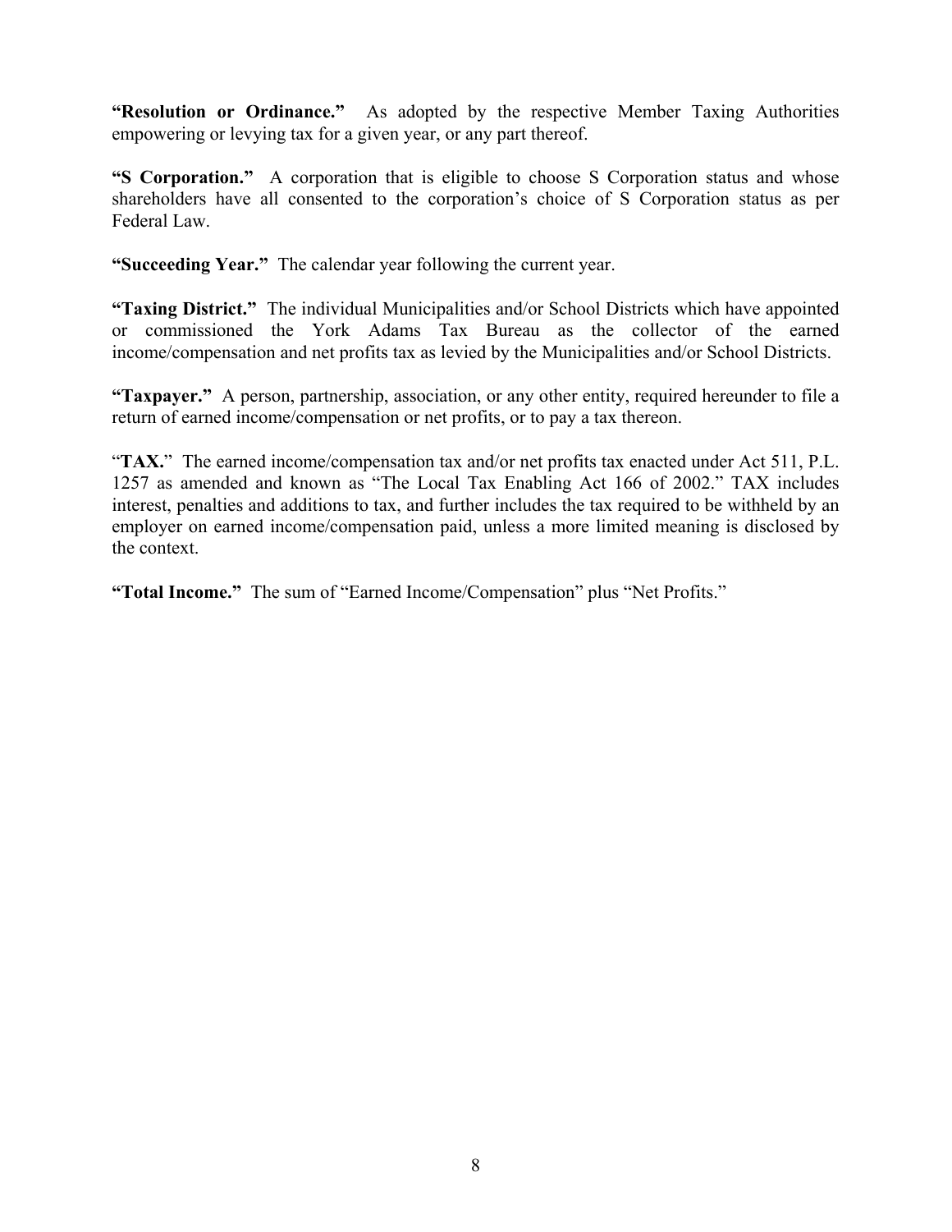**"Resolution or Ordinance."** As adopted by the respective Member Taxing Authorities empowering or levying tax for a given year, or any part thereof.

**"S Corporation."** A corporation that is eligible to choose S Corporation status and whose shareholders have all consented to the corporation's choice of S Corporation status as per Federal Law.

**"Succeeding Year."** The calendar year following the current year.

**"Taxing District."** The individual Municipalities and/or School Districts which have appointed or commissioned the York Adams Tax Bureau as the collector of the earned income/compensation and net profits tax as levied by the Municipalities and/or School Districts.

**"Taxpayer."** A person, partnership, association, or any other entity, required hereunder to file a return of earned income/compensation or net profits, or to pay a tax thereon.

"**TAX.**" The earned income/compensation tax and/or net profits tax enacted under Act 511, P.L. 1257 as amended and known as "The Local Tax Enabling Act 166 of 2002." TAX includes interest, penalties and additions to tax, and further includes the tax required to be withheld by an employer on earned income/compensation paid, unless a more limited meaning is disclosed by the context.

**"Total Income."** The sum of "Earned Income/Compensation" plus "Net Profits."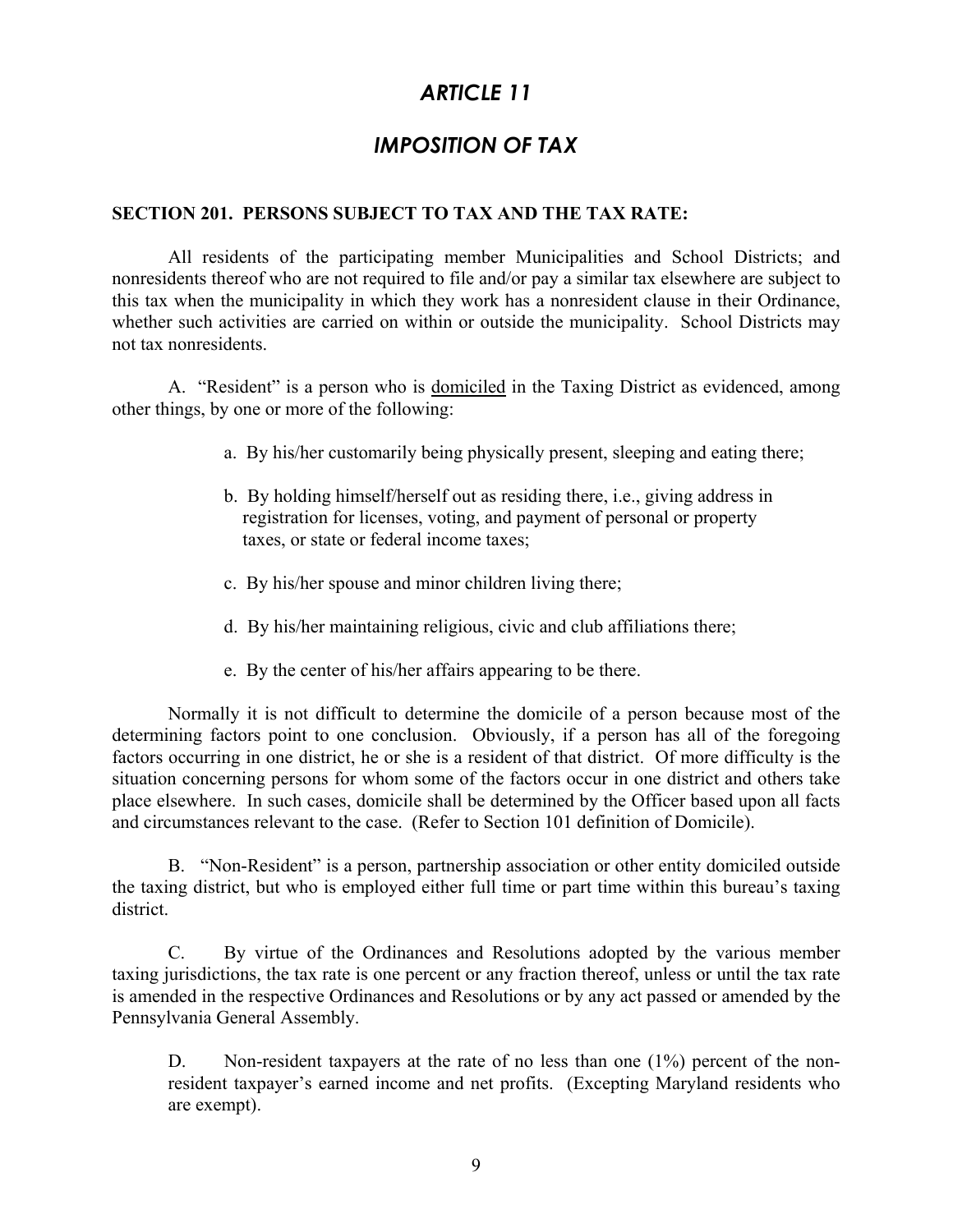# *ARTICLE 11*

## *IMPOSITION OF TAX*

### SECTION 201. PERSONS SUBJECT TO TAX AND THE TAX RATE:

All residents of the participating member Municipalities and School Districts; and nonresidents thereof who are not required to file and/or pay a similar tax elsewhere are subject to this tax when the municipality in which they work has a nonresident clause in their Ordinance, whether such activities are carried on within or outside the municipality. School Districts may not tax nonresidents.

A. "Resident" is a person who is <u>domiciled</u> in the Taxing District as evidenced, among other things, by one or more of the following:

- a. By his/her customarily being physically present, sleeping and eating there;
- b. By holding himself/herself out as residing there, i.e., giving address in registration for licenses, voting, and payment of personal or property taxes, or state or federal income taxes;
- c. By his/her spouse and minor children living there;
- d. By his/her maintaining religious, civic and club affiliations there;
- e. By the center of his/her affairs appearing to be there.

Normally it is not difficult to determine the domicile of a person because most of the determining factors point to one conclusion. Obviously, if a person has all of the foregoing factors occurring in one district, he or she is a resident of that district. Of more difficulty is the situation concerning persons for whom some of the factors occur in one district and others take place elsewhere. In such cases, domicile shall be determined by the Officer based upon all facts and circumstances relevant to the case. (Refer to Section 101 definition of Domicile).

B. "Non-Resident" is a person, partnership association or other entity domiciled outside the taxing district, but who is employed either full time or part time within this bureau's taxing district.

C. By virtue of the Ordinances and Resolutions adopted by the various member taxing jurisdictions, the tax rate is one percent or any fraction thereof, unless or until the tax rate is amended in the respective Ordinances and Resolutions or by any act passed or amended by the Pennsylvania General Assembly.

D. Non-resident taxpayers at the rate of no less than one (1%) percent of the non-resident taxpayer's earned income and net profits. (Excepting Maryland residents who are exempt).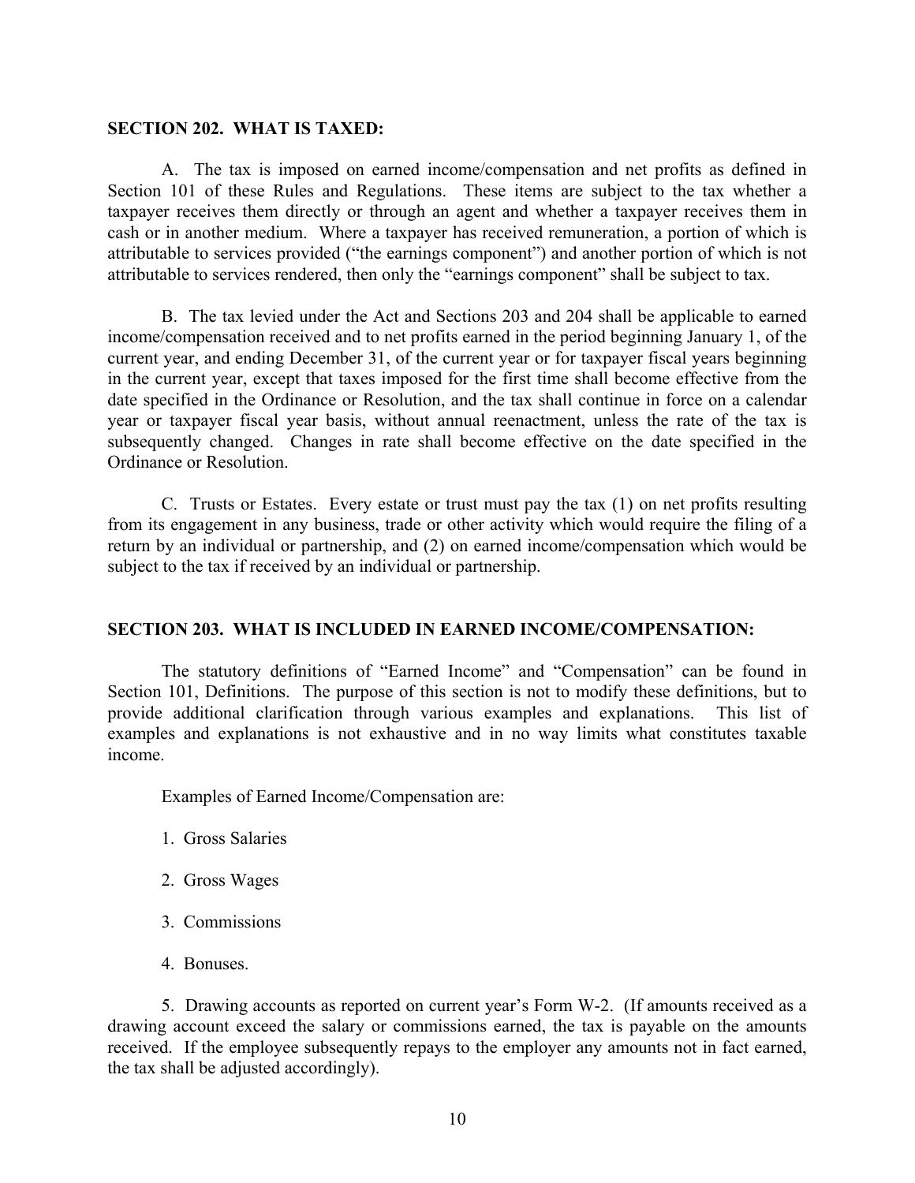## SECTION 202. WHAT IS TAXED:

A. The tax is imposed on earned income/compensation and net profits as defined in Section 101 of these Rules and Regulations. These items are subject to the tax whether a taxpayer receives them directly or through an agent and whether a taxpayer receives them in cash or in another medium. Where a taxpayer has received remuneration, a portion of which is attributable to services provided ("the earnings component") and another portion of which is not attributable to services rendered, then only the "earnings component" shall be subject to tax.

B. The tax levied under the Act and Sections 203 and 204 shall be applicable to earned income/compensation received and to net profits earned in the period beginning January 1, of the current year, and ending December 31, of the current year or for taxpayer fiscal years beginning in the current year, except that taxes imposed for the first time shall become effective from the date specified in the Ordinance or Resolution, and the tax shall continue in force on a calendar year or taxpayer fiscal year basis, without annual reenactment, unless the rate of the tax is subsequently changed. Changes in rate shall become effective on the date specified in the Ordinance or Resolution.

C. Trusts or Estates. Every estate or trust must pay the tax (1) on net profits resulting from its engagement in any business, trade or other activity which would require the filing of a return by an individual or partnership, and (2) on earned income/compensation which would be subject to the tax if received by an individual or partnership.

## SECTION 203. WHAT IS INCLUDED IN EARNED INCOME/COMPENSATION:

The statutory definitions of "Earned Income" and "Compensation" can be found in Section 101, Definitions. The purpose of this section is not to modify these definitions, but to provide additional clarification through various examples and explanations. This list of examples and explanations is not exhaustive and in no way limits what constitutes taxable income.

Examples of Earned Income/Compensation are:

1. Gross Salaries

2. Gross Wages

3. Commissions

4. Bonuses.

5. Drawing accounts as reported on current year's Form W-2. (If amounts received as a drawing account exceed the salary or commissions earned, the tax is payable on the amounts received. If the employee subsequently repays to the employer any amounts not in fact earned, the tax shall be adjusted accordingly).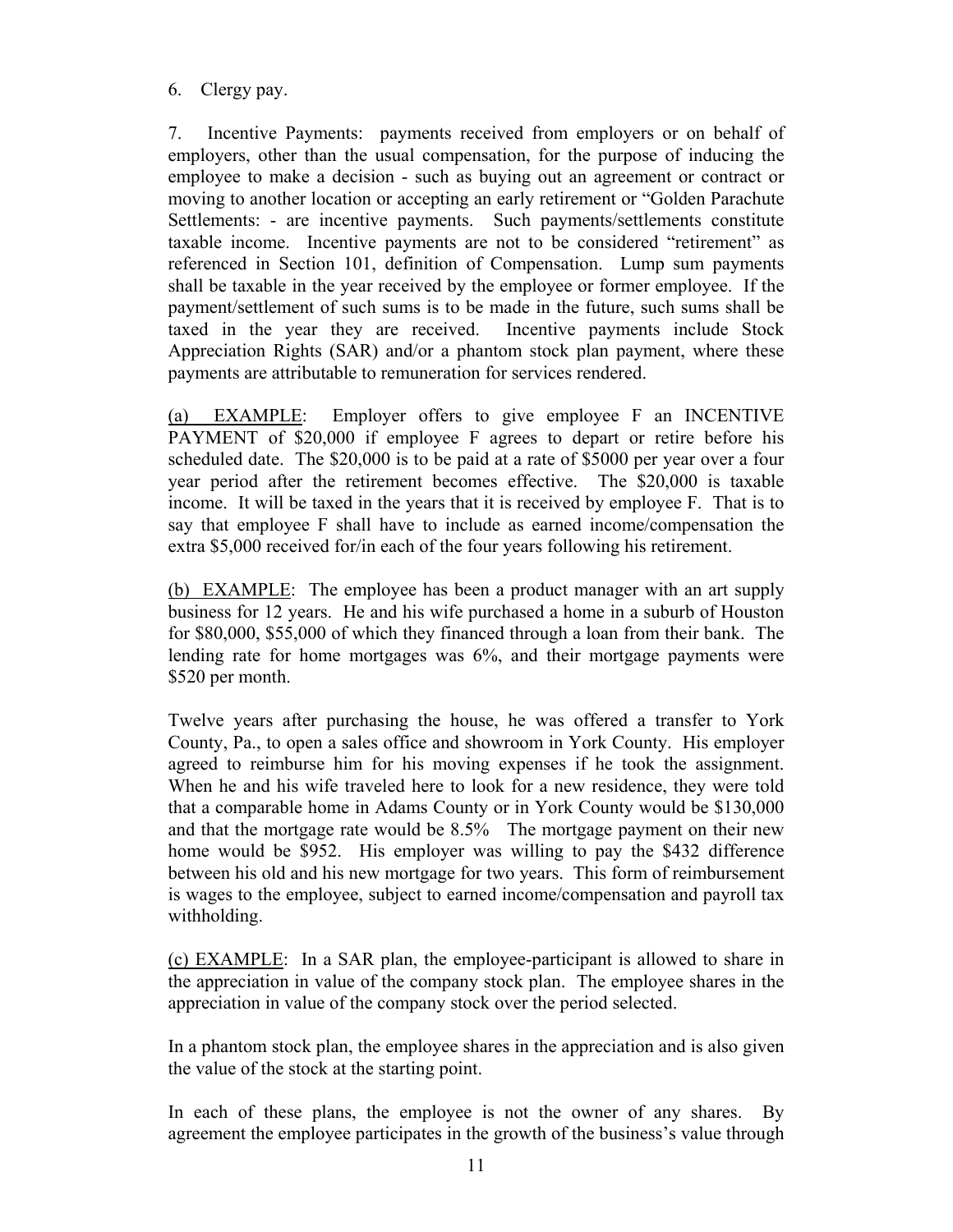6. Clergy pay.

7. Incentive Payments: payments received from employers or on behalf of employers, other than the usual compensation, for the purpose of inducing the employee to make a decision - such as buying out an agreement or contract or moving to another location or accepting an early retirement or "Golden Parachute Settlements: - are incentive payments. Such payments/settlements constitute taxable income. Incentive payments are not to be considered "retirement" as referenced in Section 101, definition of Compensation. Lump sum payments shall be taxable in the year received by the employee or former employee. If the payment/settlement of such sums is to be made in the future, such sums shall be taxed in the year they are received. Incentive payments include Stock Appreciation Rights (SAR) and/or a phantom stock plan payment, where these payments are attributable to remuneration for services rendered.

(a) EXAMPLE: Employer offers to give employee F an INCENTIVE PAYMENT of $20,000 if employee F agrees to depart or retire before his scheduled date. The $20,000 is to be paid at a rate of $5000 per year over a four year period after the retirement becomes effective. The $20,000 is taxable income. It will be taxed in the years that it is received by employee F. That is to say that employee F shall have to include as earned income/compensation the extra $5,000 received for/in each of the four years following his retirement.

(b) EXAMPLE: The employee has been a product manager with an art supply business for 12 years. He and his wife purchased a home in a suburb of Houston for $80,000, $55,000 of which they financed through a loan from their bank. The lending rate for home mortgages was 6%, and their mortgage payments were $520 per month.

Twelve years after purchasing the house, he was offered a transfer to York County, Pa., to open a sales office and showroom in York County. His employer agreed to reimburse him for his moving expenses if he took the assignment. When he and his wife traveled here to look for a new residence, they were told that a comparable home in Adams County or in York County would be $130,000 and that the mortgage rate would be 8.5% The mortgage payment on their new home would be $952. His employer was willing to pay the $432 difference between his old and his new mortgage for two years. This form of reimbursement is wages to the employee, subject to earned income/compensation and payroll tax withholding.

(c) EXAMPLE: In a SAR plan, the employee-participant is allowed to share in the appreciation in value of the company stock plan. The employee shares in the appreciation in value of the company stock over the period selected.

In a phantom stock plan, the employee shares in the appreciation and is also given the value of the stock at the starting point.

In each of these plans, the employee is not the owner of any shares. By agreement the employee participates in the growth of the business's value through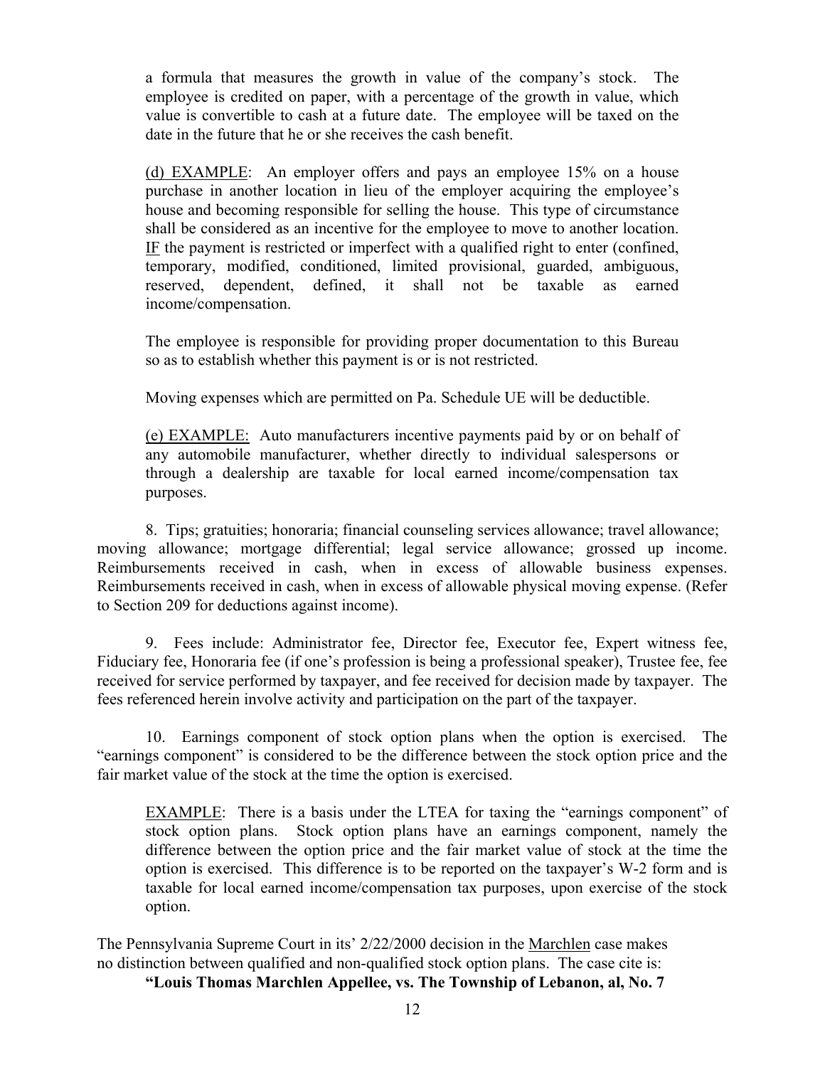a formula that measures the growth in value of the company's stock. The employee is credited on paper, with a percentage of the growth in value, which value is convertible to cash at a future date. The employee will be taxed on the date in the future that he or she receives the cash benefit.

<u>(d) EXAMPLE</u>: An employer offers and pays an employee 15% on a house purchase in another location in lieu of the employer acquiring the employee's house and becoming responsible for selling the house. This type of circumstance shall be considered as an incentive for the employee to move to another location. <u>IF</u> the payment is restricted or imperfect with a qualified right to enter (confined, temporary, modified, conditioned, limited provisional, guarded, ambiguous, reserved, dependent, defined, it shall not be taxable as earned income/compensation.

The employee is responsible for providing proper documentation to this Bureau so as to establish whether this payment is or is not restricted.

Moving expenses which are permitted on Pa. Schedule UE will be deductible.

<u>(e) EXAMPLE:</u> Auto manufacturers incentive payments paid by or on behalf of any automobile manufacturer, whether directly to individual salespersons or through a dealership are taxable for local earned income/compensation tax purposes.

8. Tips; gratuities; honoraria; financial counseling services allowance; travel allowance; moving allowance; mortgage differential; legal service allowance; grossed up income. Reimbursements received in cash, when in excess of allowable business expenses. Reimbursements received in cash, when in excess of allowable physical moving expense. (Refer to Section 209 for deductions against income).

9. Fees include: Administrator fee, Director fee, Executor fee, Expert witness fee, Fiduciary fee, Honoraria fee (if one's profession is being a professional speaker), Trustee fee, fee received for service performed by taxpayer, and fee received for decision made by taxpayer. The fees referenced herein involve activity and participation on the part of the taxpayer.

10. Earnings component of stock option plans when the option is exercised. The "earnings component" is considered to be the difference between the stock option price and the fair market value of the stock at the time the option is exercised.

<u>EXAMPLE</u>: There is a basis under the LTEA for taxing the "earnings component" of stock option plans. Stock option plans have an earnings component, namely the difference between the option price and the fair market value of stock at the time the option is exercised. This difference is to be reported on the taxpayer's W-2 form and is taxable for local earned income/compensation tax purposes, upon exercise of the stock option.

The Pennsylvania Supreme Court in its' 2/22/2000 decision in the <u>Marchlen</u> case makes no distinction between qualified and non-qualified stock option plans. The case cite is:

**"Louis Thomas Marchlen Appellee, vs. The Township of Lebanon, al, No. 7**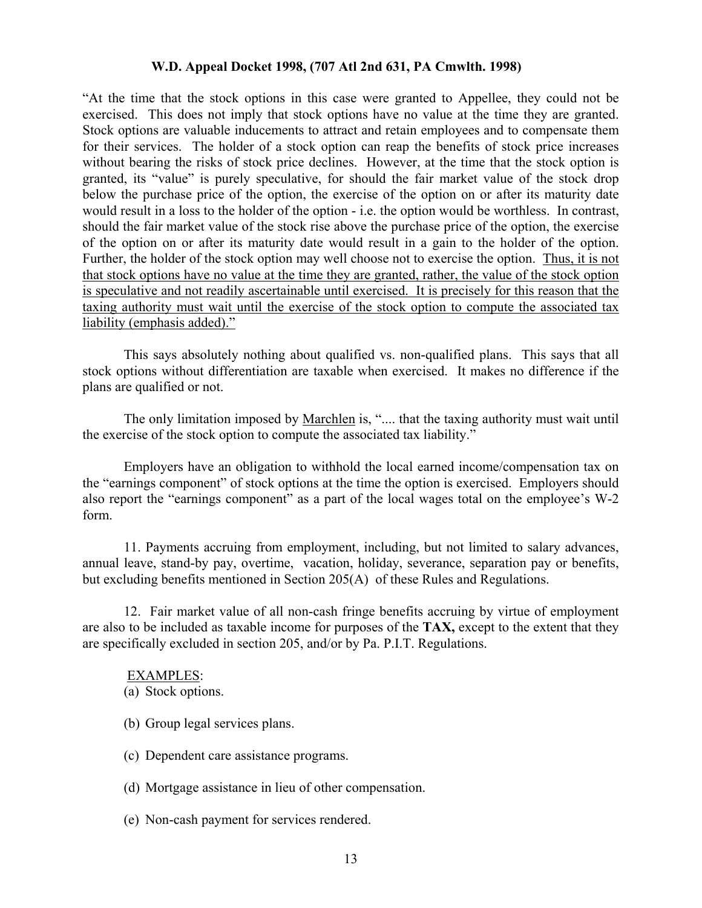**W.D. Appeal Docket 1998, (707 Atl 2nd 631, PA Cmwlth. 1998)**

"At the time that the stock options in this case were granted to Appellee, they could not be exercised. This does not imply that stock options have no value at the time they are granted. Stock options are valuable inducements to attract and retain employees and to compensate them for their services. The holder of a stock option can reap the benefits of stock price increases without bearing the risks of stock price declines. However, at the time that the stock option is granted, its "value" is purely speculative, for should the fair market value of the stock drop below the purchase price of the option, the exercise of the option on or after its maturity date would result in a loss to the holder of the option - i.e. the option would be worthless. In contrast, should the fair market value of the stock rise above the purchase price of the option, the exercise of the option on or after its maturity date would result in a gain to the holder of the option. Further, the holder of the stock option may well choose not to exercise the option. <u>Thus, it is not that stock options have no value at the time they are granted, rather, the value of the stock option is speculative and not readily ascertainable until exercised. It is precisely for this reason that the taxing authority must wait until the exercise of the stock option to compute the associated tax liability (emphasis added).</u>"

This says absolutely nothing about qualified vs. non-qualified plans. This says that all stock options without differentiation are taxable when exercised. It makes no difference if the plans are qualified or not.

The only limitation imposed by <u>Marchlen</u> is, ".... that the taxing authority must wait until the exercise of the stock option to compute the associated tax liability."

Employers have an obligation to withhold the local earned income/compensation tax on the "earnings component" of stock options at the time the option is exercised. Employers should also report the "earnings component" as a part of the local wages total on the employee's W-2 form.

11. Payments accruing from employment, including, but not limited to salary advances, annual leave, stand-by pay, overtime, vacation, holiday, severance, separation pay or benefits, but excluding benefits mentioned in Section 205(A) of these Rules and Regulations.

12. Fair market value of all non-cash fringe benefits accruing by virtue of employment are also to be included as taxable income for purposes of the **TAX,** except to the extent that they are specifically excluded in section 205, and/or by Pa. P.I.T. Regulations.

<u>EXAMPLES</u>:

(a) Stock options.

(b) Group legal services plans.

(c) Dependent care assistance programs.

(d) Mortgage assistance in lieu of other compensation.

(e) Non-cash payment for services rendered.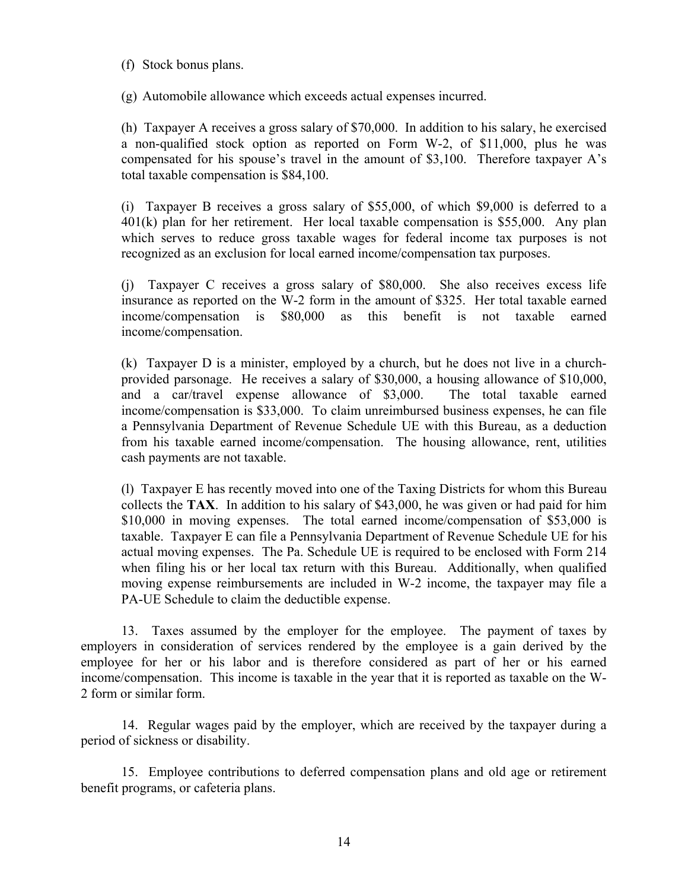(f) Stock bonus plans.

(g) Automobile allowance which exceeds actual expenses incurred.

(h) Taxpayer A receives a gross salary of $70,000. In addition to his salary, he exercised a non-qualified stock option as reported on Form W-2, of $11,000, plus he was compensated for his spouse's travel in the amount of $3,100. Therefore taxpayer A's total taxable compensation is $84,100.

(i) Taxpayer B receives a gross salary of $55,000, of which $9,000 is deferred to a 401(k) plan for her retirement. Her local taxable compensation is $55,000. Any plan which serves to reduce gross taxable wages for federal income tax purposes is not recognized as an exclusion for local earned income/compensation tax purposes.

(j) Taxpayer C receives a gross salary of $80,000. She also receives excess life insurance as reported on the W-2 form in the amount of $325. Her total taxable earned income/compensation is $80,000 as this benefit is not taxable earned income/compensation.

(k) Taxpayer D is a minister, employed by a church, but he does not live in a church-provided parsonage. He receives a salary of $30,000, a housing allowance of $10,000, and a car/travel expense allowance of $3,000. The total taxable earned income/compensation is $33,000. To claim unreimbursed business expenses, he can file a Pennsylvania Department of Revenue Schedule UE with this Bureau, as a deduction from his taxable earned income/compensation. The housing allowance, rent, utilities cash payments are not taxable.

(l) Taxpayer E has recently moved into one of the Taxing Districts for whom this Bureau collects the **TAX**. In addition to his salary of $43,000, he was given or had paid for him $10,000 in moving expenses. The total earned income/compensation of $53,000 is taxable. Taxpayer E can file a Pennsylvania Department of Revenue Schedule UE for his actual moving expenses. The Pa. Schedule UE is required to be enclosed with Form 214 when filing his or her local tax return with this Bureau. Additionally, when qualified moving expense reimbursements are included in W-2 income, the taxpayer may file a PA-UE Schedule to claim the deductible expense.

13. Taxes assumed by the employer for the employee. The payment of taxes by employers in consideration of services rendered by the employee is a gain derived by the employee for her or his labor and is therefore considered as part of her or his earned income/compensation. This income is taxable in the year that it is reported as taxable on the W-2 form or similar form.

14. Regular wages paid by the employer, which are received by the taxpayer during a period of sickness or disability.

15. Employee contributions to deferred compensation plans and old age or retirement benefit programs, or cafeteria plans.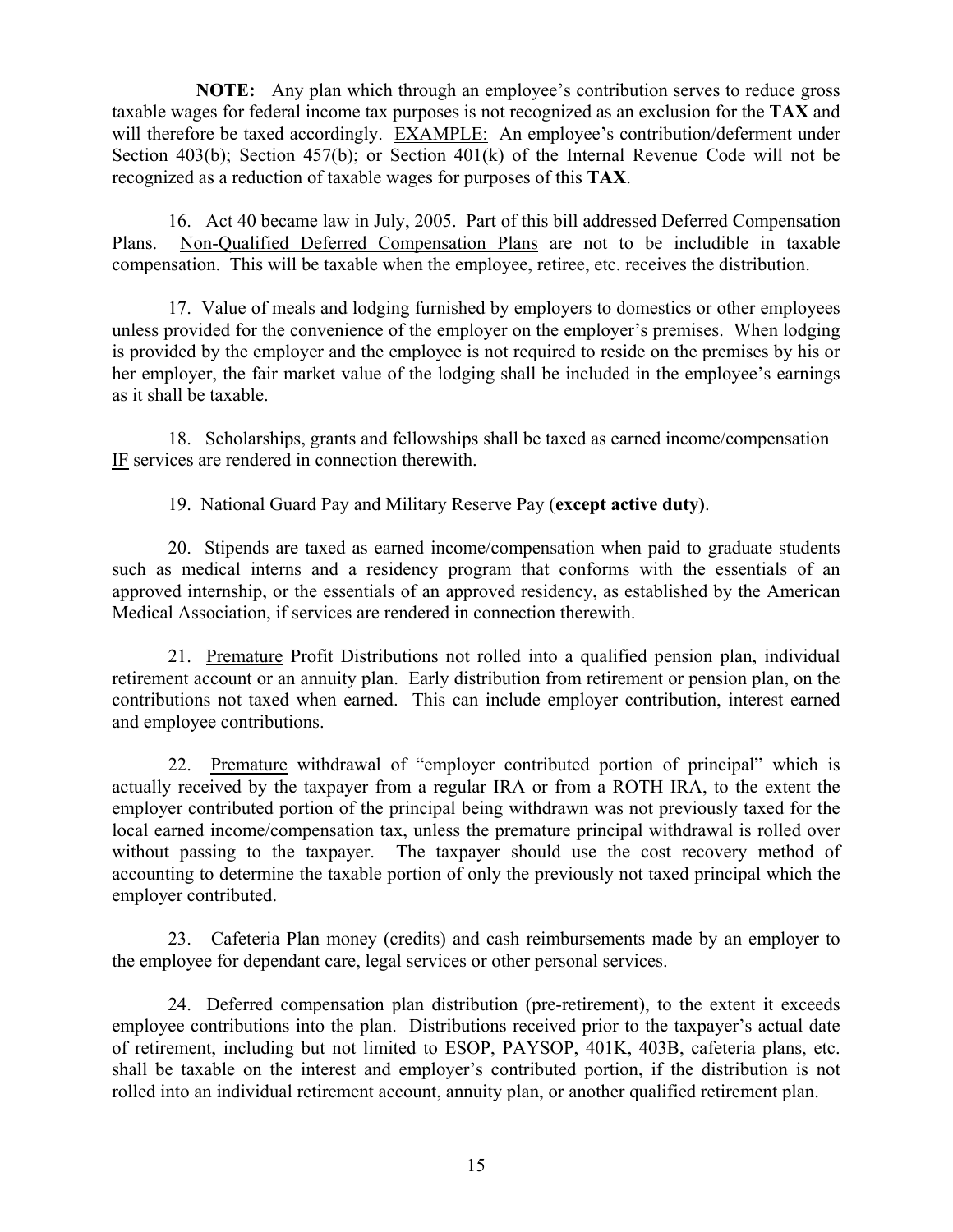**NOTE:** Any plan which through an employee's contribution serves to reduce gross taxable wages for federal income tax purposes is not recognized as an exclusion for the **TAX** and will therefore be taxed accordingly. <u>EXAMPLE:</u> An employee's contribution/deferment under Section 403(b); Section 457(b); or Section 401(k) of the Internal Revenue Code will not be recognized as a reduction of taxable wages for purposes of this **TAX**.

16. Act 40 became law in July, 2005. Part of this bill addressed Deferred Compensation Plans. <u>Non-Qualified Deferred Compensation Plans</u> are not to be includible in taxable compensation. This will be taxable when the employee, retiree, etc. receives the distribution.

17. Value of meals and lodging furnished by employers to domestics or other employees unless provided for the convenience of the employer on the employer's premises. When lodging is provided by the employer and the employee is not required to reside on the premises by his or her employer, the fair market value of the lodging shall be included in the employee's earnings as it shall be taxable.

18. Scholarships, grants and fellowships shall be taxed as earned income/compensation <u>IF</u> services are rendered in connection therewith.

19. National Guard Pay and Military Reserve Pay (**except active duty)**.

20. Stipends are taxed as earned income/compensation when paid to graduate students such as medical interns and a residency program that conforms with the essentials of an approved internship, or the essentials of an approved residency, as established by the American Medical Association, if services are rendered in connection therewith.

21. <u>Premature</u> Profit Distributions not rolled into a qualified pension plan, individual retirement account or an annuity plan. Early distribution from retirement or pension plan, on the contributions not taxed when earned. This can include employer contribution, interest earned and employee contributions.

22. <u>Premature</u> withdrawal of "employer contributed portion of principal" which is actually received by the taxpayer from a regular IRA or from a ROTH IRA, to the extent the employer contributed portion of the principal being withdrawn was not previously taxed for the local earned income/compensation tax, unless the premature principal withdrawal is rolled over without passing to the taxpayer. The taxpayer should use the cost recovery method of accounting to determine the taxable portion of only the previously not taxed principal which the employer contributed.

23. Cafeteria Plan money (credits) and cash reimbursements made by an employer to the employee for dependant care, legal services or other personal services.

24. Deferred compensation plan distribution (pre-retirement), to the extent it exceeds employee contributions into the plan. Distributions received prior to the taxpayer's actual date of retirement, including but not limited to ESOP, PAYSOP, 401K, 403B, cafeteria plans, etc. shall be taxable on the interest and employer's contributed portion, if the distribution is not rolled into an individual retirement account, annuity plan, or another qualified retirement plan.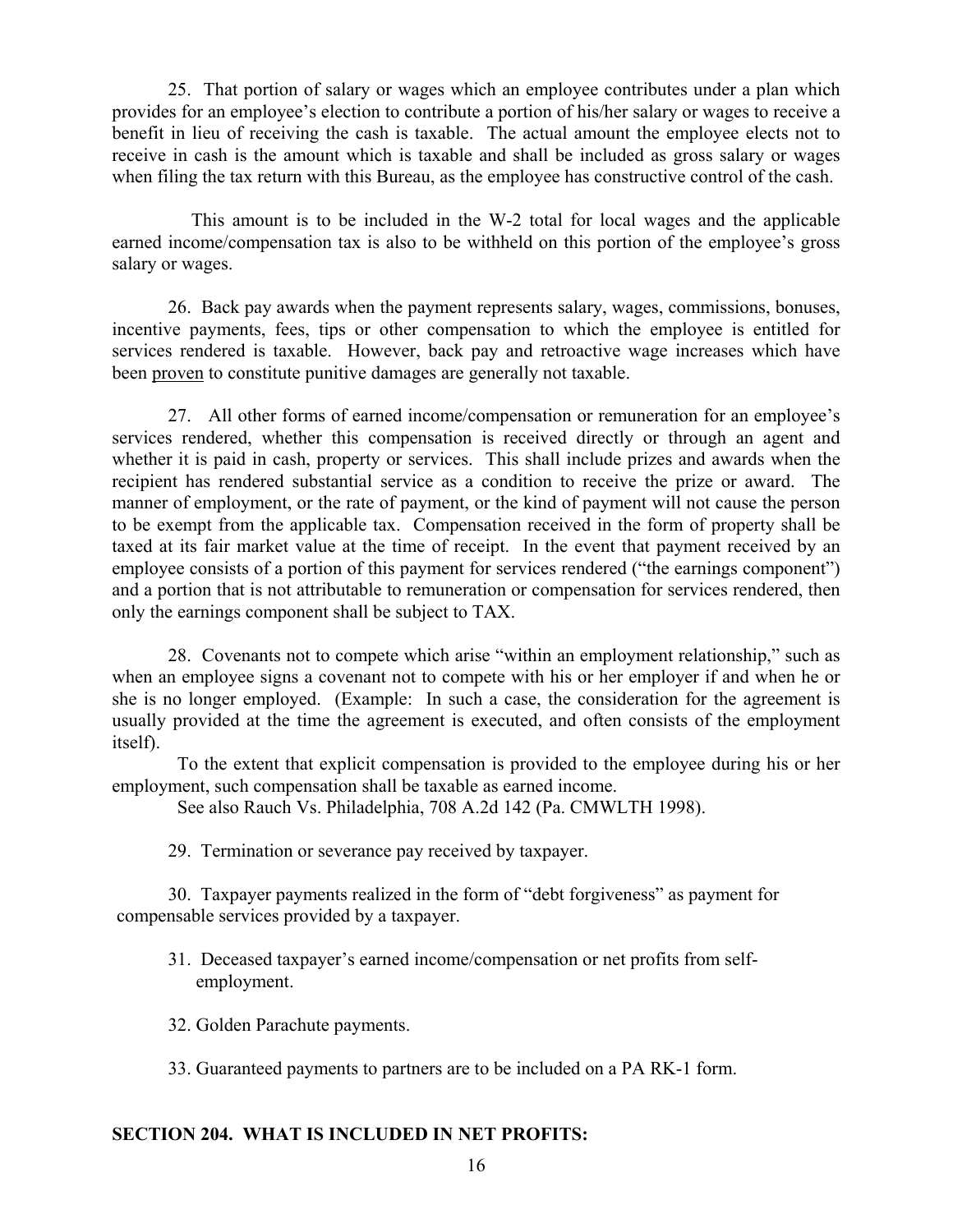25. That portion of salary or wages which an employee contributes under a plan which provides for an employee's election to contribute a portion of his/her salary or wages to receive a benefit in lieu of receiving the cash is taxable. The actual amount the employee elects not to receive in cash is the amount which is taxable and shall be included as gross salary or wages when filing the tax return with this Bureau, as the employee has constructive control of the cash.

This amount is to be included in the W-2 total for local wages and the applicable earned income/compensation tax is also to be withheld on this portion of the employee's gross salary or wages.

26. Back pay awards when the payment represents salary, wages, commissions, bonuses, incentive payments, fees, tips or other compensation to which the employee is entitled for services rendered is taxable. However, back pay and retroactive wage increases which have been proven to constitute punitive damages are generally not taxable.

27. All other forms of earned income/compensation or remuneration for an employee's services rendered, whether this compensation is received directly or through an agent and whether it is paid in cash, property or services. This shall include prizes and awards when the recipient has rendered substantial service as a condition to receive the prize or award. The manner of employment, or the rate of payment, or the kind of payment will not cause the person to be exempt from the applicable tax. Compensation received in the form of property shall be taxed at its fair market value at the time of receipt. In the event that payment received by an employee consists of a portion of this payment for services rendered ("the earnings component") and a portion that is not attributable to remuneration or compensation for services rendered, then only the earnings component shall be subject to TAX.

28. Covenants not to compete which arise "within an employment relationship," such as when an employee signs a covenant not to compete with his or her employer if and when he or she is no longer employed. (Example: In such a case, the consideration for the agreement is usually provided at the time the agreement is executed, and often consists of the employment itself).

To the extent that explicit compensation is provided to the employee during his or her employment, such compensation shall be taxable as earned income.

See also Rauch Vs. Philadelphia, 708 A.2d 142 (Pa. CMWLTH 1998).

29. Termination or severance pay received by taxpayer.

30. Taxpayer payments realized in the form of "debt forgiveness" as payment for compensable services provided by a taxpayer.

31. Deceased taxpayer's earned income/compensation or net profits from self-employment.

32. Golden Parachute payments.

33. Guaranteed payments to partners are to be included on a PA RK-1 form.

**SECTION 204. WHAT IS INCLUDED IN NET PROFITS:**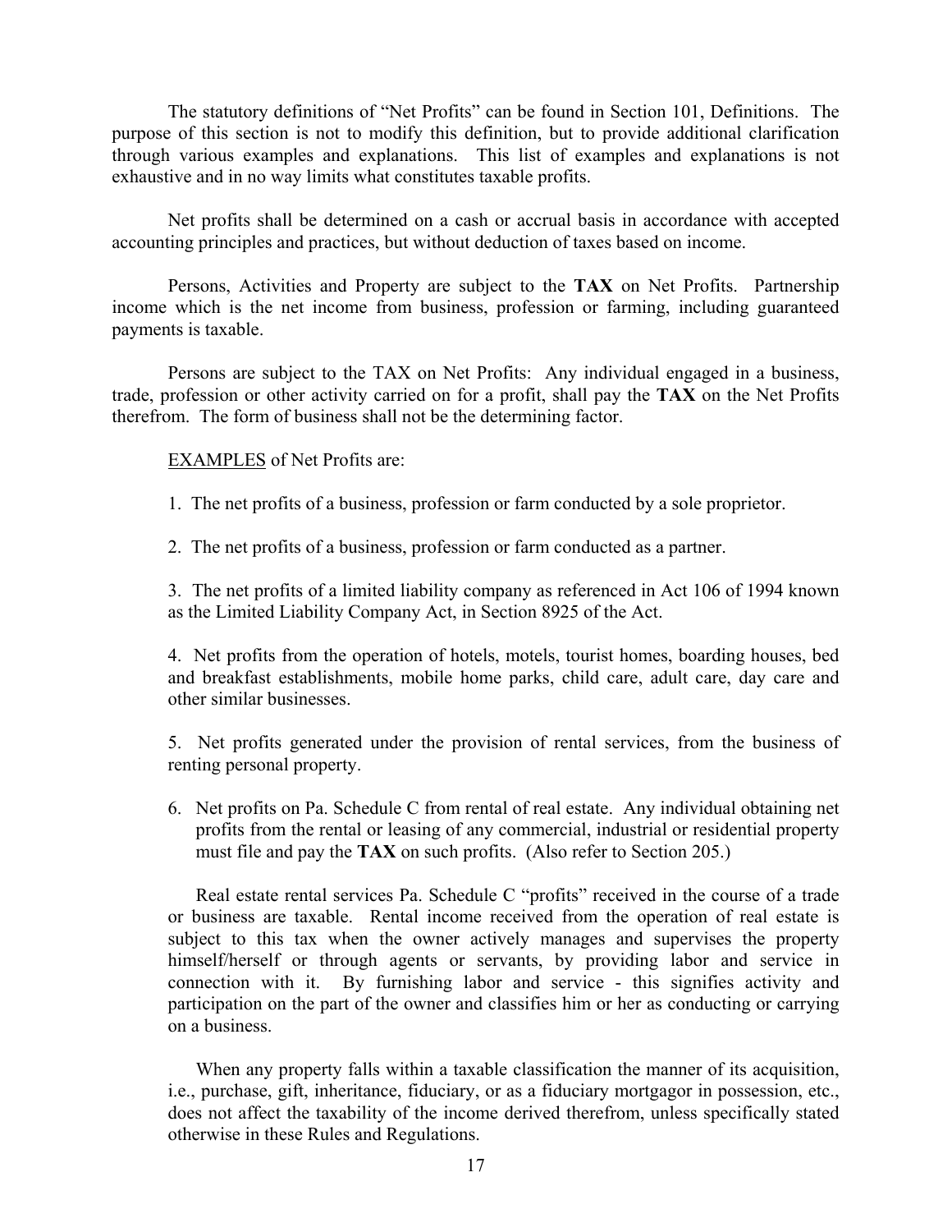The statutory definitions of “Net Profits” can be found in Section 101, Definitions. The purpose of this section is not to modify this definition, but to provide additional clarification through various examples and explanations. This list of examples and explanations is not exhaustive and in no way limits what constitutes taxable profits.

Net profits shall be determined on a cash or accrual basis in accordance with accepted accounting principles and practices, but without deduction of taxes based on income.

Persons, Activities and Property are subject to the **TAX** on Net Profits. Partnership income which is the net income from business, profession or farming, including guaranteed payments is taxable.

Persons are subject to the TAX on Net Profits: Any individual engaged in a business, trade, profession or other activity carried on for a profit, shall pay the **TAX** on the Net Profits therefrom. The form of business shall not be the determining factor.

<u>EXAMPLES</u> of Net Profits are:

1. The net profits of a business, profession or farm conducted by a sole proprietor.

2. The net profits of a business, profession or farm conducted as a partner.

3. The net profits of a limited liability company as referenced in Act 106 of 1994 known as the Limited Liability Company Act, in Section 8925 of the Act.

4. Net profits from the operation of hotels, motels, tourist homes, boarding houses, bed and breakfast establishments, mobile home parks, child care, adult care, day care and other similar businesses.

5. Net profits generated under the provision of rental services, from the business of renting personal property.

6. Net profits on Pa. Schedule C from rental of real estate. Any individual obtaining net profits from the rental or leasing of any commercial, industrial or residential property must file and pay the **TAX** on such profits. (Also refer to Section 205.)

   Real estate rental services Pa. Schedule C “profits” received in the course of a trade or business are taxable. Rental income received from the operation of real estate is subject to this tax when the owner actively manages and supervises the property himself/herself or through agents or servants, by providing labor and service in connection with it. By furnishing labor and service - this signifies activity and participation on the part of the owner and classifies him or her as conducting or carrying on a business.

   When any property falls within a taxable classification the manner of its acquisition, i.e., purchase, gift, inheritance, fiduciary, or as a fiduciary mortgagor in possession, etc., does not affect the taxability of the income derived therefrom, unless specifically stated otherwise in these Rules and Regulations.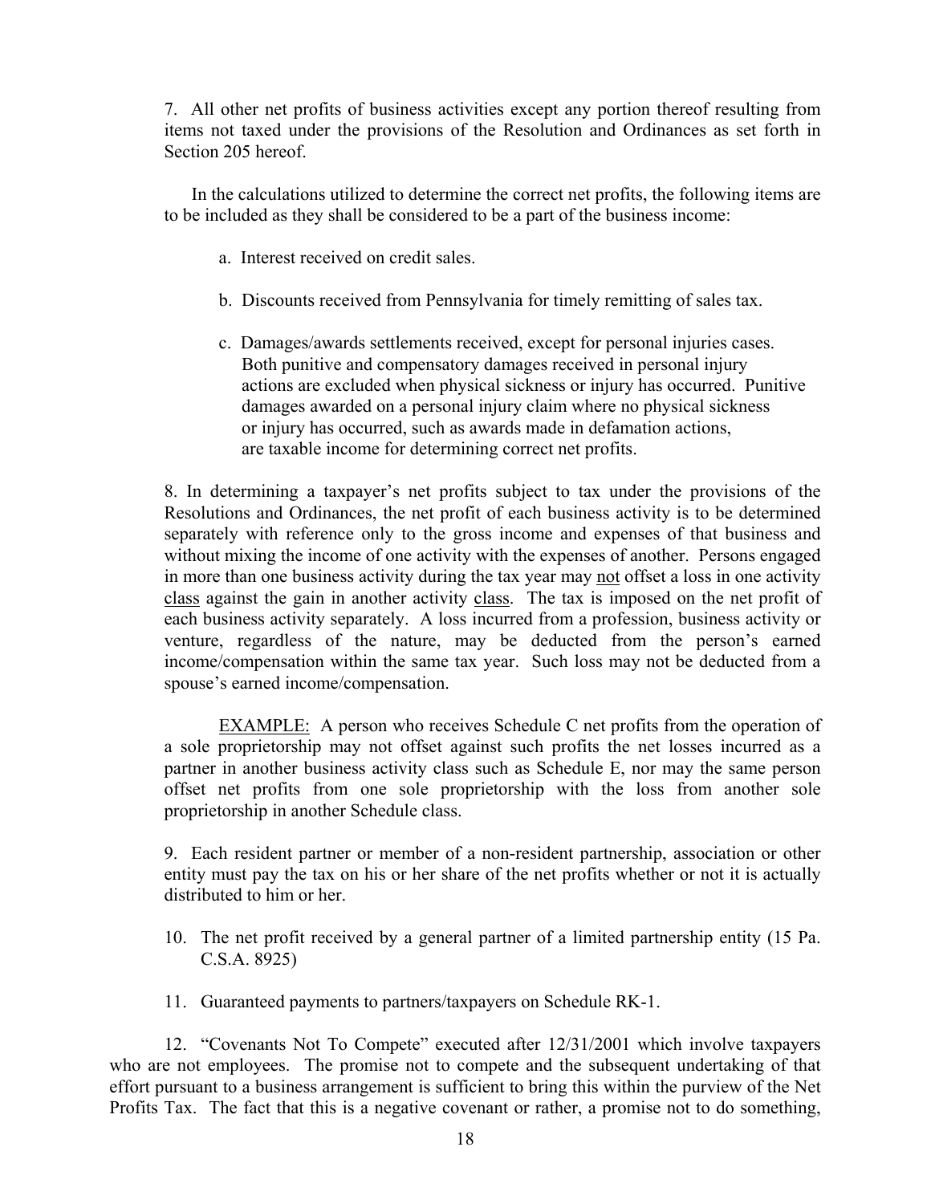7. All other net profits of business activities except any portion thereof resulting from items not taxed under the provisions of the Resolution and Ordinances as set forth in Section 205 hereof.

In the calculations utilized to determine the correct net profits, the following items are to be included as they shall be considered to be a part of the business income:

a. Interest received on credit sales.

b. Discounts received from Pennsylvania for timely remitting of sales tax.

c. Damages/awards settlements received, except for personal injuries cases. Both punitive and compensatory damages received in personal injury actions are excluded when physical sickness or injury has occurred. Punitive damages awarded on a personal injury claim where no physical sickness or injury has occurred, such as awards made in defamation actions, are taxable income for determining correct net profits.

8. In determining a taxpayer's net profits subject to tax under the provisions of the Resolutions and Ordinances, the net profit of each business activity is to be determined separately with reference only to the gross income and expenses of that business and without mixing the income of one activity with the expenses of another. Persons engaged in more than one business activity during the tax year may <u>not</u> offset a loss in one activity <u>class</u> against the gain in another activity <u>class</u>. The tax is imposed on the net profit of each business activity separately. A loss incurred from a profession, business activity or venture, regardless of the nature, may be deducted from the person's earned income/compensation within the same tax year. Such loss may not be deducted from a spouse's earned income/compensation.

<u>EXAMPLE:</u> A person who receives Schedule C net profits from the operation of a sole proprietorship may not offset against such profits the net losses incurred as a partner in another business activity class such as Schedule E, nor may the same person offset net profits from one sole proprietorship with the loss from another sole proprietorship in another Schedule class.

9. Each resident partner or member of a non-resident partnership, association or other entity must pay the tax on his or her share of the net profits whether or not it is actually distributed to him or her.

10. The net profit received by a general partner of a limited partnership entity (15 Pa. C.S.A. 8925)

11. Guaranteed payments to partners/taxpayers on Schedule RK-1.

12. "Covenants Not To Compete" executed after 12/31/2001 which involve taxpayers who are not employees. The promise not to compete and the subsequent undertaking of that effort pursuant to a business arrangement is sufficient to bring this within the purview of the Net Profits Tax. The fact that this is a negative covenant or rather, a promise not to do something,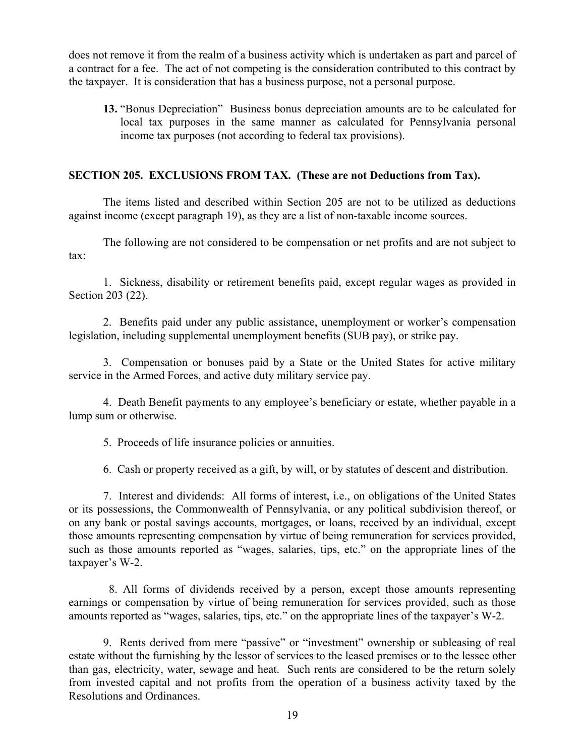does not remove it from the realm of a business activity which is undertaken as part and parcel of a contract for a fee. The act of not competing is the consideration contributed to this contract by the taxpayer. It is consideration that has a business purpose, not a personal purpose.

**13.** "Bonus Depreciation" Business bonus depreciation amounts are to be calculated for local tax purposes in the same manner as calculated for Pennsylvania personal income tax purposes (not according to federal tax provisions).

## SECTION 205. EXCLUSIONS FROM TAX. (These are not Deductions from Tax).

The items listed and described within Section 205 are not to be utilized as deductions against income (except paragraph 19), as they are a list of non-taxable income sources.

The following are not considered to be compensation or net profits and are not subject to tax:

1. Sickness, disability or retirement benefits paid, except regular wages as provided in Section 203 (22).

2. Benefits paid under any public assistance, unemployment or worker's compensation legislation, including supplemental unemployment benefits (SUB pay), or strike pay.

3. Compensation or bonuses paid by a State or the United States for active military service in the Armed Forces, and active duty military service pay.

4. Death Benefit payments to any employee's beneficiary or estate, whether payable in a lump sum or otherwise.

5. Proceeds of life insurance policies or annuities.

6. Cash or property received as a gift, by will, or by statutes of descent and distribution.

7. Interest and dividends: All forms of interest, i.e., on obligations of the United States or its possessions, the Commonwealth of Pennsylvania, or any political subdivision thereof, or on any bank or postal savings accounts, mortgages, or loans, received by an individual, except those amounts representing compensation by virtue of being remuneration for services provided, such as those amounts reported as "wages, salaries, tips, etc." on the appropriate lines of the taxpayer's W-2.

8. All forms of dividends received by a person, except those amounts representing earnings or compensation by virtue of being remuneration for services provided, such as those amounts reported as "wages, salaries, tips, etc." on the appropriate lines of the taxpayer's W-2.

9. Rents derived from mere "passive" or "investment" ownership or subleasing of real estate without the furnishing by the lessor of services to the leased premises or to the lessee other than gas, electricity, water, sewage and heat. Such rents are considered to be the return solely from invested capital and not profits from the operation of a business activity taxed by the Resolutions and Ordinances.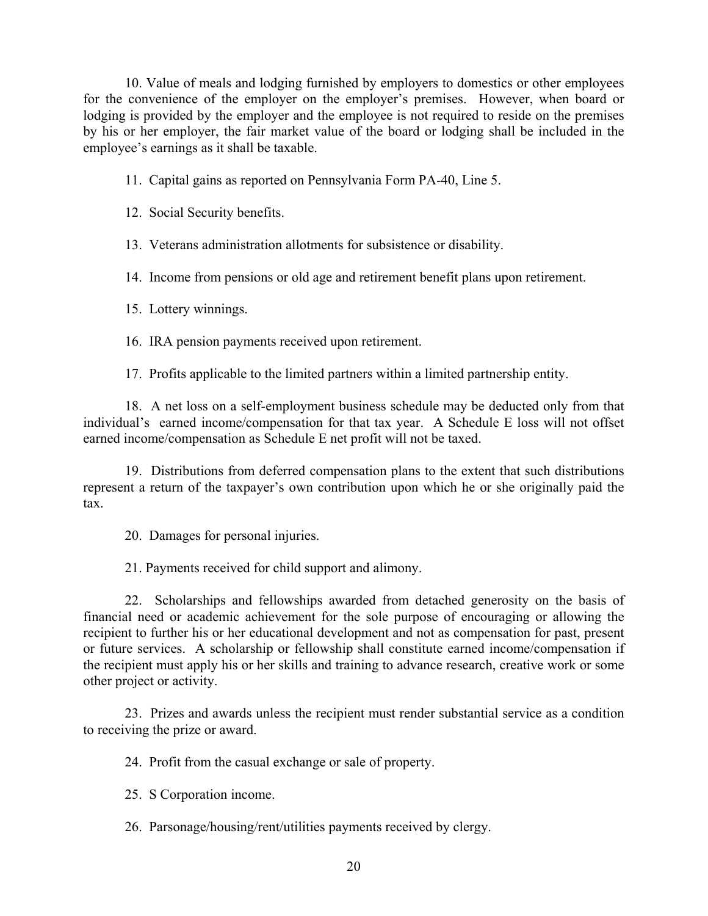10. Value of meals and lodging furnished by employers to domestics or other employees for the convenience of the employer on the employer's premises. However, when board or lodging is provided by the employer and the employee is not required to reside on the premises by his or her employer, the fair market value of the board or lodging shall be included in the employee's earnings as it shall be taxable.

11. Capital gains as reported on Pennsylvania Form PA-40, Line 5.

12. Social Security benefits.

13. Veterans administration allotments for subsistence or disability.

14. Income from pensions or old age and retirement benefit plans upon retirement.

15. Lottery winnings.

16. IRA pension payments received upon retirement.

17. Profits applicable to the limited partners within a limited partnership entity.

18. A net loss on a self-employment business schedule may be deducted only from that individual's earned income/compensation for that tax year. A Schedule E loss will not offset earned income/compensation as Schedule E net profit will not be taxed.

19. Distributions from deferred compensation plans to the extent that such distributions represent a return of the taxpayer's own contribution upon which he or she originally paid the tax.

20. Damages for personal injuries.

21. Payments received for child support and alimony.

22. Scholarships and fellowships awarded from detached generosity on the basis of financial need or academic achievement for the sole purpose of encouraging or allowing the recipient to further his or her educational development and not as compensation for past, present or future services. A scholarship or fellowship shall constitute earned income/compensation if the recipient must apply his or her skills and training to advance research, creative work or some other project or activity.

23. Prizes and awards unless the recipient must render substantial service as a condition to receiving the prize or award.

24. Profit from the casual exchange or sale of property.

25. S Corporation income.

26. Parsonage/housing/rent/utilities payments received by clergy.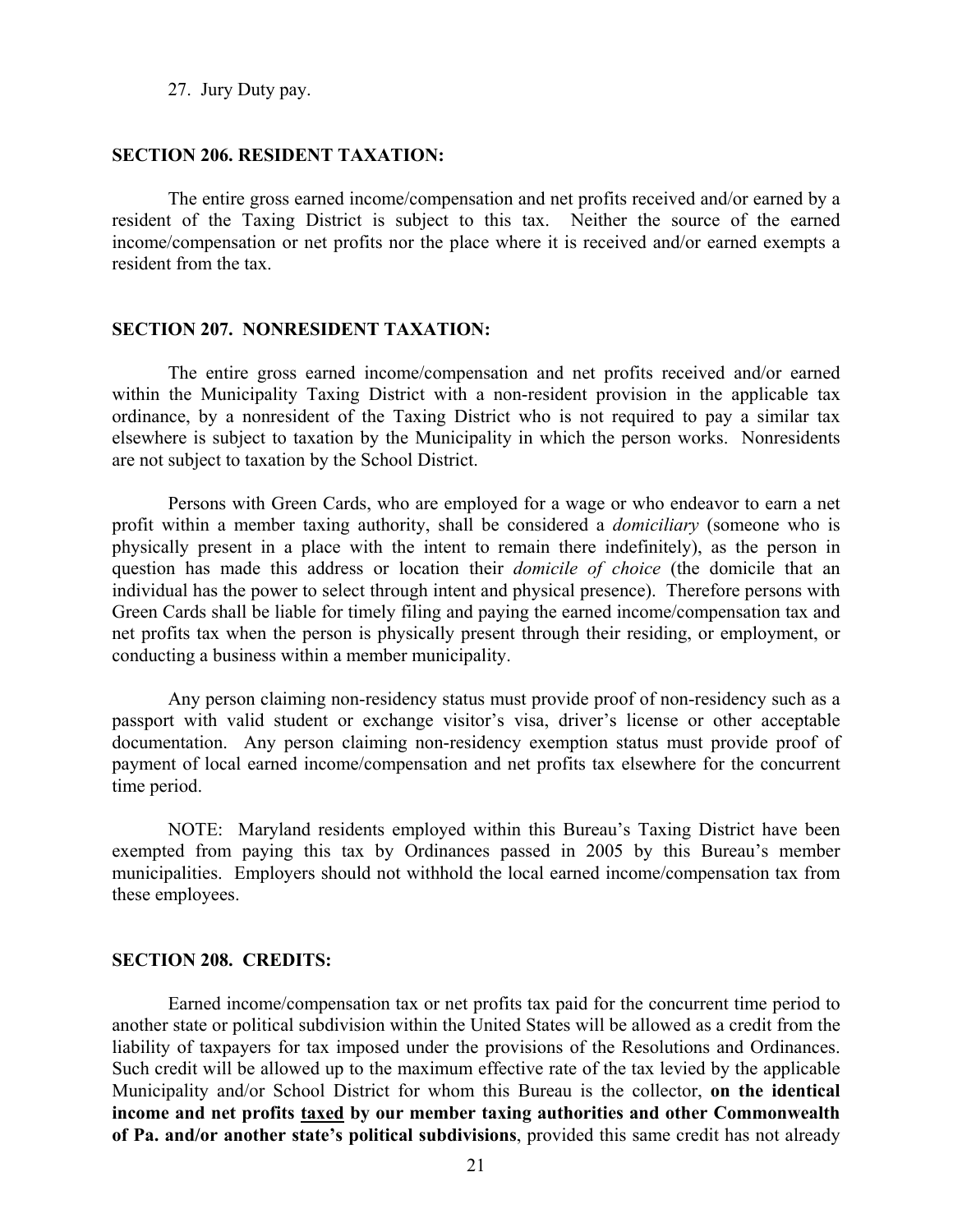27. Jury Duty pay.

## SECTION 206. RESIDENT TAXATION:

The entire gross earned income/compensation and net profits received and/or earned by a resident of the Taxing District is subject to this tax. Neither the source of the earned income/compensation or net profits nor the place where it is received and/or earned exempts a resident from the tax.

## SECTION 207. NONRESIDENT TAXATION:

The entire gross earned income/compensation and net profits received and/or earned within the Municipality Taxing District with a non-resident provision in the applicable tax ordinance, by a nonresident of the Taxing District who is not required to pay a similar tax elsewhere is subject to taxation by the Municipality in which the person works. Nonresidents are not subject to taxation by the School District.

Persons with Green Cards, who are employed for a wage or who endeavor to earn a net profit within a member taxing authority, shall be considered a *domiciliary* (someone who is physically present in a place with the intent to remain there indefinitely), as the person in question has made this address or location their *domicile of choice* (the domicile that an individual has the power to select through intent and physical presence). Therefore persons with Green Cards shall be liable for timely filing and paying the earned income/compensation tax and net profits tax when the person is physically present through their residing, or employment, or conducting a business within a member municipality.

Any person claiming non-residency status must provide proof of non-residency such as a passport with valid student or exchange visitor's visa, driver's license or other acceptable documentation. Any person claiming non-residency exemption status must provide proof of payment of local earned income/compensation and net profits tax elsewhere for the concurrent time period.

NOTE: Maryland residents employed within this Bureau's Taxing District have been exempted from paying this tax by Ordinances passed in 2005 by this Bureau's member municipalities. Employers should not withhold the local earned income/compensation tax from these employees.

## SECTION 208. CREDITS:

Earned income/compensation tax or net profits tax paid for the concurrent time period to another state or political subdivision within the United States will be allowed as a credit from the liability of taxpayers for tax imposed under the provisions of the Resolutions and Ordinances. Such credit will be allowed up to the maximum effective rate of the tax levied by the applicable Municipality and/or School District for whom this Bureau is the collector, **on the identical income and net profits <u>taxed</u> by our member taxing authorities and other Commonwealth of Pa. and/or another state's political subdivisions**, provided this same credit has not already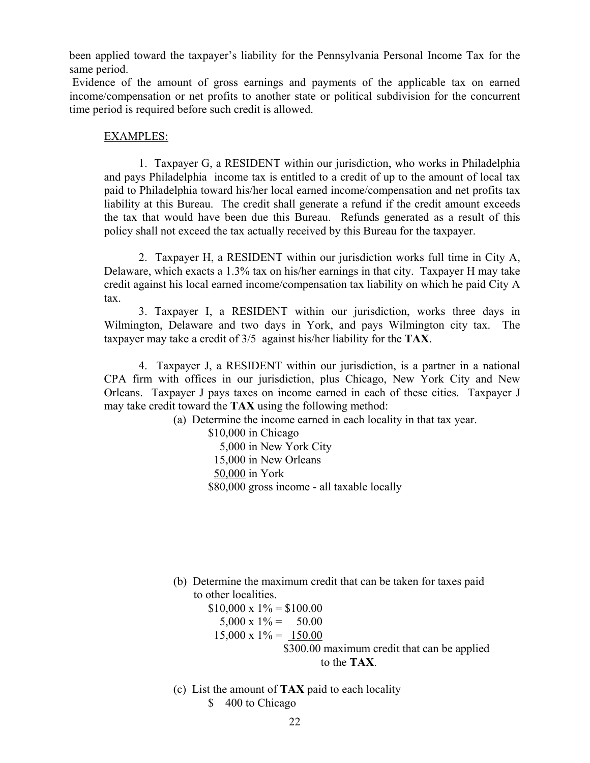been applied toward the taxpayer's liability for the Pennsylvania Personal Income Tax for the same period.

Evidence of the amount of gross earnings and payments of the applicable tax on earned income/compensation or net profits to another state or political subdivision for the concurrent time period is required before such credit is allowed.

EXAMPLES:

1. Taxpayer G, a RESIDENT within our jurisdiction, who works in Philadelphia and pays Philadelphia income tax is entitled to a credit of up to the amount of local tax paid to Philadelphia toward his/her local earned income/compensation and net profits tax liability at this Bureau. The credit shall generate a refund if the credit amount exceeds the tax that would have been due this Bureau. Refunds generated as a result of this policy shall not exceed the tax actually received by this Bureau for the taxpayer.

2. Taxpayer H, a RESIDENT within our jurisdiction works full time in City A, Delaware, which exacts a 1.3% tax on his/her earnings in that city. Taxpayer H may take credit against his local earned income/compensation tax liability on which he paid City A tax.

3. Taxpayer I, a RESIDENT within our jurisdiction, works three days in Wilmington, Delaware and two days in York, and pays Wilmington city tax. The taxpayer may take a credit of 3/5 against his/her liability for the **TAX**.

4. Taxpayer J, a RESIDENT within our jurisdiction, is a partner in a national CPA firm with offices in our jurisdiction, plus Chicago, New York City and New Orleans. Taxpayer J pays taxes on income earned in each of these cities. Taxpayer J may take credit toward the **TAX** using the following method:

(a) Determine the income earned in each locality in that tax year.

| | |
|---|---|
| $10,000 | in Chicago |
| 5,000 | in New York City |
| 15,000 | in New Orleans |
| 50,000 | in York |
| $80,000 | gross income - all taxable locally |

(b) Determine the maximum credit that can be taken for taxes paid to other localities.

| | |
|---|---|
| $10,000 x 1% = | $100.00 |
| 5,000 x 1% = | 50.00 |
| 15,000 x 1% = | 150.00 |
| | $300.00 maximum credit that can be applied to the **TAX**. |

(c) List the amount of **TAX** paid to each locality

$ 400 to Chicago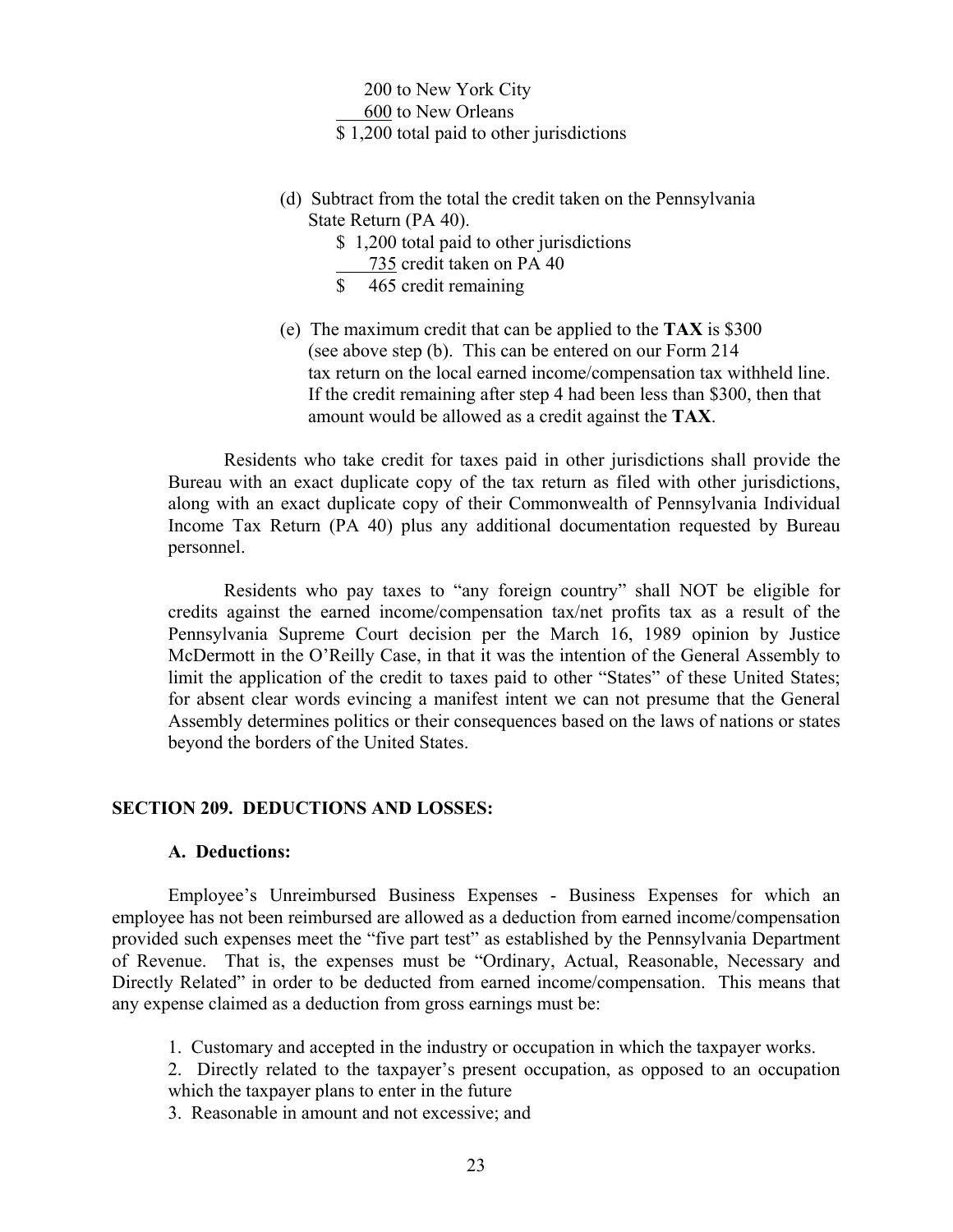200 to New York City
600 to New Orleans
$ 1,200 total paid to other jurisdictions

(d) Subtract from the total the credit taken on the Pennsylvania State Return (PA 40).

$ 1,200 total paid to other jurisdictions
735 credit taken on PA 40
$ 465 credit remaining

(e) The maximum credit that can be applied to the **TAX** is $300 (see above step (b). This can be entered on our Form 214 tax return on the local earned income/compensation tax withheld line. If the credit remaining after step 4 had been less than $300, then that amount would be allowed as a credit against the **TAX**.

Residents who take credit for taxes paid in other jurisdictions shall provide the Bureau with an exact duplicate copy of the tax return as filed with other jurisdictions, along with an exact duplicate copy of their Commonwealth of Pennsylvania Individual Income Tax Return (PA 40) plus any additional documentation requested by Bureau personnel.

Residents who pay taxes to "any foreign country" shall NOT be eligible for credits against the earned income/compensation tax/net profits tax as a result of the Pennsylvania Supreme Court decision per the March 16, 1989 opinion by Justice McDermott in the O'Reilly Case, in that it was the intention of the General Assembly to limit the application of the credit to taxes paid to other "States" of these United States; for absent clear words evincing a manifest intent we can not presume that the General Assembly determines politics or their consequences based on the laws of nations or states beyond the borders of the United States.

## SECTION 209. DEDUCTIONS AND LOSSES:

### A. Deductions:

Employee's Unreimbursed Business Expenses - Business Expenses for which an employee has not been reimbursed are allowed as a deduction from earned income/compensation provided such expenses meet the "five part test" as established by the Pennsylvania Department of Revenue. That is, the expenses must be "Ordinary, Actual, Reasonable, Necessary and Directly Related" in order to be deducted from earned income/compensation. This means that any expense claimed as a deduction from gross earnings must be:

1. Customary and accepted in the industry or occupation in which the taxpayer works.
2. Directly related to the taxpayer's present occupation, as opposed to an occupation which the taxpayer plans to enter in the future
3. Reasonable in amount and not excessive; and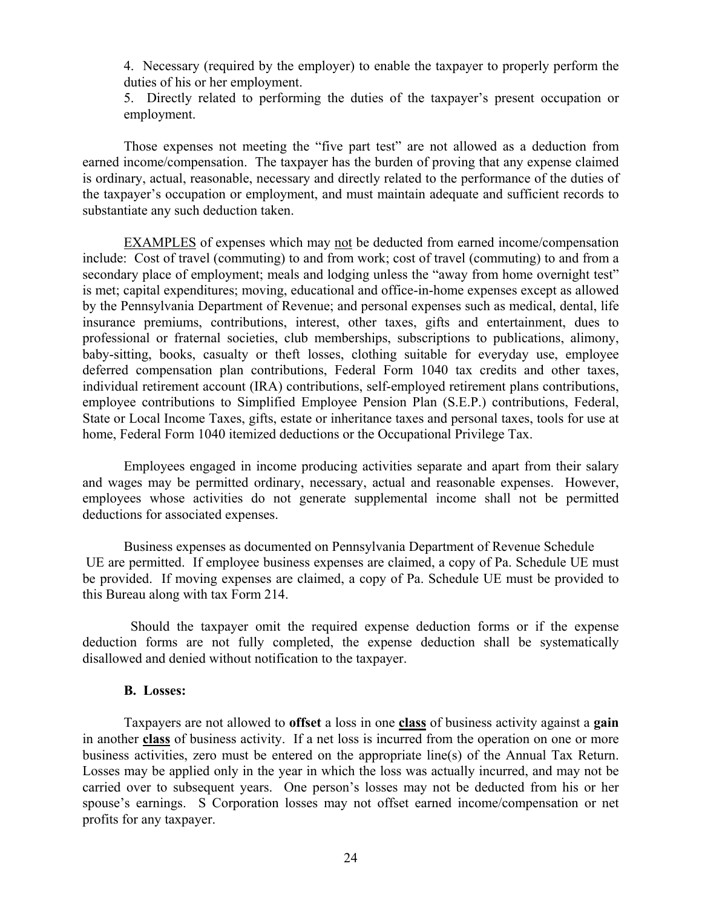4. Necessary (required by the employer) to enable the taxpayer to properly perform the duties of his or her employment.

5. Directly related to performing the duties of the taxpayer's present occupation or employment.

Those expenses not meeting the "five part test" are not allowed as a deduction from earned income/compensation. The taxpayer has the burden of proving that any expense claimed is ordinary, actual, reasonable, necessary and directly related to the performance of the duties of the taxpayer's occupation or employment, and must maintain adequate and sufficient records to substantiate any such deduction taken.

<u>EXAMPLES</u> of expenses which may <u>not</u> be deducted from earned income/compensation include: Cost of travel (commuting) to and from work; cost of travel (commuting) to and from a secondary place of employment; meals and lodging unless the "away from home overnight test" is met; capital expenditures; moving, educational and office-in-home expenses except as allowed by the Pennsylvania Department of Revenue; and personal expenses such as medical, dental, life insurance premiums, contributions, interest, other taxes, gifts and entertainment, dues to professional or fraternal societies, club memberships, subscriptions to publications, alimony, baby-sitting, books, casualty or theft losses, clothing suitable for everyday use, employee deferred compensation plan contributions, Federal Form 1040 tax credits and other taxes, individual retirement account (IRA) contributions, self-employed retirement plans contributions, employee contributions to Simplified Employee Pension Plan (S.E.P.) contributions, Federal, State or Local Income Taxes, gifts, estate or inheritance taxes and personal taxes, tools for use at home, Federal Form 1040 itemized deductions or the Occupational Privilege Tax.

Employees engaged in income producing activities separate and apart from their salary and wages may be permitted ordinary, necessary, actual and reasonable expenses. However, employees whose activities do not generate supplemental income shall not be permitted deductions for associated expenses.

Business expenses as documented on Pennsylvania Department of Revenue Schedule UE are permitted. If employee business expenses are claimed, a copy of Pa. Schedule UE must be provided. If moving expenses are claimed, a copy of Pa. Schedule UE must be provided to this Bureau along with tax Form 214.

Should the taxpayer omit the required expense deduction forms or if the expense deduction forms are not fully completed, the expense deduction shall be systematically disallowed and denied without notification to the taxpayer.

**B. Losses:**

Taxpayers are not allowed to **offset** a loss in one **<u>class</u>** of business activity against a **gain** in another **<u>class</u>** of business activity. If a net loss is incurred from the operation on one or more business activities, zero must be entered on the appropriate line(s) of the Annual Tax Return. Losses may be applied only in the year in which the loss was actually incurred, and may not be carried over to subsequent years. One person's losses may not be deducted from his or her spouse's earnings. S Corporation losses may not offset earned income/compensation or net profits for any taxpayer.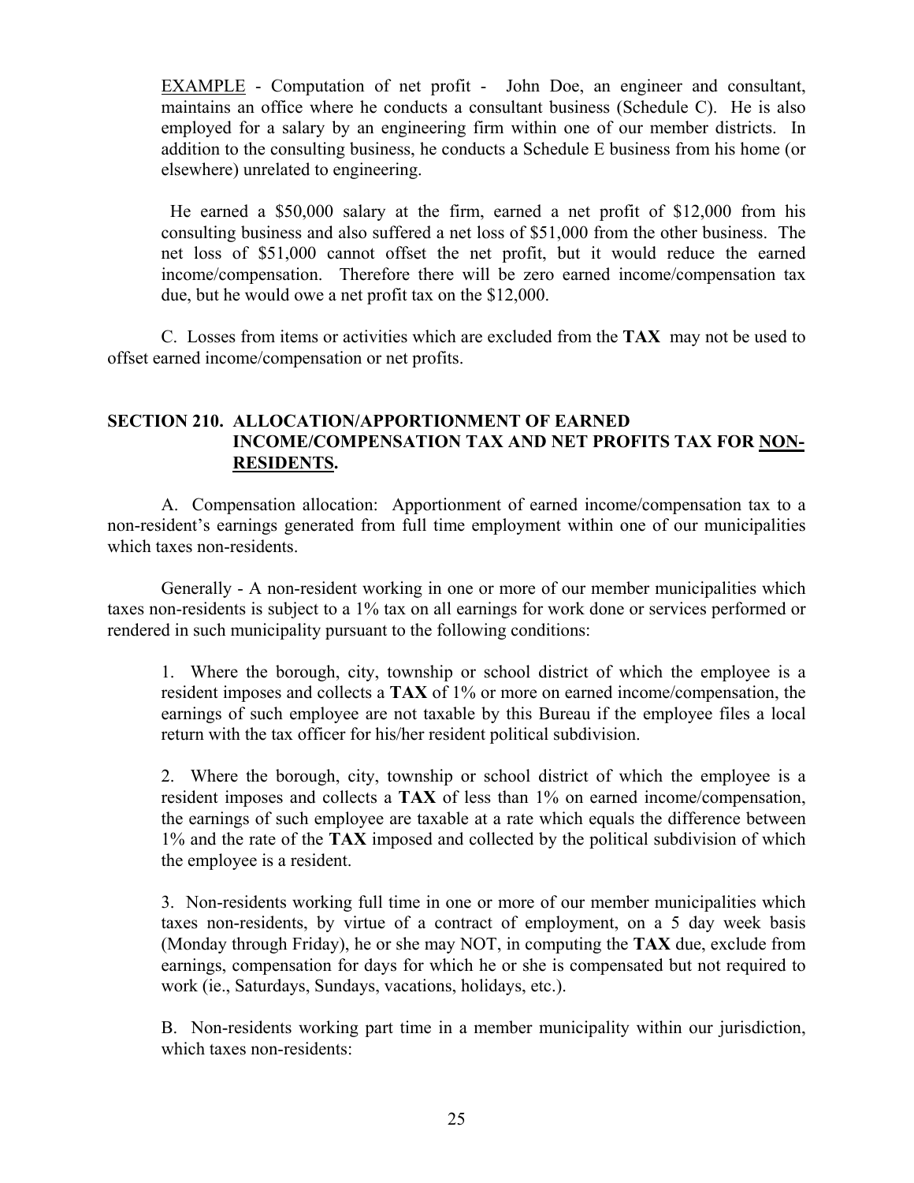EXAMPLE - Computation of net profit - John Doe, an engineer and consultant, maintains an office where he conducts a consultant business (Schedule C). He is also employed for a salary by an engineering firm within one of our member districts. In addition to the consulting business, he conducts a Schedule E business from his home (or elsewhere) unrelated to engineering.

He earned a $50,000 salary at the firm, earned a net profit of $12,000 from his consulting business and also suffered a net loss of $51,000 from the other business. The net loss of $51,000 cannot offset the net profit, but it would reduce the earned income/compensation. Therefore there will be zero earned income/compensation tax due, but he would owe a net profit tax on the $12,000.

C. Losses from items or activities which are excluded from the **TAX** may not be used to offset earned income/compensation or net profits.

## SECTION 210. ALLOCATION/APPORTIONMENT OF EARNED INCOME/COMPENSATION TAX AND NET PROFITS TAX FOR NON-RESIDENTS.

A. Compensation allocation: Apportionment of earned income/compensation tax to a non-resident's earnings generated from full time employment within one of our municipalities which taxes non-residents.

Generally - A non-resident working in one or more of our member municipalities which taxes non-residents is subject to a 1% tax on all earnings for work done or services performed or rendered in such municipality pursuant to the following conditions:

1. Where the borough, city, township or school district of which the employee is a resident imposes and collects a **TAX** of 1% or more on earned income/compensation, the earnings of such employee are not taxable by this Bureau if the employee files a local return with the tax officer for his/her resident political subdivision.

2. Where the borough, city, township or school district of which the employee is a resident imposes and collects a **TAX** of less than 1% on earned income/compensation, the earnings of such employee are taxable at a rate which equals the difference between 1% and the rate of the **TAX** imposed and collected by the political subdivision of which the employee is a resident.

3. Non-residents working full time in one or more of our member municipalities which taxes non-residents, by virtue of a contract of employment, on a 5 day week basis (Monday through Friday), he or she may NOT, in computing the **TAX** due, exclude from earnings, compensation for days for which he or she is compensated but not required to work (ie., Saturdays, Sundays, vacations, holidays, etc.).

B. Non-residents working part time in a member municipality within our jurisdiction, which taxes non-residents: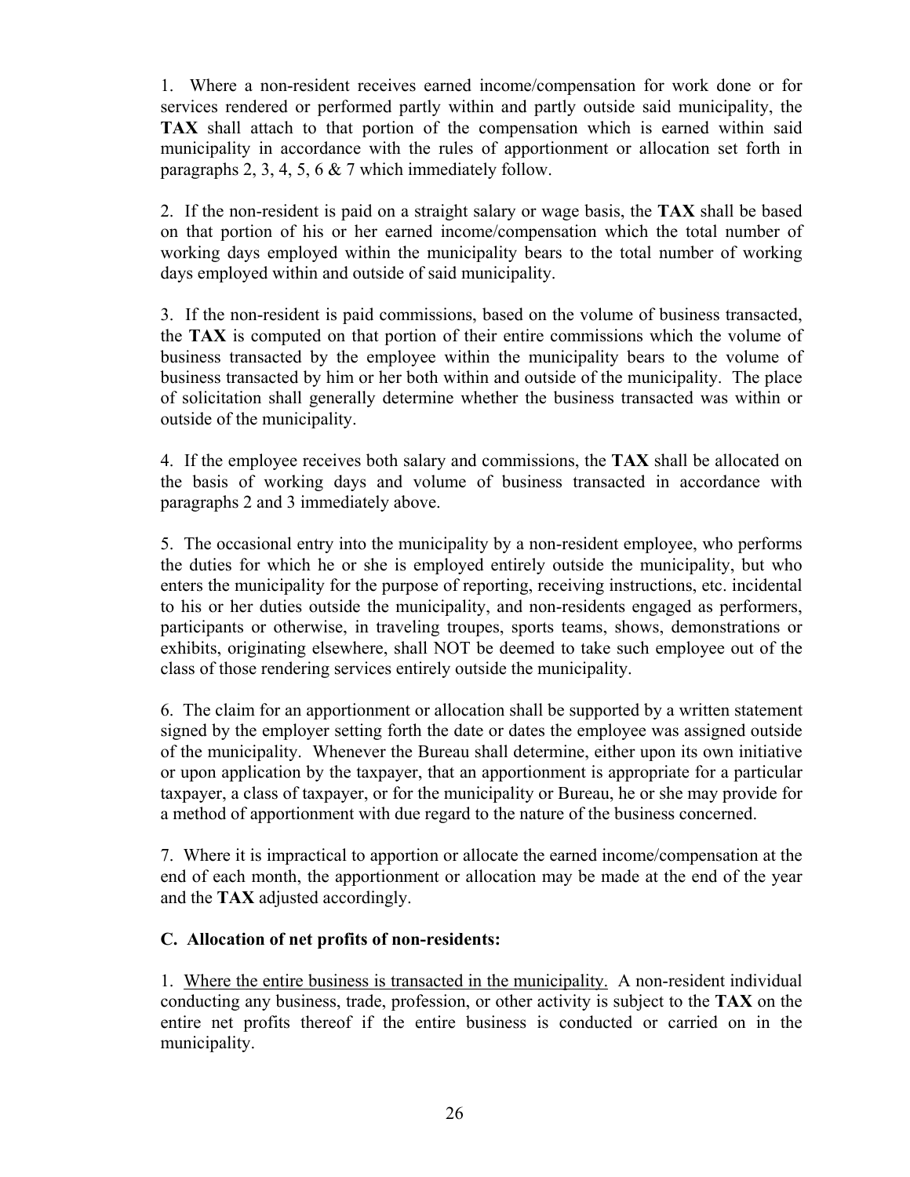1. Where a non-resident receives earned income/compensation for work done or for services rendered or performed partly within and partly outside said municipality, the **TAX** shall attach to that portion of the compensation which is earned within said municipality in accordance with the rules of apportionment or allocation set forth in paragraphs 2, 3, 4, 5, 6 & 7 which immediately follow.

2. If the non-resident is paid on a straight salary or wage basis, the **TAX** shall be based on that portion of his or her earned income/compensation which the total number of working days employed within the municipality bears to the total number of working days employed within and outside of said municipality.

3. If the non-resident is paid commissions, based on the volume of business transacted, the **TAX** is computed on that portion of their entire commissions which the volume of business transacted by the employee within the municipality bears to the volume of business transacted by him or her both within and outside of the municipality. The place of solicitation shall generally determine whether the business transacted was within or outside of the municipality.

4. If the employee receives both salary and commissions, the **TAX** shall be allocated on the basis of working days and volume of business transacted in accordance with paragraphs 2 and 3 immediately above.

5. The occasional entry into the municipality by a non-resident employee, who performs the duties for which he or she is employed entirely outside the municipality, but who enters the municipality for the purpose of reporting, receiving instructions, etc. incidental to his or her duties outside the municipality, and non-residents engaged as performers, participants or otherwise, in traveling troupes, sports teams, shows, demonstrations or exhibits, originating elsewhere, shall NOT be deemed to take such employee out of the class of those rendering services entirely outside the municipality.

6. The claim for an apportionment or allocation shall be supported by a written statement signed by the employer setting forth the date or dates the employee was assigned outside of the municipality. Whenever the Bureau shall determine, either upon its own initiative or upon application by the taxpayer, that an apportionment is appropriate for a particular taxpayer, a class of taxpayer, or for the municipality or Bureau, he or she may provide for a method of apportionment with due regard to the nature of the business concerned.

7. Where it is impractical to apportion or allocate the earned income/compensation at the end of each month, the apportionment or allocation may be made at the end of the year and the **TAX** adjusted accordingly.

### C. Allocation of net profits of non-residents:

1. Where the entire business is transacted in the municipality. A non-resident individual conducting any business, trade, profession, or other activity is subject to the **TAX** on the entire net profits thereof if the entire business is conducted or carried on in the municipality.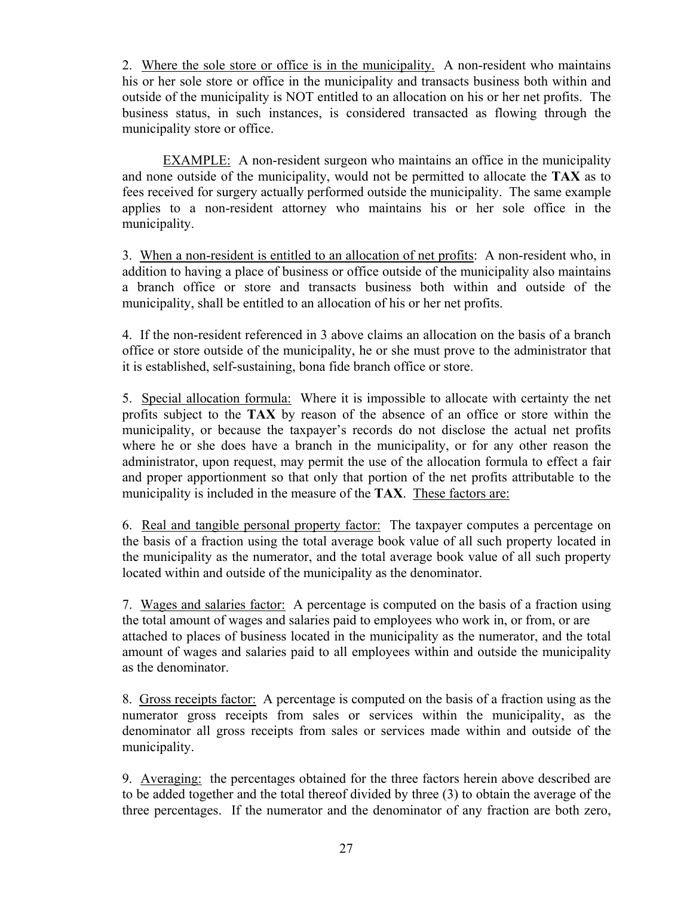2. Where the sole store or office is in the municipality. A non-resident who maintains his or her sole store or office in the municipality and transacts business both within and outside of the municipality is NOT entitled to an allocation on his or her net profits. The business status, in such instances, is considered transacted as flowing through the municipality store or office.

EXAMPLE: A non-resident surgeon who maintains an office in the municipality and none outside of the municipality, would not be permitted to allocate the **TAX** as to fees received for surgery actually performed outside the municipality. The same example applies to a non-resident attorney who maintains his or her sole office in the municipality.

3. When a non-resident is entitled to an allocation of net profits: A non-resident who, in addition to having a place of business or office outside of the municipality also maintains a branch office or store and transacts business both within and outside of the municipality, shall be entitled to an allocation of his or her net profits.

4. If the non-resident referenced in 3 above claims an allocation on the basis of a branch office or store outside of the municipality, he or she must prove to the administrator that it is established, self-sustaining, bona fide branch office or store.

5. Special allocation formula: Where it is impossible to allocate with certainty the net profits subject to the **TAX** by reason of the absence of an office or store within the municipality, or because the taxpayer's records do not disclose the actual net profits where he or she does have a branch in the municipality, or for any other reason the administrator, upon request, may permit the use of the allocation formula to effect a fair and proper apportionment so that only that portion of the net profits attributable to the municipality is included in the measure of the **TAX**. These factors are:

6. Real and tangible personal property factor: The taxpayer computes a percentage on the basis of a fraction using the total average book value of all such property located in the municipality as the numerator, and the total average book value of all such property located within and outside of the municipality as the denominator.

7. Wages and salaries factor: A percentage is computed on the basis of a fraction using the total amount of wages and salaries paid to employees who work in, or from, or are attached to places of business located in the municipality as the numerator, and the total amount of wages and salaries paid to all employees within and outside the municipality as the denominator.

8. Gross receipts factor: A percentage is computed on the basis of a fraction using as the numerator gross receipts from sales or services within the municipality, as the denominator all gross receipts from sales or services made within and outside of the municipality.

9. Averaging: the percentages obtained for the three factors herein above described are to be added together and the total thereof divided by three (3) to obtain the average of the three percentages. If the numerator and the denominator of any fraction are both zero,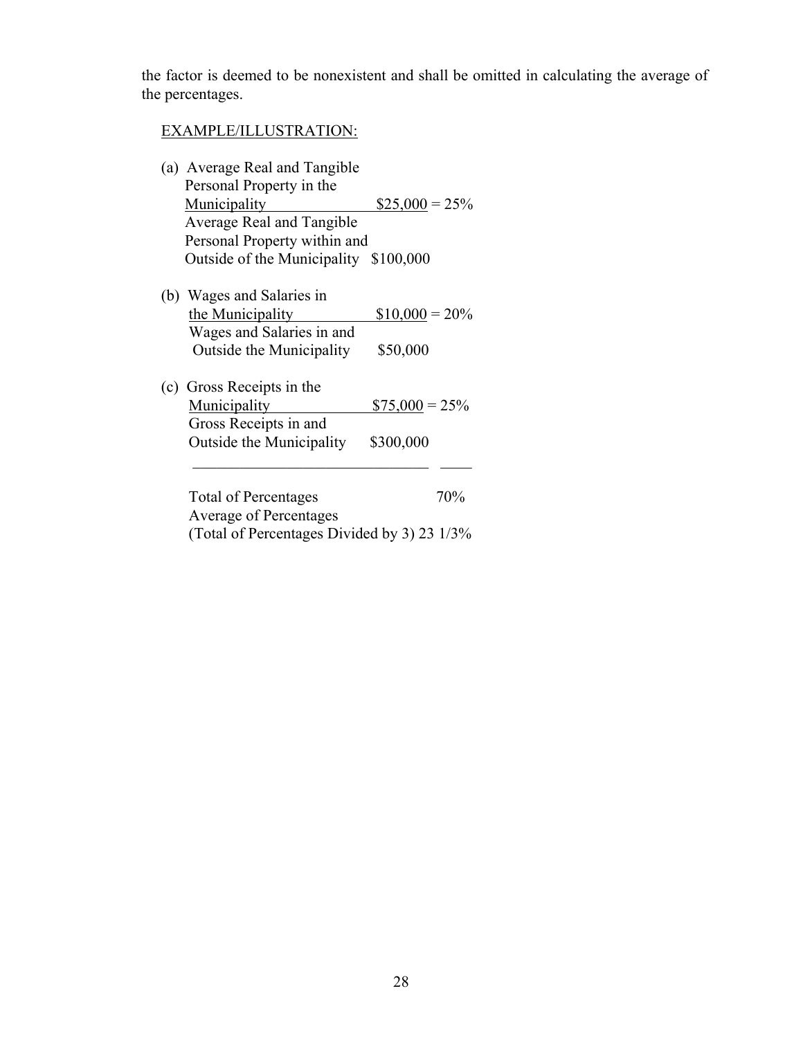the factor is deemed to be nonexistent and shall be omitted in calculating the average of the percentages.

EXAMPLE/ILLUSTRATION:

(a) Average Real and Tangible Personal Property in the Municipality $25,000 = 25%
Average Real and Tangible Personal Property within and Outside of the Municipality $100,000

(b) Wages and Salaries in the Municipality $10,000 = 20%
Wages and Salaries in and Outside the Municipality $50,000

(c) Gross Receipts in the Municipality $75,000 = 25%
Gross Receipts in and Outside the Municipality $300,000

Total of Percentages 70%
Average of Percentages
(Total of Percentages Divided by 3) 23 1/3%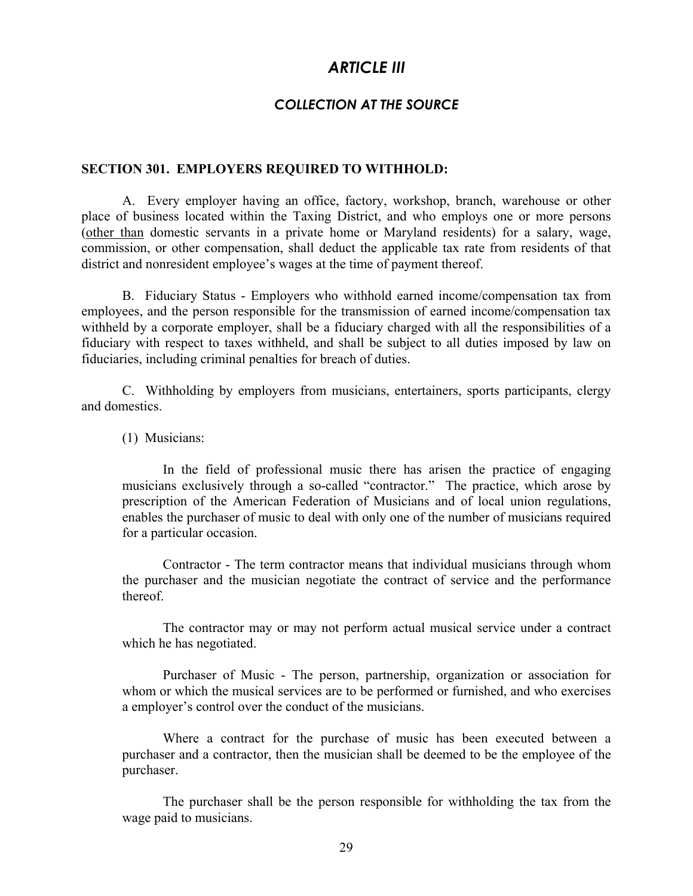# *ARTICLE III*

## *COLLECTION AT THE SOURCE*

**SECTION 301. EMPLOYERS REQUIRED TO WITHHOLD:**

A. Every employer having an office, factory, workshop, branch, warehouse or other place of business located within the Taxing District, and who employs one or more persons (other than domestic servants in a private home or Maryland residents) for a salary, wage, commission, or other compensation, shall deduct the applicable tax rate from residents of that district and nonresident employee's wages at the time of payment thereof.

B. Fiduciary Status - Employers who withhold earned income/compensation tax from employees, and the person responsible for the transmission of earned income/compensation tax withheld by a corporate employer, shall be a fiduciary charged with all the responsibilities of a fiduciary with respect to taxes withheld, and shall be subject to all duties imposed by law on fiduciaries, including criminal penalties for breach of duties.

C. Withholding by employers from musicians, entertainers, sports participants, clergy and domestics.

(1) Musicians:

In the field of professional music there has arisen the practice of engaging musicians exclusively through a so-called "contractor." The practice, which arose by prescription of the American Federation of Musicians and of local union regulations, enables the purchaser of music to deal with only one of the number of musicians required for a particular occasion.

Contractor - The term contractor means that individual musicians through whom the purchaser and the musician negotiate the contract of service and the performance thereof.

The contractor may or may not perform actual musical service under a contract which he has negotiated.

Purchaser of Music - The person, partnership, organization or association for whom or which the musical services are to be performed or furnished, and who exercises a employer's control over the conduct of the musicians.

Where a contract for the purchase of music has been executed between a purchaser and a contractor, then the musician shall be deemed to be the employee of the purchaser.

The purchaser shall be the person responsible for withholding the tax from the wage paid to musicians.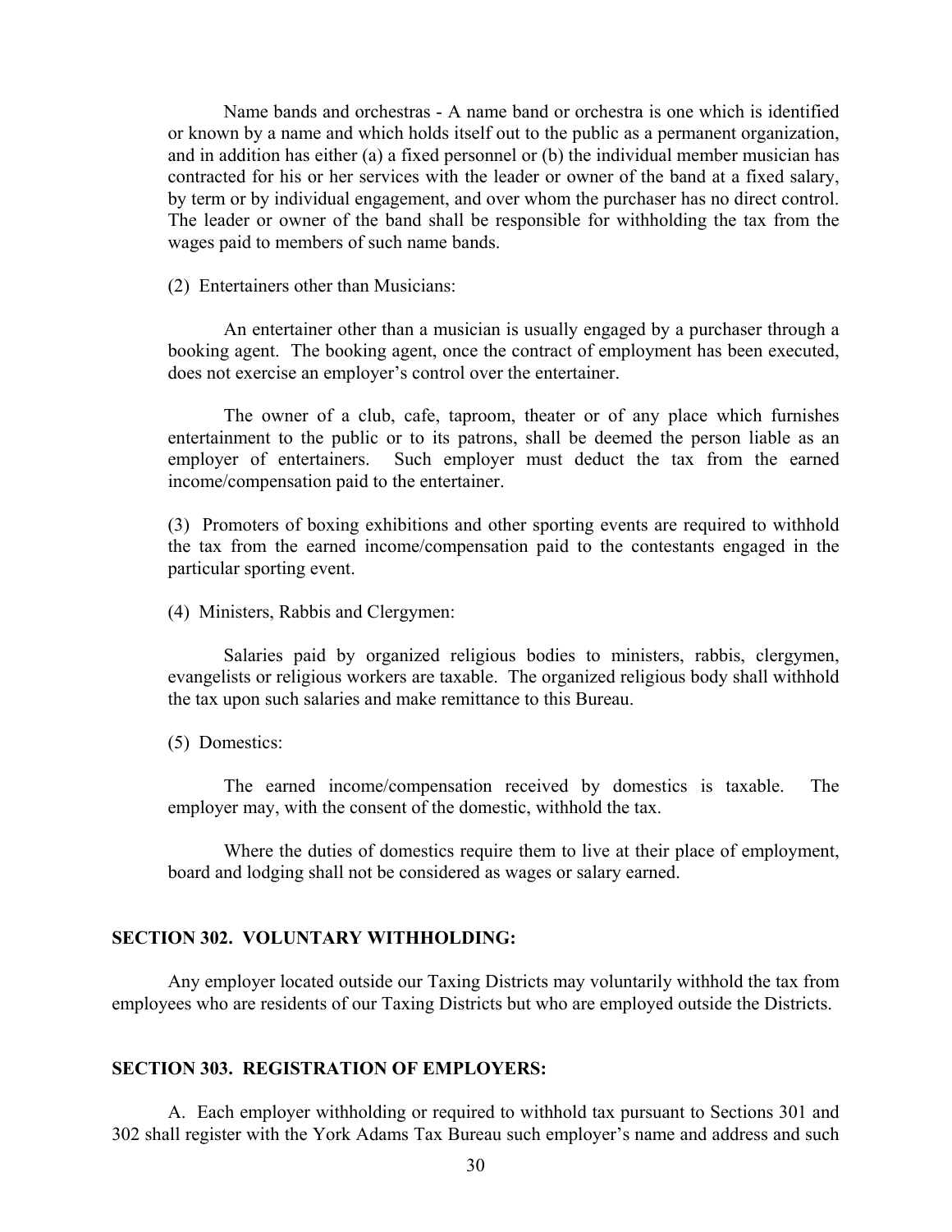Name bands and orchestras - A name band or orchestra is one which is identified or known by a name and which holds itself out to the public as a permanent organization, and in addition has either (a) a fixed personnel or (b) the individual member musician has contracted for his or her services with the leader or owner of the band at a fixed salary, by term or by individual engagement, and over whom the purchaser has no direct control. The leader or owner of the band shall be responsible for withholding the tax from the wages paid to members of such name bands.

(2) Entertainers other than Musicians:

An entertainer other than a musician is usually engaged by a purchaser through a booking agent. The booking agent, once the contract of employment has been executed, does not exercise an employer's control over the entertainer.

The owner of a club, cafe, taproom, theater or of any place which furnishes entertainment to the public or to its patrons, shall be deemed the person liable as an employer of entertainers. Such employer must deduct the tax from the earned income/compensation paid to the entertainer.

(3) Promoters of boxing exhibitions and other sporting events are required to withhold the tax from the earned income/compensation paid to the contestants engaged in the particular sporting event.

(4) Ministers, Rabbis and Clergymen:

Salaries paid by organized religious bodies to ministers, rabbis, clergymen, evangelists or religious workers are taxable. The organized religious body shall withhold the tax upon such salaries and make remittance to this Bureau.

(5) Domestics:

The earned income/compensation received by domestics is taxable. The employer may, with the consent of the domestic, withhold the tax.

Where the duties of domestics require them to live at their place of employment, board and lodging shall not be considered as wages or salary earned.

## SECTION 302. VOLUNTARY WITHHOLDING:

Any employer located outside our Taxing Districts may voluntarily withhold the tax from employees who are residents of our Taxing Districts but who are employed outside the Districts.

## SECTION 303. REGISTRATION OF EMPLOYERS:

A. Each employer withholding or required to withhold tax pursuant to Sections 301 and 302 shall register with the York Adams Tax Bureau such employer's name and address and such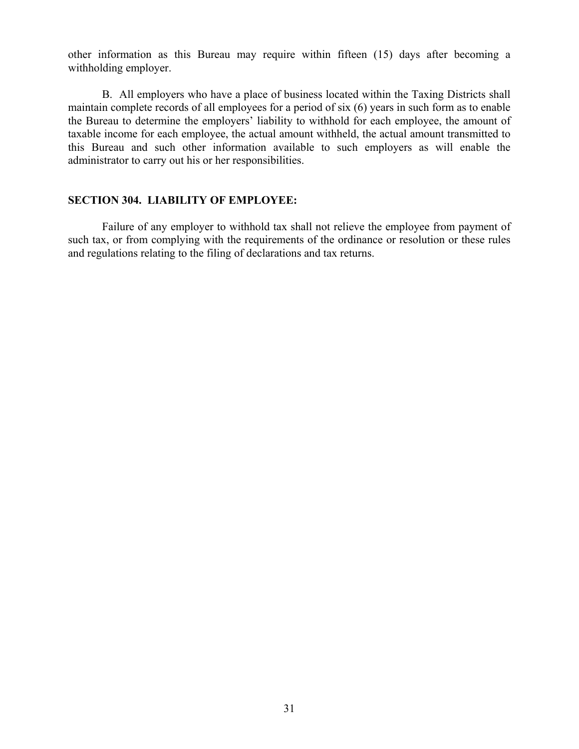other information as this Bureau may require within fifteen (15) days after becoming a withholding employer.

B. All employers who have a place of business located within the Taxing Districts shall maintain complete records of all employees for a period of six (6) years in such form as to enable the Bureau to determine the employers' liability to withhold for each employee, the amount of taxable income for each employee, the actual amount withheld, the actual amount transmitted to this Bureau and such other information available to such employers as will enable the administrator to carry out his or her responsibilities.

**SECTION 304. LIABILITY OF EMPLOYEE:**

Failure of any employer to withhold tax shall not relieve the employee from payment of such tax, or from complying with the requirements of the ordinance or resolution or these rules and regulations relating to the filing of declarations and tax returns.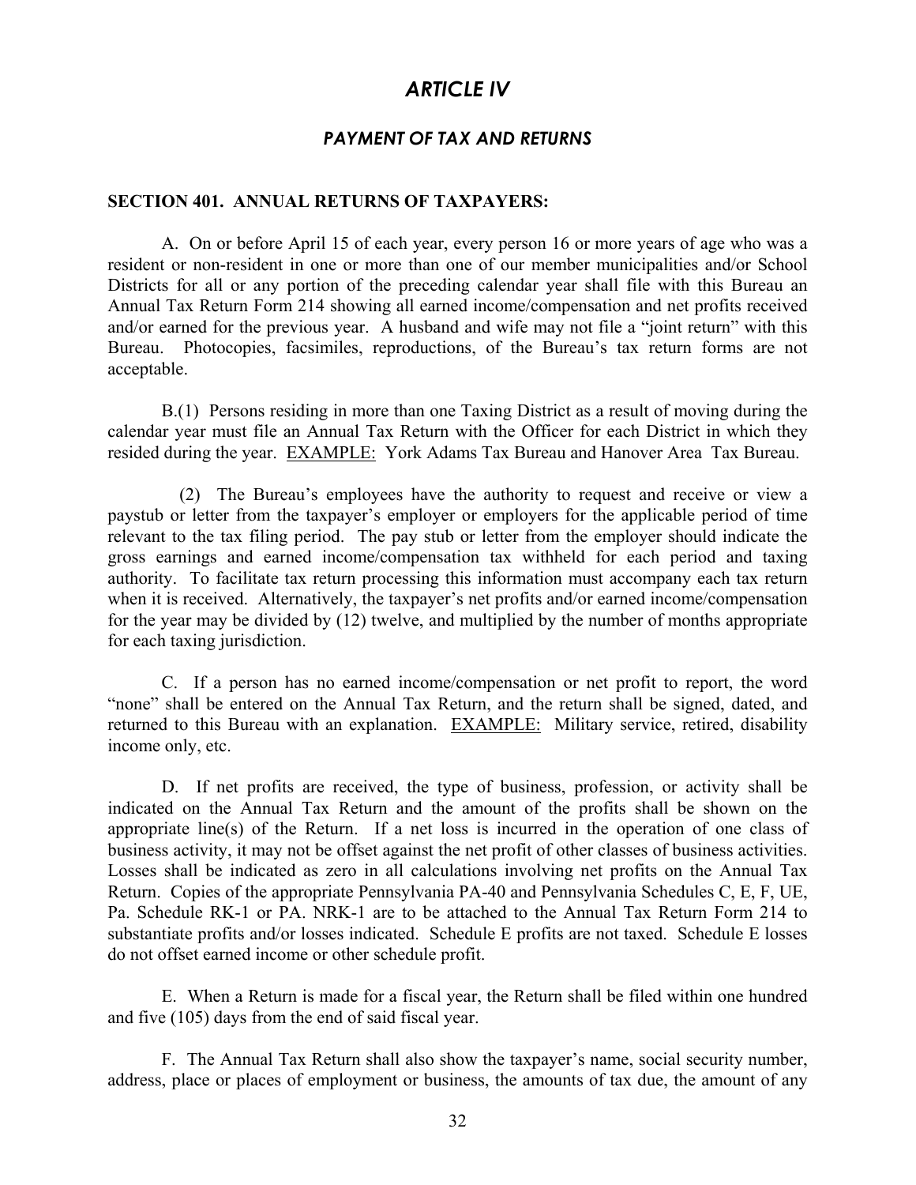# *ARTICLE IV*

## *PAYMENT OF TAX AND RETURNS*

**SECTION 401. ANNUAL RETURNS OF TAXPAYERS:**

A. On or before April 15 of each year, every person 16 or more years of age who was a resident or non-resident in one or more than one of our member municipalities and/or School Districts for all or any portion of the preceding calendar year shall file with this Bureau an Annual Tax Return Form 214 showing all earned income/compensation and net profits received and/or earned for the previous year. A husband and wife may not file a "joint return" with this Bureau. Photocopies, facsimiles, reproductions, of the Bureau's tax return forms are not acceptable.

B.(1) Persons residing in more than one Taxing District as a result of moving during the calendar year must file an Annual Tax Return with the Officer for each District in which they resided during the year. <u>EXAMPLE:</u> York Adams Tax Bureau and Hanover Area Tax Bureau.

(2) The Bureau's employees have the authority to request and receive or view a paystub or letter from the taxpayer's employer or employers for the applicable period of time relevant to the tax filing period. The pay stub or letter from the employer should indicate the gross earnings and earned income/compensation tax withheld for each period and taxing authority. To facilitate tax return processing this information must accompany each tax return when it is received. Alternatively, the taxpayer's net profits and/or earned income/compensation for the year may be divided by (12) twelve, and multiplied by the number of months appropriate for each taxing jurisdiction.

C. If a person has no earned income/compensation or net profit to report, the word "none" shall be entered on the Annual Tax Return, and the return shall be signed, dated, and returned to this Bureau with an explanation. <u>EXAMPLE:</u> Military service, retired, disability income only, etc.

D. If net profits are received, the type of business, profession, or activity shall be indicated on the Annual Tax Return and the amount of the profits shall be shown on the appropriate line(s) of the Return. If a net loss is incurred in the operation of one class of business activity, it may not be offset against the net profit of other classes of business activities. Losses shall be indicated as zero in all calculations involving net profits on the Annual Tax Return. Copies of the appropriate Pennsylvania PA-40 and Pennsylvania Schedules C, E, F, UE, Pa. Schedule RK-1 or PA. NRK-1 are to be attached to the Annual Tax Return Form 214 to substantiate profits and/or losses indicated. Schedule E profits are not taxed. Schedule E losses do not offset earned income or other schedule profit.

E. When a Return is made for a fiscal year, the Return shall be filed within one hundred and five (105) days from the end of said fiscal year.

F. The Annual Tax Return shall also show the taxpayer's name, social security number, address, place or places of employment or business, the amounts of tax due, the amount of any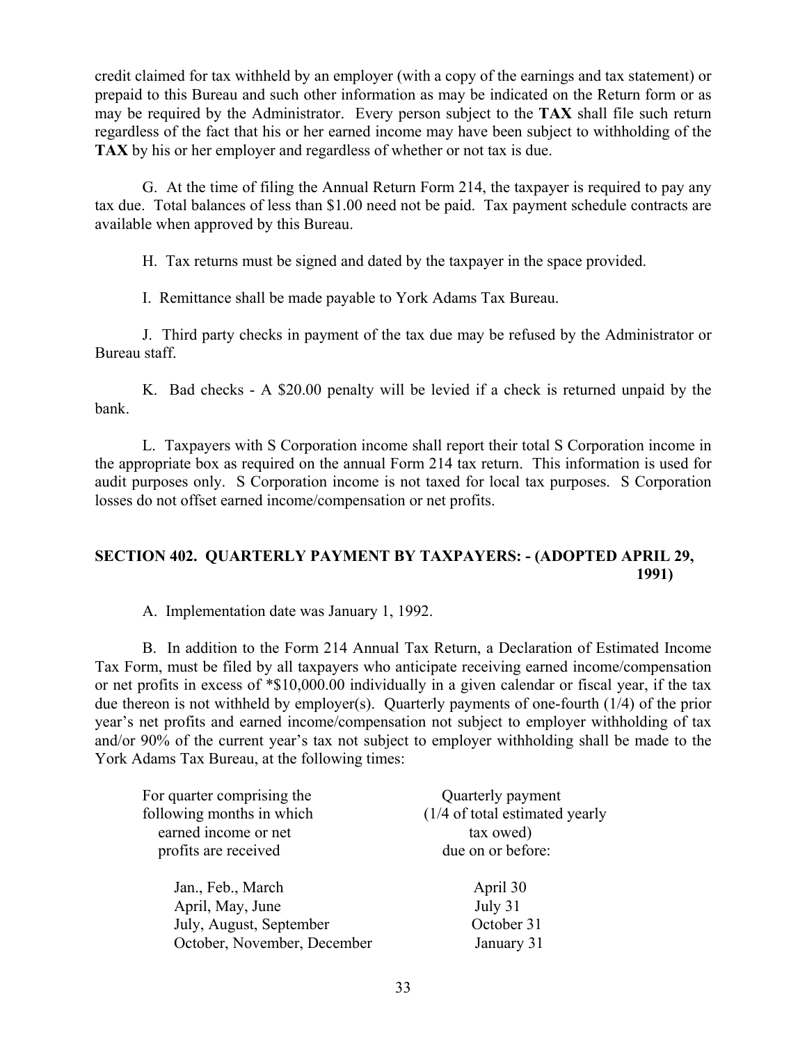credit claimed for tax withheld by an employer (with a copy of the earnings and tax statement) or prepaid to this Bureau and such other information as may be indicated on the Return form or as may be required by the Administrator. Every person subject to the **TAX** shall file such return regardless of the fact that his or her earned income may have been subject to withholding of the **TAX** by his or her employer and regardless of whether or not tax is due.

G. At the time of filing the Annual Return Form 214, the taxpayer is required to pay any tax due. Total balances of less than $1.00 need not be paid. Tax payment schedule contracts are available when approved by this Bureau.

H. Tax returns must be signed and dated by the taxpayer in the space provided.

I. Remittance shall be made payable to York Adams Tax Bureau.

J. Third party checks in payment of the tax due may be refused by the Administrator or Bureau staff.

K. Bad checks - A $20.00 penalty will be levied if a check is returned unpaid by the bank.

L. Taxpayers with S Corporation income shall report their total S Corporation income in the appropriate box as required on the annual Form 214 tax return. This information is used for audit purposes only. S Corporation income is not taxed for local tax purposes. S Corporation losses do not offset earned income/compensation or net profits.

## SECTION 402. QUARTERLY PAYMENT BY TAXPAYERS: - (ADOPTED APRIL 29, 1991)

A. Implementation date was January 1, 1992.

B. In addition to the Form 214 Annual Tax Return, a Declaration of Estimated Income Tax Form, must be filed by all taxpayers who anticipate receiving earned income/compensation or net profits in excess of *$10,000.00 individually in a given calendar or fiscal year, if the tax due thereon is not withheld by employer(s). Quarterly payments of one-fourth (1/4) of the prior year's net profits and earned income/compensation not subject to employer withholding of tax and/or 90% of the current year's tax not subject to employer withholding shall be made to the York Adams Tax Bureau, at the following times:

| For quarter comprising the following months in which earned income or net profits are received | Quarterly payment (1/4 of total estimated yearly tax owed) due on or before: |
|---|---|
| Jan., Feb., March | April 30 |
| April, May, June | July 31 |
| July, August, September | October 31 |
| October, November, December | January 31 |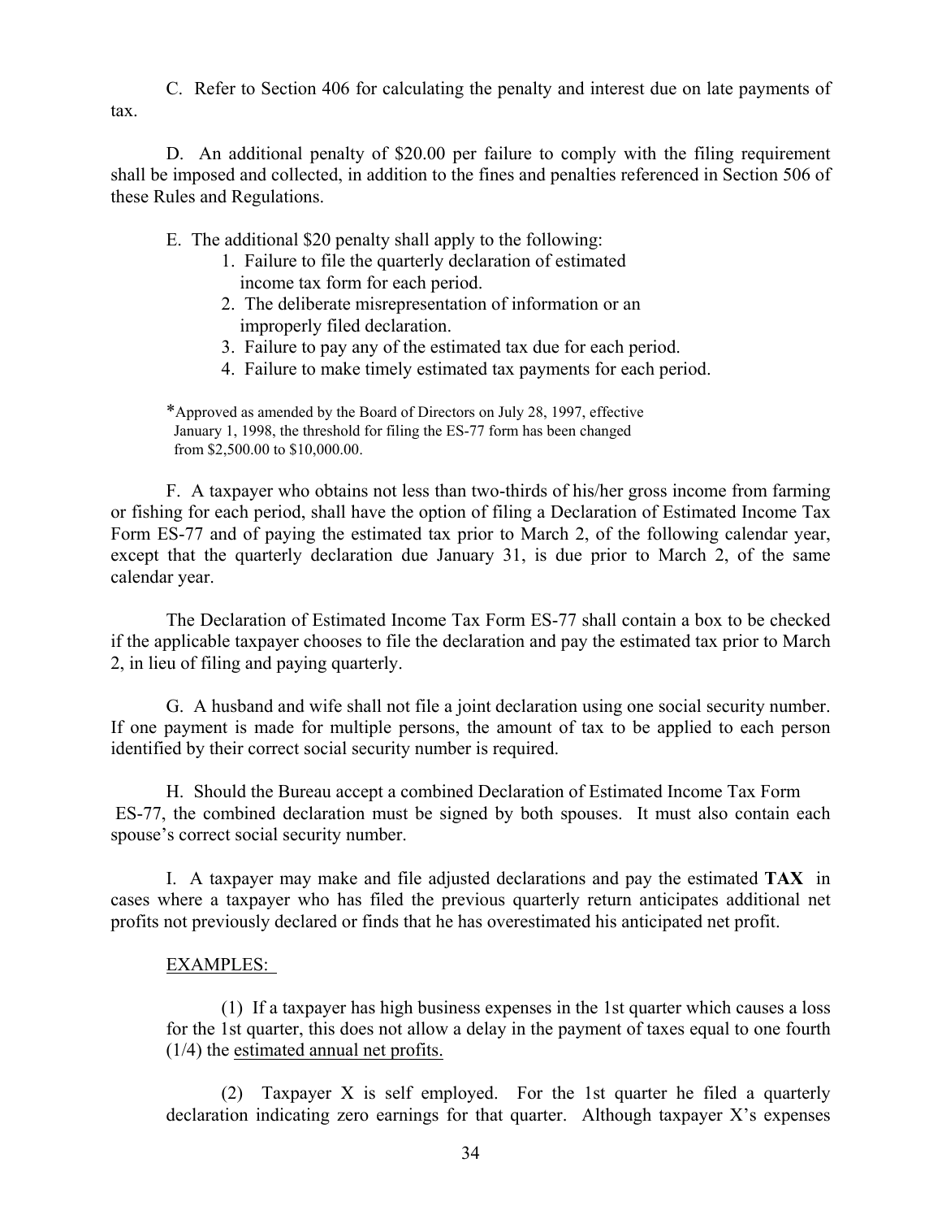C. Refer to Section 406 for calculating the penalty and interest due on late payments of tax.

D. An additional penalty of $20.00 per failure to comply with the filing requirement shall be imposed and collected, in addition to the fines and penalties referenced in Section 506 of these Rules and Regulations.

E. The additional $20 penalty shall apply to the following:

1. Failure to file the quarterly declaration of estimated income tax form for each period.
2. The deliberate misrepresentation of information or an improperly filed declaration.
3. Failure to pay any of the estimated tax due for each period.
4. Failure to make timely estimated tax payments for each period.

*Approved as amended by the Board of Directors on July 28, 1997, effective January 1, 1998, the threshold for filing the ES-77 form has been changed from $2,500.00 to $10,000.00.

F. A taxpayer who obtains not less than two-thirds of his/her gross income from farming or fishing for each period, shall have the option of filing a Declaration of Estimated Income Tax Form ES-77 and of paying the estimated tax prior to March 2, of the following calendar year, except that the quarterly declaration due January 31, is due prior to March 2, of the same calendar year.

The Declaration of Estimated Income Tax Form ES-77 shall contain a box to be checked if the applicable taxpayer chooses to file the declaration and pay the estimated tax prior to March 2, in lieu of filing and paying quarterly.

G. A husband and wife shall not file a joint declaration using one social security number. If one payment is made for multiple persons, the amount of tax to be applied to each person identified by their correct social security number is required.

H. Should the Bureau accept a combined Declaration of Estimated Income Tax Form ES-77, the combined declaration must be signed by both spouses. It must also contain each spouse's correct social security number.

I. A taxpayer may make and file adjusted declarations and pay the estimated **TAX** in cases where a taxpayer who has filed the previous quarterly return anticipates additional net profits not previously declared or finds that he has overestimated his anticipated net profit.

<u>EXAMPLES:</u>

(1) If a taxpayer has high business expenses in the 1st quarter which causes a loss for the 1st quarter, this does not allow a delay in the payment of taxes equal to one fourth (1/4) the <u>estimated annual net profits.</u>

(2) Taxpayer X is self employed. For the 1st quarter he filed a quarterly declaration indicating zero earnings for that quarter. Although taxpayer X's expenses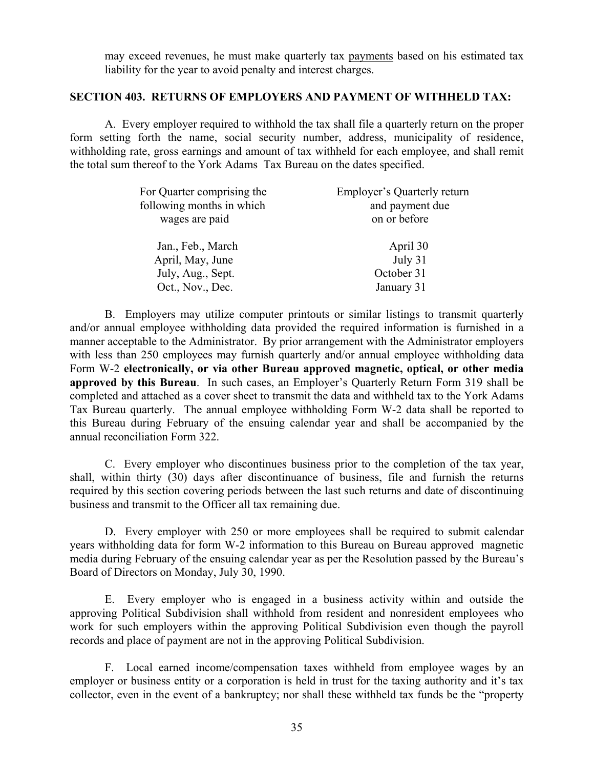may exceed revenues, he must make quarterly tax payments based on his estimated tax liability for the year to avoid penalty and interest charges.

**SECTION 403. RETURNS OF EMPLOYERS AND PAYMENT OF WITHHELD TAX:**

A. Every employer required to withhold the tax shall file a quarterly return on the proper form setting forth the name, social security number, address, municipality of residence, withholding rate, gross earnings and amount of tax withheld for each employee, and shall remit the total sum thereof to the York Adams Tax Bureau on the dates specified.

| For Quarter comprising the following months in which wages are paid | Employer's Quarterly return and payment due on or before |
|---|---|
| Jan., Feb., March | April 30 |
| April, May, June | July 31 |
| July, Aug., Sept. | October 31 |
| Oct., Nov., Dec. | January 31 |

B. Employers may utilize computer printouts or similar listings to transmit quarterly and/or annual employee withholding data provided the required information is furnished in a manner acceptable to the Administrator. By prior arrangement with the Administrator employers with less than 250 employees may furnish quarterly and/or annual employee withholding data Form W-2 **electronically, or via other Bureau approved magnetic, optical, or other media approved by this Bureau**. In such cases, an Employer's Quarterly Return Form 319 shall be completed and attached as a cover sheet to transmit the data and withheld tax to the York Adams Tax Bureau quarterly. The annual employee withholding Form W-2 data shall be reported to this Bureau during February of the ensuing calendar year and shall be accompanied by the annual reconciliation Form 322.

C. Every employer who discontinues business prior to the completion of the tax year, shall, within thirty (30) days after discontinuance of business, file and furnish the returns required by this section covering periods between the last such returns and date of discontinuing business and transmit to the Officer all tax remaining due.

D. Every employer with 250 or more employees shall be required to submit calendar years withholding data for form W-2 information to this Bureau on Bureau approved magnetic media during February of the ensuing calendar year as per the Resolution passed by the Bureau's Board of Directors on Monday, July 30, 1990.

E. Every employer who is engaged in a business activity within and outside the approving Political Subdivision shall withhold from resident and nonresident employees who work for such employers within the approving Political Subdivision even though the payroll records and place of payment are not in the approving Political Subdivision.

F. Local earned income/compensation taxes withheld from employee wages by an employer or business entity or a corporation is held in trust for the taxing authority and it's tax collector, even in the event of a bankruptcy; nor shall these withheld tax funds be the "property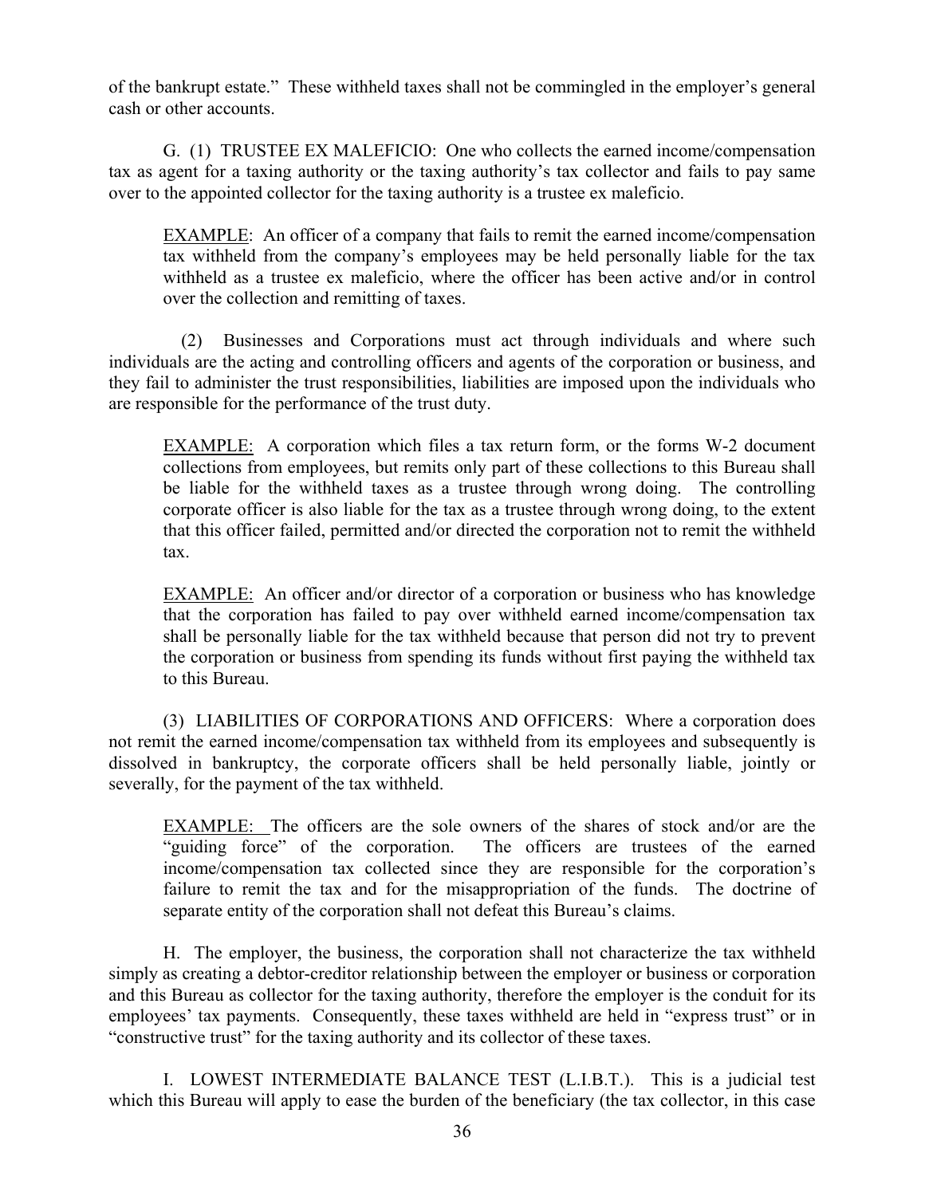of the bankrupt estate." These withheld taxes shall not be commingled in the employer's general cash or other accounts.

G. (1) TRUSTEE EX MALEFICIO: One who collects the earned income/compensation tax as agent for a taxing authority or the taxing authority's tax collector and fails to pay same over to the appointed collector for the taxing authority is a trustee ex maleficio.

> <u>EXAMPLE</u>: An officer of a company that fails to remit the earned income/compensation tax withheld from the company's employees may be held personally liable for the tax withheld as a trustee ex maleficio, where the officer has been active and/or in control over the collection and remitting of taxes.

(2) Businesses and Corporations must act through individuals and where such individuals are the acting and controlling officers and agents of the corporation or business, and they fail to administer the trust responsibilities, liabilities are imposed upon the individuals who are responsible for the performance of the trust duty.

> <u>EXAMPLE:</u> A corporation which files a tax return form, or the forms W-2 document collections from employees, but remits only part of these collections to this Bureau shall be liable for the withheld taxes as a trustee through wrong doing. The controlling corporate officer is also liable for the tax as a trustee through wrong doing, to the extent that this officer failed, permitted and/or directed the corporation not to remit the withheld tax.

> <u>EXAMPLE:</u> An officer and/or director of a corporation or business who has knowledge that the corporation has failed to pay over withheld earned income/compensation tax shall be personally liable for the tax withheld because that person did not try to prevent the corporation or business from spending its funds without first paying the withheld tax to this Bureau.

(3) LIABILITIES OF CORPORATIONS AND OFFICERS: Where a corporation does not remit the earned income/compensation tax withheld from its employees and subsequently is dissolved in bankruptcy, the corporate officers shall be held personally liable, jointly or severally, for the payment of the tax withheld.

> <u>EXAMPLE:</u> The officers are the sole owners of the shares of stock and/or are the "guiding force" of the corporation. The officers are trustees of the earned income/compensation tax collected since they are responsible for the corporation's failure to remit the tax and for the misappropriation of the funds. The doctrine of separate entity of the corporation shall not defeat this Bureau's claims.

H. The employer, the business, the corporation shall not characterize the tax withheld simply as creating a debtor-creditor relationship between the employer or business or corporation and this Bureau as collector for the taxing authority, therefore the employer is the conduit for its employees' tax payments. Consequently, these taxes withheld are held in "express trust" or in "constructive trust" for the taxing authority and its collector of these taxes.

I. LOWEST INTERMEDIATE BALANCE TEST (L.I.B.T.). This is a judicial test which this Bureau will apply to ease the burden of the beneficiary (the tax collector, in this case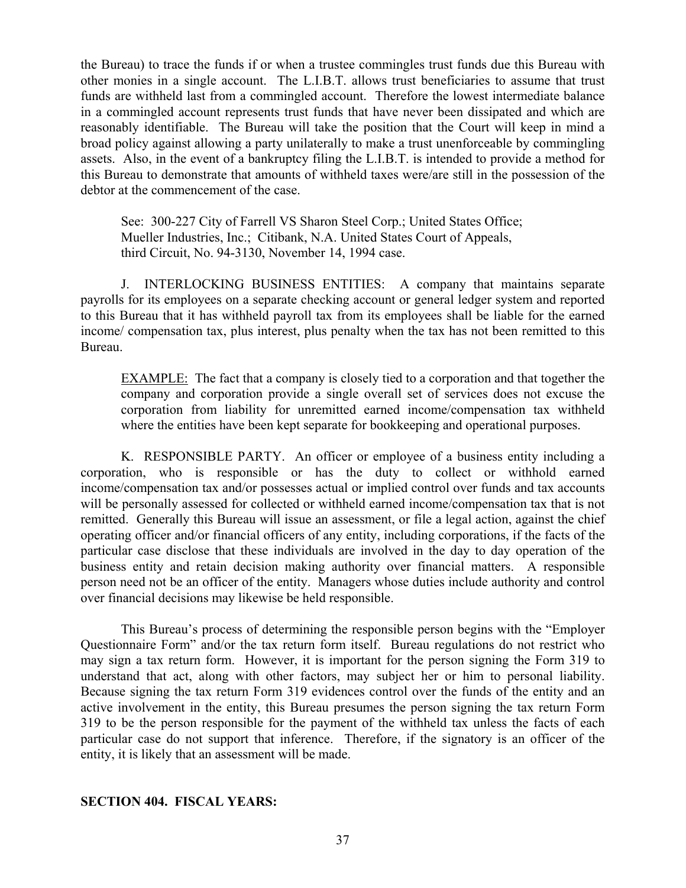the Bureau) to trace the funds if or when a trustee commingles trust funds due this Bureau with other monies in a single account. The L.I.B.T. allows trust beneficiaries to assume that trust funds are withheld last from a commingled account. Therefore the lowest intermediate balance in a commingled account represents trust funds that have never been dissipated and which are reasonably identifiable. The Bureau will take the position that the Court will keep in mind a broad policy against allowing a party unilaterally to make a trust unenforceable by commingling assets. Also, in the event of a bankruptcy filing the L.I.B.T. is intended to provide a method for this Bureau to demonstrate that amounts of withheld taxes were/are still in the possession of the debtor at the commencement of the case.

> See: 300-227 City of Farrell VS Sharon Steel Corp.; United States Office; Mueller Industries, Inc.; Citibank, N.A. United States Court of Appeals, third Circuit, No. 94-3130, November 14, 1994 case.

J. INTERLOCKING BUSINESS ENTITIES: A company that maintains separate payrolls for its employees on a separate checking account or general ledger system and reported to this Bureau that it has withheld payroll tax from its employees shall be liable for the earned income/ compensation tax, plus interest, plus penalty when the tax has not been remitted to this Bureau.

> EXAMPLE: The fact that a company is closely tied to a corporation and that together the company and corporation provide a single overall set of services does not excuse the corporation from liability for unremitted earned income/compensation tax withheld where the entities have been kept separate for bookkeeping and operational purposes.

K. RESPONSIBLE PARTY. An officer or employee of a business entity including a corporation, who is responsible or has the duty to collect or withhold earned income/compensation tax and/or possesses actual or implied control over funds and tax accounts will be personally assessed for collected or withheld earned income/compensation tax that is not remitted. Generally this Bureau will issue an assessment, or file a legal action, against the chief operating officer and/or financial officers of any entity, including corporations, if the facts of the particular case disclose that these individuals are involved in the day to day operation of the business entity and retain decision making authority over financial matters. A responsible person need not be an officer of the entity. Managers whose duties include authority and control over financial decisions may likewise be held responsible.

This Bureau's process of determining the responsible person begins with the "Employer Questionnaire Form" and/or the tax return form itself. Bureau regulations do not restrict who may sign a tax return form. However, it is important for the person signing the Form 319 to understand that act, along with other factors, may subject her or him to personal liability. Because signing the tax return Form 319 evidences control over the funds of the entity and an active involvement in the entity, this Bureau presumes the person signing the tax return Form 319 to be the person responsible for the payment of the withheld tax unless the facts of each particular case do not support that inference. Therefore, if the signatory is an officer of the entity, it is likely that an assessment will be made.

**SECTION 404. FISCAL YEARS:**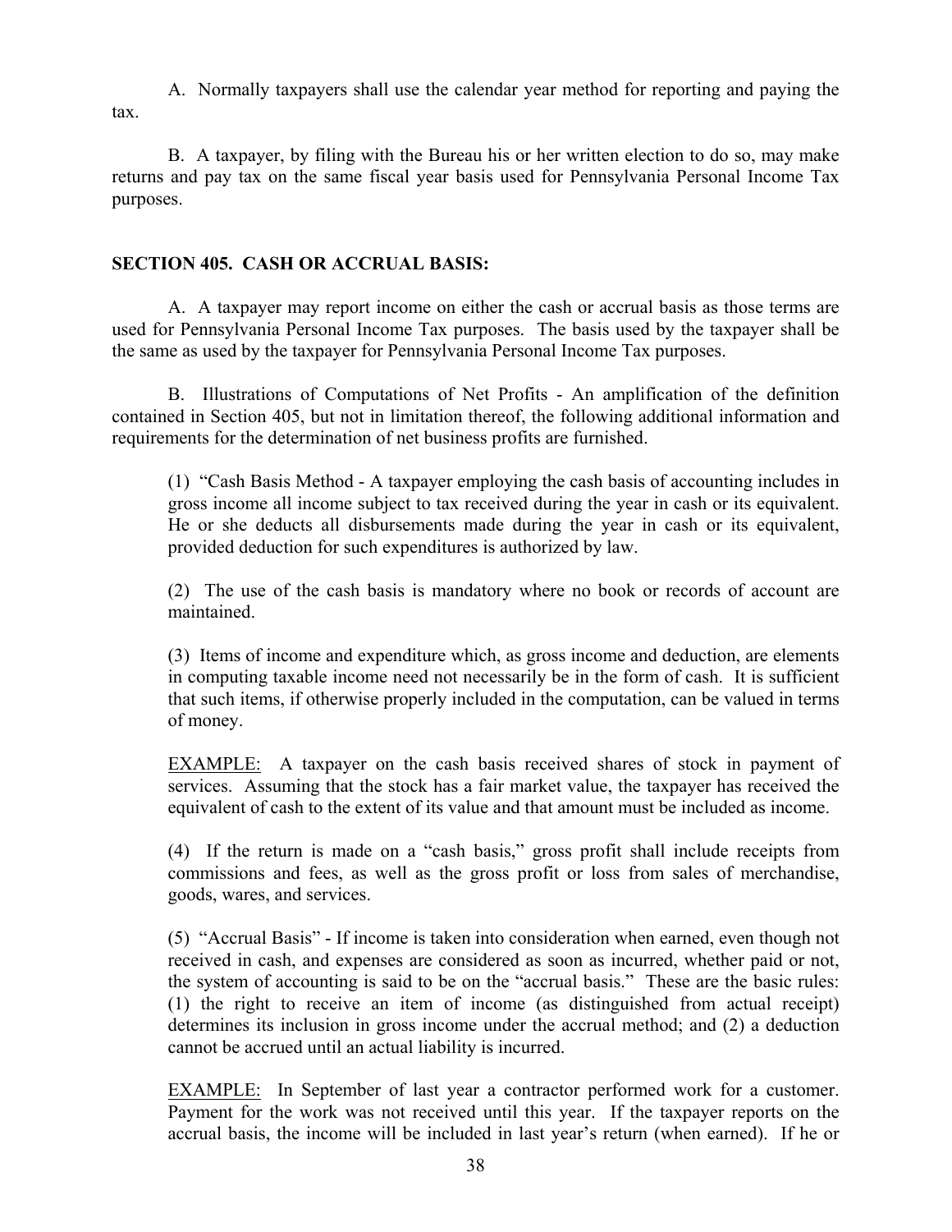A. Normally taxpayers shall use the calendar year method for reporting and paying the tax.

B. A taxpayer, by filing with the Bureau his or her written election to do so, may make returns and pay tax on the same fiscal year basis used for Pennsylvania Personal Income Tax purposes.

### SECTION 405. CASH OR ACCRUAL BASIS:

A. A taxpayer may report income on either the cash or accrual basis as those terms are used for Pennsylvania Personal Income Tax purposes. The basis used by the taxpayer shall be the same as used by the taxpayer for Pennsylvania Personal Income Tax purposes.

B. Illustrations of Computations of Net Profits - An amplification of the definition contained in Section 405, but not in limitation thereof, the following additional information and requirements for the determination of net business profits are furnished.

(1) "Cash Basis Method - A taxpayer employing the cash basis of accounting includes in gross income all income subject to tax received during the year in cash or its equivalent. He or she deducts all disbursements made during the year in cash or its equivalent, provided deduction for such expenditures is authorized by law.

(2) The use of the cash basis is mandatory where no book or records of account are maintained.

(3) Items of income and expenditure which, as gross income and deduction, are elements in computing taxable income need not necessarily be in the form of cash. It is sufficient that such items, if otherwise properly included in the computation, can be valued in terms of money.

<u>EXAMPLE:</u> A taxpayer on the cash basis received shares of stock in payment of services. Assuming that the stock has a fair market value, the taxpayer has received the equivalent of cash to the extent of its value and that amount must be included as income.

(4) If the return is made on a "cash basis," gross profit shall include receipts from commissions and fees, as well as the gross profit or loss from sales of merchandise, goods, wares, and services.

(5) "Accrual Basis" - If income is taken into consideration when earned, even though not received in cash, and expenses are considered as soon as incurred, whether paid or not, the system of accounting is said to be on the "accrual basis." These are the basic rules: (1) the right to receive an item of income (as distinguished from actual receipt) determines its inclusion in gross income under the accrual method; and (2) a deduction cannot be accrued until an actual liability is incurred.

<u>EXAMPLE:</u> In September of last year a contractor performed work for a customer. Payment for the work was not received until this year. If the taxpayer reports on the accrual basis, the income will be included in last year's return (when earned). If he or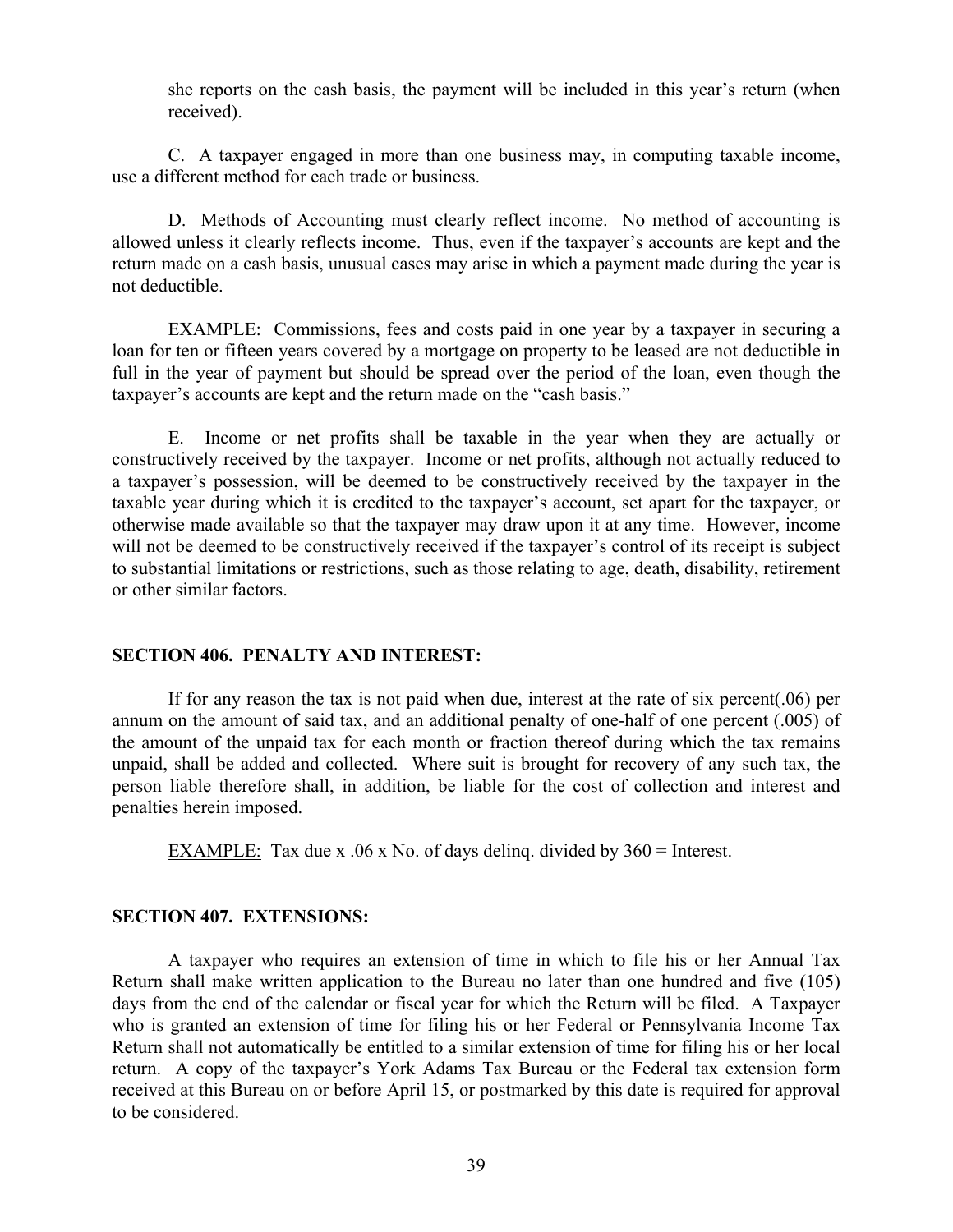she reports on the cash basis, the payment will be included in this year's return (when received).

C. A taxpayer engaged in more than one business may, in computing taxable income, use a different method for each trade or business.

D. Methods of Accounting must clearly reflect income. No method of accounting is allowed unless it clearly reflects income. Thus, even if the taxpayer's accounts are kept and the return made on a cash basis, unusual cases may arise in which a payment made during the year is not deductible.

EXAMPLE: Commissions, fees and costs paid in one year by a taxpayer in securing a loan for ten or fifteen years covered by a mortgage on property to be leased are not deductible in full in the year of payment but should be spread over the period of the loan, even though the taxpayer's accounts are kept and the return made on the "cash basis."

E. Income or net profits shall be taxable in the year when they are actually or constructively received by the taxpayer. Income or net profits, although not actually reduced to a taxpayer's possession, will be deemed to be constructively received by the taxpayer in the taxable year during which it is credited to the taxpayer's account, set apart for the taxpayer, or otherwise made available so that the taxpayer may draw upon it at any time. However, income will not be deemed to be constructively received if the taxpayer's control of its receipt is subject to substantial limitations or restrictions, such as those relating to age, death, disability, retirement or other similar factors.

## SECTION 406. PENALTY AND INTEREST:

If for any reason the tax is not paid when due, interest at the rate of six percent(.06) per annum on the amount of said tax, and an additional penalty of one-half of one percent (.005) of the amount of the unpaid tax for each month or fraction thereof during which the tax remains unpaid, shall be added and collected. Where suit is brought for recovery of any such tax, the person liable therefore shall, in addition, be liable for the cost of collection and interest and penalties herein imposed.

EXAMPLE: Tax due x .06 x No. of days delinq. divided by 360 = Interest.

## SECTION 407. EXTENSIONS:

A taxpayer who requires an extension of time in which to file his or her Annual Tax Return shall make written application to the Bureau no later than one hundred and five (105) days from the end of the calendar or fiscal year for which the Return will be filed. A Taxpayer who is granted an extension of time for filing his or her Federal or Pennsylvania Income Tax Return shall not automatically be entitled to a similar extension of time for filing his or her local return. A copy of the taxpayer's York Adams Tax Bureau or the Federal tax extension form received at this Bureau on or before April 15, or postmarked by this date is required for approval to be considered.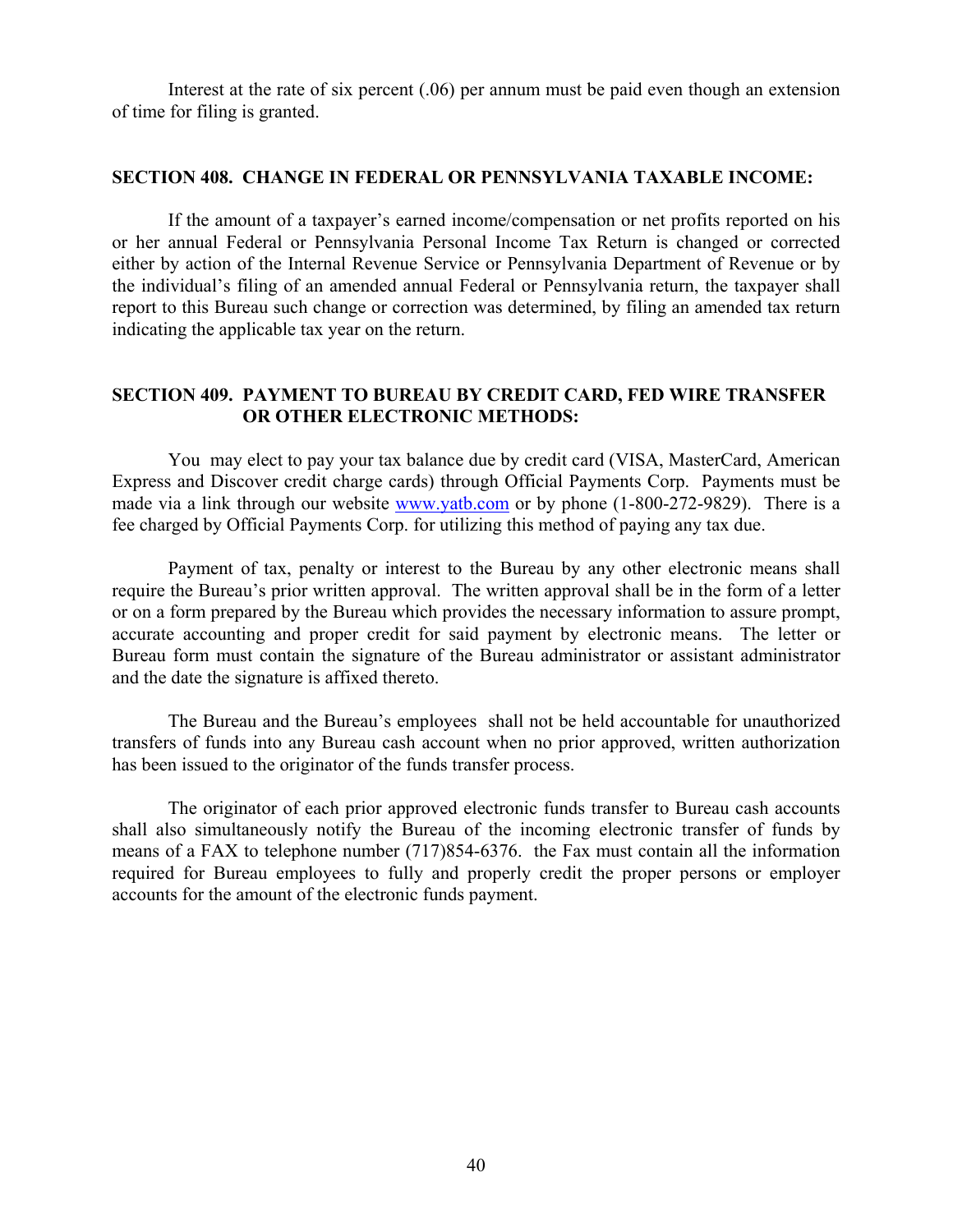Interest at the rate of six percent (.06) per annum must be paid even though an extension of time for filing is granted.

## SECTION 408. CHANGE IN FEDERAL OR PENNSYLVANIA TAXABLE INCOME:

If the amount of a taxpayer's earned income/compensation or net profits reported on his or her annual Federal or Pennsylvania Personal Income Tax Return is changed or corrected either by action of the Internal Revenue Service or Pennsylvania Department of Revenue or by the individual's filing of an amended annual Federal or Pennsylvania return, the taxpayer shall report to this Bureau such change or correction was determined, by filing an amended tax return indicating the applicable tax year on the return.

## SECTION 409. PAYMENT TO BUREAU BY CREDIT CARD, FED WIRE TRANSFER OR OTHER ELECTRONIC METHODS:

You may elect to pay your tax balance due by credit card (VISA, MasterCard, American Express and Discover credit charge cards) through Official Payments Corp. Payments must be made via a link through our website www.yatb.com or by phone (1-800-272-9829). There is a fee charged by Official Payments Corp. for utilizing this method of paying any tax due.

Payment of tax, penalty or interest to the Bureau by any other electronic means shall require the Bureau's prior written approval. The written approval shall be in the form of a letter or on a form prepared by the Bureau which provides the necessary information to assure prompt, accurate accounting and proper credit for said payment by electronic means. The letter or Bureau form must contain the signature of the Bureau administrator or assistant administrator and the date the signature is affixed thereto.

The Bureau and the Bureau's employees shall not be held accountable for unauthorized transfers of funds into any Bureau cash account when no prior approved, written authorization has been issued to the originator of the funds transfer process.

The originator of each prior approved electronic funds transfer to Bureau cash accounts shall also simultaneously notify the Bureau of the incoming electronic transfer of funds by means of a FAX to telephone number (717)854-6376. the Fax must contain all the information required for Bureau employees to fully and properly credit the proper persons or employer accounts for the amount of the electronic funds payment.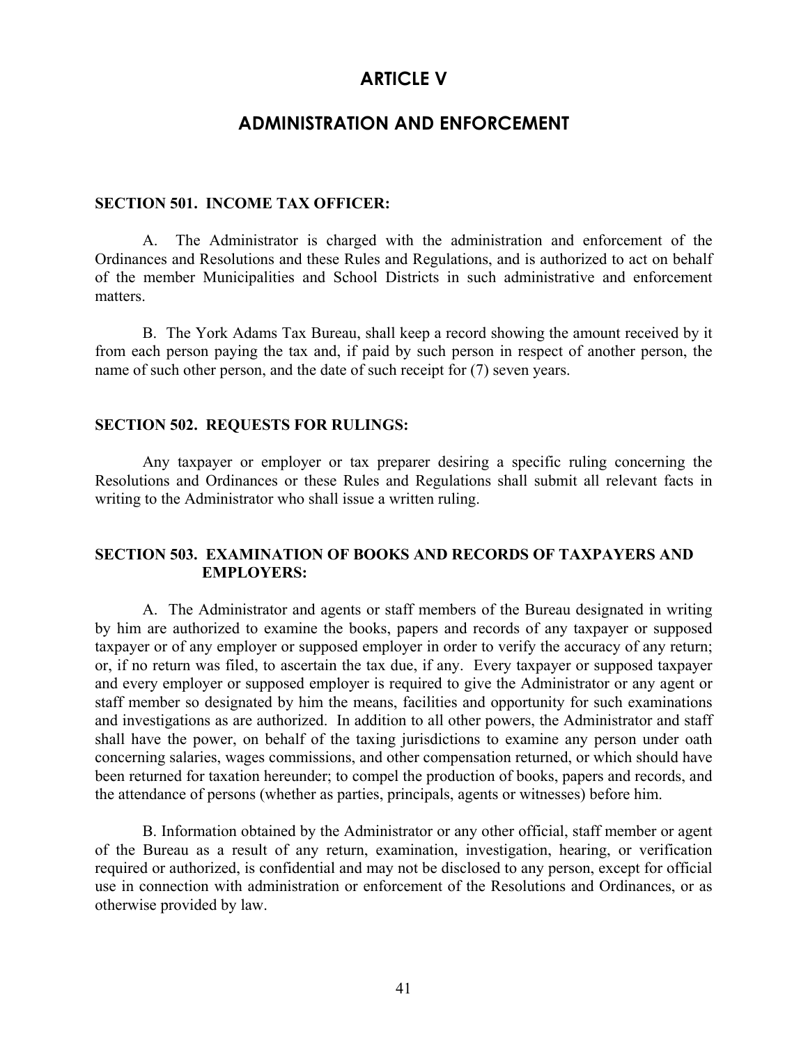# ARTICLE V

## ADMINISTRATION AND ENFORCEMENT

**SECTION 501. INCOME TAX OFFICER:**

A. The Administrator is charged with the administration and enforcement of the Ordinances and Resolutions and these Rules and Regulations, and is authorized to act on behalf of the member Municipalities and School Districts in such administrative and enforcement matters.

B. The York Adams Tax Bureau, shall keep a record showing the amount received by it from each person paying the tax and, if paid by such person in respect of another person, the name of such other person, and the date of such receipt for (7) seven years.

**SECTION 502. REQUESTS FOR RULINGS:**

Any taxpayer or employer or tax preparer desiring a specific ruling concerning the Resolutions and Ordinances or these Rules and Regulations shall submit all relevant facts in writing to the Administrator who shall issue a written ruling.

**SECTION 503. EXAMINATION OF BOOKS AND RECORDS OF TAXPAYERS AND EMPLOYERS:**

A. The Administrator and agents or staff members of the Bureau designated in writing by him are authorized to examine the books, papers and records of any taxpayer or supposed taxpayer or of any employer or supposed employer in order to verify the accuracy of any return; or, if no return was filed, to ascertain the tax due, if any. Every taxpayer or supposed taxpayer and every employer or supposed employer is required to give the Administrator or any agent or staff member so designated by him the means, facilities and opportunity for such examinations and investigations as are authorized. In addition to all other powers, the Administrator and staff shall have the power, on behalf of the taxing jurisdictions to examine any person under oath concerning salaries, wages commissions, and other compensation returned, or which should have been returned for taxation hereunder; to compel the production of books, papers and records, and the attendance of persons (whether as parties, principals, agents or witnesses) before him.

B. Information obtained by the Administrator or any other official, staff member or agent of the Bureau as a result of any return, examination, investigation, hearing, or verification required or authorized, is confidential and may not be disclosed to any person, except for official use in connection with administration or enforcement of the Resolutions and Ordinances, or as otherwise provided by law.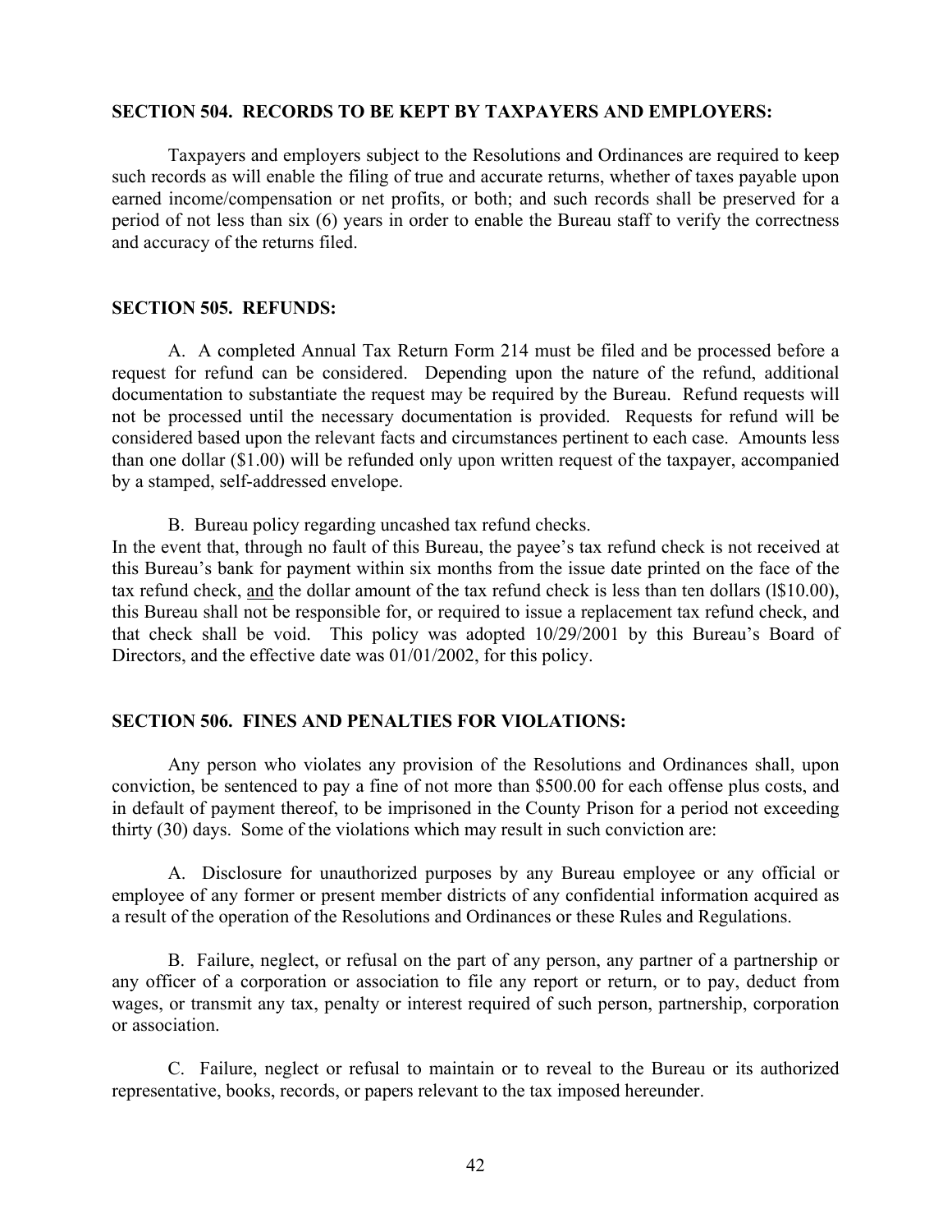**SECTION 504. RECORDS TO BE KEPT BY TAXPAYERS AND EMPLOYERS:**

Taxpayers and employers subject to the Resolutions and Ordinances are required to keep such records as will enable the filing of true and accurate returns, whether of taxes payable upon earned income/compensation or net profits, or both; and such records shall be preserved for a period of not less than six (6) years in order to enable the Bureau staff to verify the correctness and accuracy of the returns filed.

**SECTION 505. REFUNDS:**

A. A completed Annual Tax Return Form 214 must be filed and be processed before a request for refund can be considered. Depending upon the nature of the refund, additional documentation to substantiate the request may be required by the Bureau. Refund requests will not be processed until the necessary documentation is provided. Requests for refund will be considered based upon the relevant facts and circumstances pertinent to each case. Amounts less than one dollar ($1.00) will be refunded only upon written request of the taxpayer, accompanied by a stamped, self-addressed envelope.

B. Bureau policy regarding uncashed tax refund checks.
In the event that, through no fault of this Bureau, the payee's tax refund check is not received at this Bureau's bank for payment within six months from the issue date printed on the face of the tax refund check, <u>and</u> the dollar amount of the tax refund check is less than ten dollars (l$10.00), this Bureau shall not be responsible for, or required to issue a replacement tax refund check, and that check shall be void. This policy was adopted 10/29/2001 by this Bureau's Board of Directors, and the effective date was 01/01/2002, for this policy.

**SECTION 506. FINES AND PENALTIES FOR VIOLATIONS:**

Any person who violates any provision of the Resolutions and Ordinances shall, upon conviction, be sentenced to pay a fine of not more than $500.00 for each offense plus costs, and in default of payment thereof, to be imprisoned in the County Prison for a period not exceeding thirty (30) days. Some of the violations which may result in such conviction are:

A. Disclosure for unauthorized purposes by any Bureau employee or any official or employee of any former or present member districts of any confidential information acquired as a result of the operation of the Resolutions and Ordinances or these Rules and Regulations.

B. Failure, neglect, or refusal on the part of any person, any partner of a partnership or any officer of a corporation or association to file any report or return, or to pay, deduct from wages, or transmit any tax, penalty or interest required of such person, partnership, corporation or association.

C. Failure, neglect or refusal to maintain or to reveal to the Bureau or its authorized representative, books, records, or papers relevant to the tax imposed hereunder.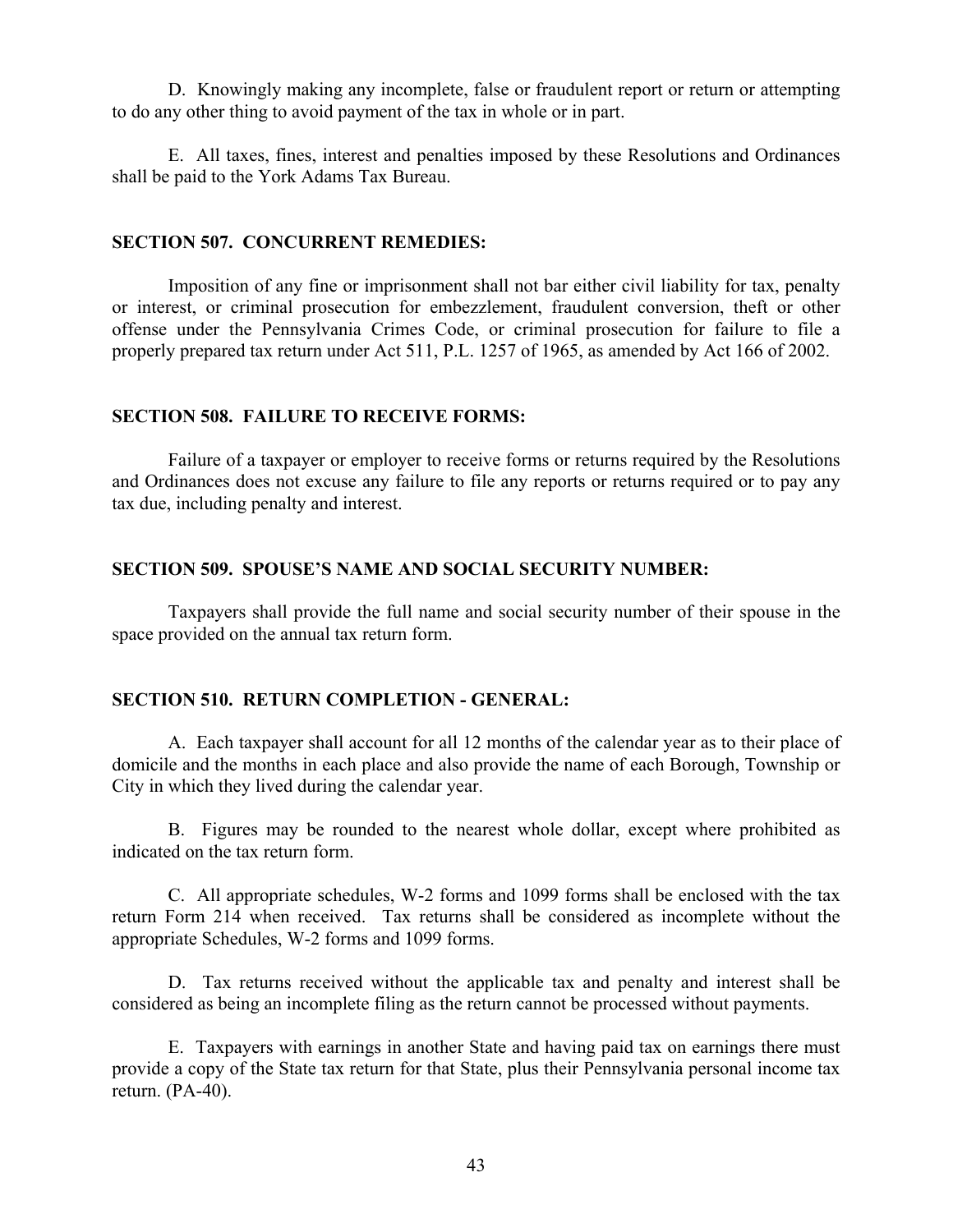D. Knowingly making any incomplete, false or fraudulent report or return or attempting to do any other thing to avoid payment of the tax in whole or in part.

E. All taxes, fines, interest and penalties imposed by these Resolutions and Ordinances shall be paid to the York Adams Tax Bureau.

### SECTION 507. CONCURRENT REMEDIES:

Imposition of any fine or imprisonment shall not bar either civil liability for tax, penalty or interest, or criminal prosecution for embezzlement, fraudulent conversion, theft or other offense under the Pennsylvania Crimes Code, or criminal prosecution for failure to file a properly prepared tax return under Act 511, P.L. 1257 of 1965, as amended by Act 166 of 2002.

### SECTION 508. FAILURE TO RECEIVE FORMS:

Failure of a taxpayer or employer to receive forms or returns required by the Resolutions and Ordinances does not excuse any failure to file any reports or returns required or to pay any tax due, including penalty and interest.

### SECTION 509. SPOUSE'S NAME AND SOCIAL SECURITY NUMBER:

Taxpayers shall provide the full name and social security number of their spouse in the space provided on the annual tax return form.

### SECTION 510. RETURN COMPLETION - GENERAL:

A. Each taxpayer shall account for all 12 months of the calendar year as to their place of domicile and the months in each place and also provide the name of each Borough, Township or City in which they lived during the calendar year.

B. Figures may be rounded to the nearest whole dollar, except where prohibited as indicated on the tax return form.

C. All appropriate schedules, W-2 forms and 1099 forms shall be enclosed with the tax return Form 214 when received. Tax returns shall be considered as incomplete without the appropriate Schedules, W-2 forms and 1099 forms.

D. Tax returns received without the applicable tax and penalty and interest shall be considered as being an incomplete filing as the return cannot be processed without payments.

E. Taxpayers with earnings in another State and having paid tax on earnings there must provide a copy of the State tax return for that State, plus their Pennsylvania personal income tax return. (PA-40).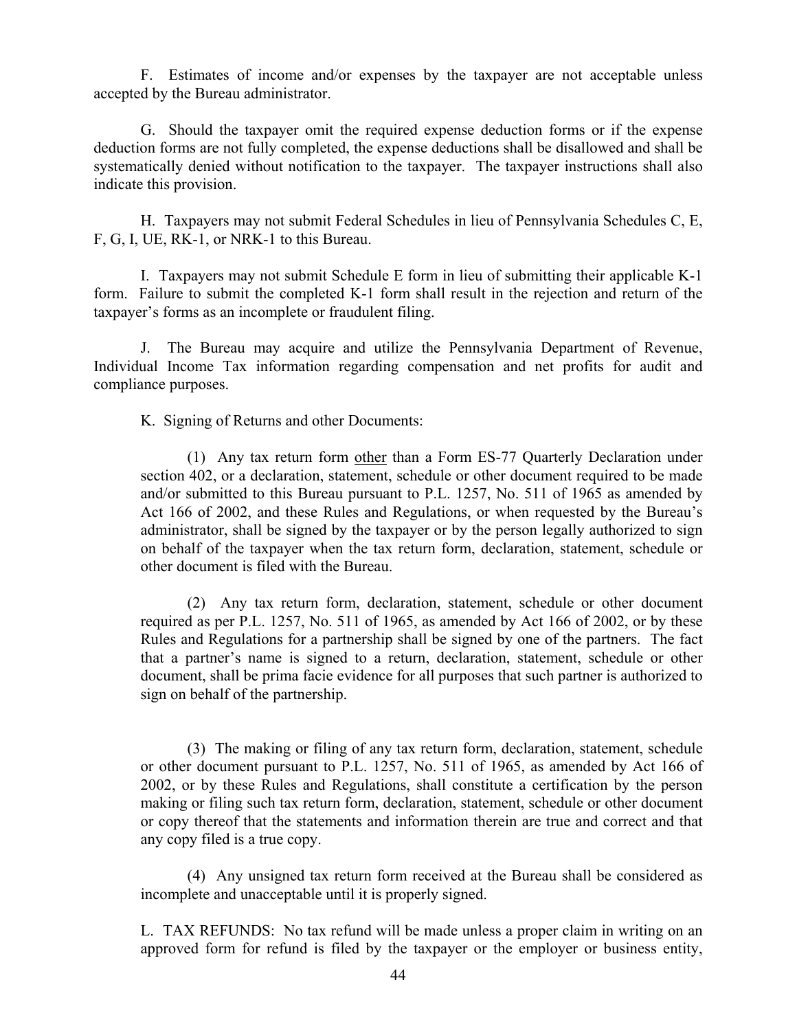F. Estimates of income and/or expenses by the taxpayer are not acceptable unless accepted by the Bureau administrator.

G. Should the taxpayer omit the required expense deduction forms or if the expense deduction forms are not fully completed, the expense deductions shall be disallowed and shall be systematically denied without notification to the taxpayer. The taxpayer instructions shall also indicate this provision.

H. Taxpayers may not submit Federal Schedules in lieu of Pennsylvania Schedules C, E, F, G, I, UE, RK-1, or NRK-1 to this Bureau.

I. Taxpayers may not submit Schedule E form in lieu of submitting their applicable K-1 form. Failure to submit the completed K-1 form shall result in the rejection and return of the taxpayer's forms as an incomplete or fraudulent filing.

J. The Bureau may acquire and utilize the Pennsylvania Department of Revenue, Individual Income Tax information regarding compensation and net profits for audit and compliance purposes.

K. Signing of Returns and other Documents:

(1) Any tax return form <u>other</u> than a Form ES-77 Quarterly Declaration under section 402, or a declaration, statement, schedule or other document required to be made and/or submitted to this Bureau pursuant to P.L. 1257, No. 511 of 1965 as amended by Act 166 of 2002, and these Rules and Regulations, or when requested by the Bureau's administrator, shall be signed by the taxpayer or by the person legally authorized to sign on behalf of the taxpayer when the tax return form, declaration, statement, schedule or other document is filed with the Bureau.

(2) Any tax return form, declaration, statement, schedule or other document required as per P.L. 1257, No. 511 of 1965, as amended by Act 166 of 2002, or by these Rules and Regulations for a partnership shall be signed by one of the partners. The fact that a partner's name is signed to a return, declaration, statement, schedule or other document, shall be prima facie evidence for all purposes that such partner is authorized to sign on behalf of the partnership.

(3) The making or filing of any tax return form, declaration, statement, schedule or other document pursuant to P.L. 1257, No. 511 of 1965, as amended by Act 166 of 2002, or by these Rules and Regulations, shall constitute a certification by the person making or filing such tax return form, declaration, statement, schedule or other document or copy thereof that the statements and information therein are true and correct and that any copy filed is a true copy.

(4) Any unsigned tax return form received at the Bureau shall be considered as incomplete and unacceptable until it is properly signed.

L. TAX REFUNDS: No tax refund will be made unless a proper claim in writing on an approved form for refund is filed by the taxpayer or the employer or business entity,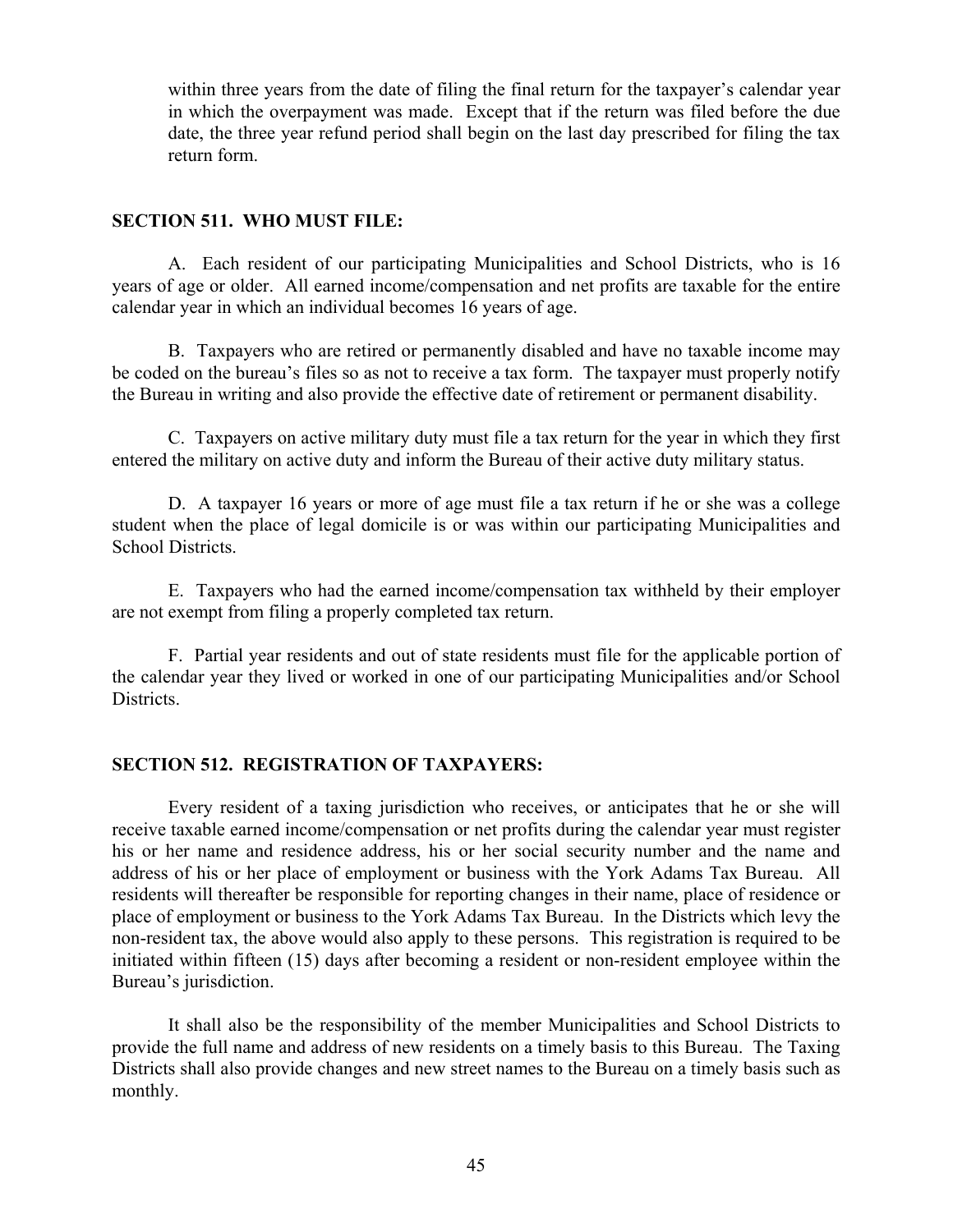within three years from the date of filing the final return for the taxpayer's calendar year in which the overpayment was made. Except that if the return was filed before the due date, the three year refund period shall begin on the last day prescribed for filing the tax return form.

### SECTION 511. WHO MUST FILE:

A. Each resident of our participating Municipalities and School Districts, who is 16 years of age or older. All earned income/compensation and net profits are taxable for the entire calendar year in which an individual becomes 16 years of age.

B. Taxpayers who are retired or permanently disabled and have no taxable income may be coded on the bureau's files so as not to receive a tax form. The taxpayer must properly notify the Bureau in writing and also provide the effective date of retirement or permanent disability.

C. Taxpayers on active military duty must file a tax return for the year in which they first entered the military on active duty and inform the Bureau of their active duty military status.

D. A taxpayer 16 years or more of age must file a tax return if he or she was a college student when the place of legal domicile is or was within our participating Municipalities and School Districts.

E. Taxpayers who had the earned income/compensation tax withheld by their employer are not exempt from filing a properly completed tax return.

F. Partial year residents and out of state residents must file for the applicable portion of the calendar year they lived or worked in one of our participating Municipalities and/or School Districts.

### SECTION 512. REGISTRATION OF TAXPAYERS:

Every resident of a taxing jurisdiction who receives, or anticipates that he or she will receive taxable earned income/compensation or net profits during the calendar year must register his or her name and residence address, his or her social security number and the name and address of his or her place of employment or business with the York Adams Tax Bureau. All residents will thereafter be responsible for reporting changes in their name, place of residence or place of employment or business to the York Adams Tax Bureau. In the Districts which levy the non-resident tax, the above would also apply to these persons. This registration is required to be initiated within fifteen (15) days after becoming a resident or non-resident employee within the Bureau's jurisdiction.

It shall also be the responsibility of the member Municipalities and School Districts to provide the full name and address of new residents on a timely basis to this Bureau. The Taxing Districts shall also provide changes and new street names to the Bureau on a timely basis such as monthly.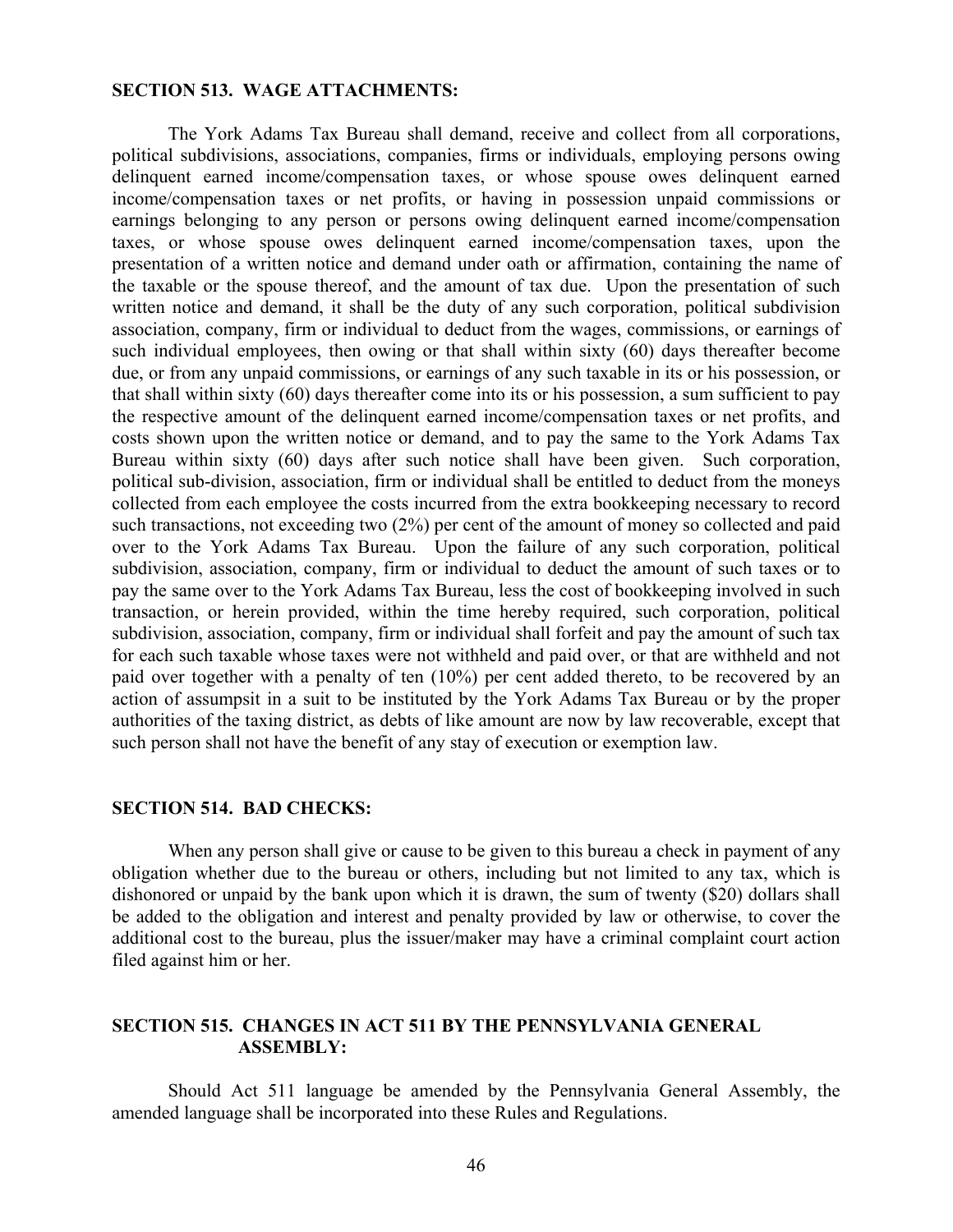### SECTION 513. WAGE ATTACHMENTS:

The York Adams Tax Bureau shall demand, receive and collect from all corporations, political subdivisions, associations, companies, firms or individuals, employing persons owing delinquent earned income/compensation taxes, or whose spouse owes delinquent earned income/compensation taxes or net profits, or having in possession unpaid commissions or earnings belonging to any person or persons owing delinquent earned income/compensation taxes, or whose spouse owes delinquent earned income/compensation taxes, upon the presentation of a written notice and demand under oath or affirmation, containing the name of the taxable or the spouse thereof, and the amount of tax due. Upon the presentation of such written notice and demand, it shall be the duty of any such corporation, political subdivision association, company, firm or individual to deduct from the wages, commissions, or earnings of such individual employees, then owing or that shall within sixty (60) days thereafter become due, or from any unpaid commissions, or earnings of any such taxable in its or his possession, or that shall within sixty (60) days thereafter come into its or his possession, a sum sufficient to pay the respective amount of the delinquent earned income/compensation taxes or net profits, and costs shown upon the written notice or demand, and to pay the same to the York Adams Tax Bureau within sixty (60) days after such notice shall have been given. Such corporation, political sub-division, association, firm or individual shall be entitled to deduct from the moneys collected from each employee the costs incurred from the extra bookkeeping necessary to record such transactions, not exceeding two (2%) per cent of the amount of money so collected and paid over to the York Adams Tax Bureau. Upon the failure of any such corporation, political subdivision, association, company, firm or individual to deduct the amount of such taxes or to pay the same over to the York Adams Tax Bureau, less the cost of bookkeeping involved in such transaction, or herein provided, within the time hereby required, such corporation, political subdivision, association, company, firm or individual shall forfeit and pay the amount of such tax for each such taxable whose taxes were not withheld and paid over, or that are withheld and not paid over together with a penalty of ten (10%) per cent added thereto, to be recovered by an action of assumpsit in a suit to be instituted by the York Adams Tax Bureau or by the proper authorities of the taxing district, as debts of like amount are now by law recoverable, except that such person shall not have the benefit of any stay of execution or exemption law.

### SECTION 514. BAD CHECKS:

When any person shall give or cause to be given to this bureau a check in payment of any obligation whether due to the bureau or others, including but not limited to any tax, which is dishonored or unpaid by the bank upon which it is drawn, the sum of twenty ($20) dollars shall be added to the obligation and interest and penalty provided by law or otherwise, to cover the additional cost to the bureau, plus the issuer/maker may have a criminal complaint court action filed against him or her.

### SECTION 515. CHANGES IN ACT 511 BY THE PENNSYLVANIA GENERAL ASSEMBLY:

Should Act 511 language be amended by the Pennsylvania General Assembly, the amended language shall be incorporated into these Rules and Regulations.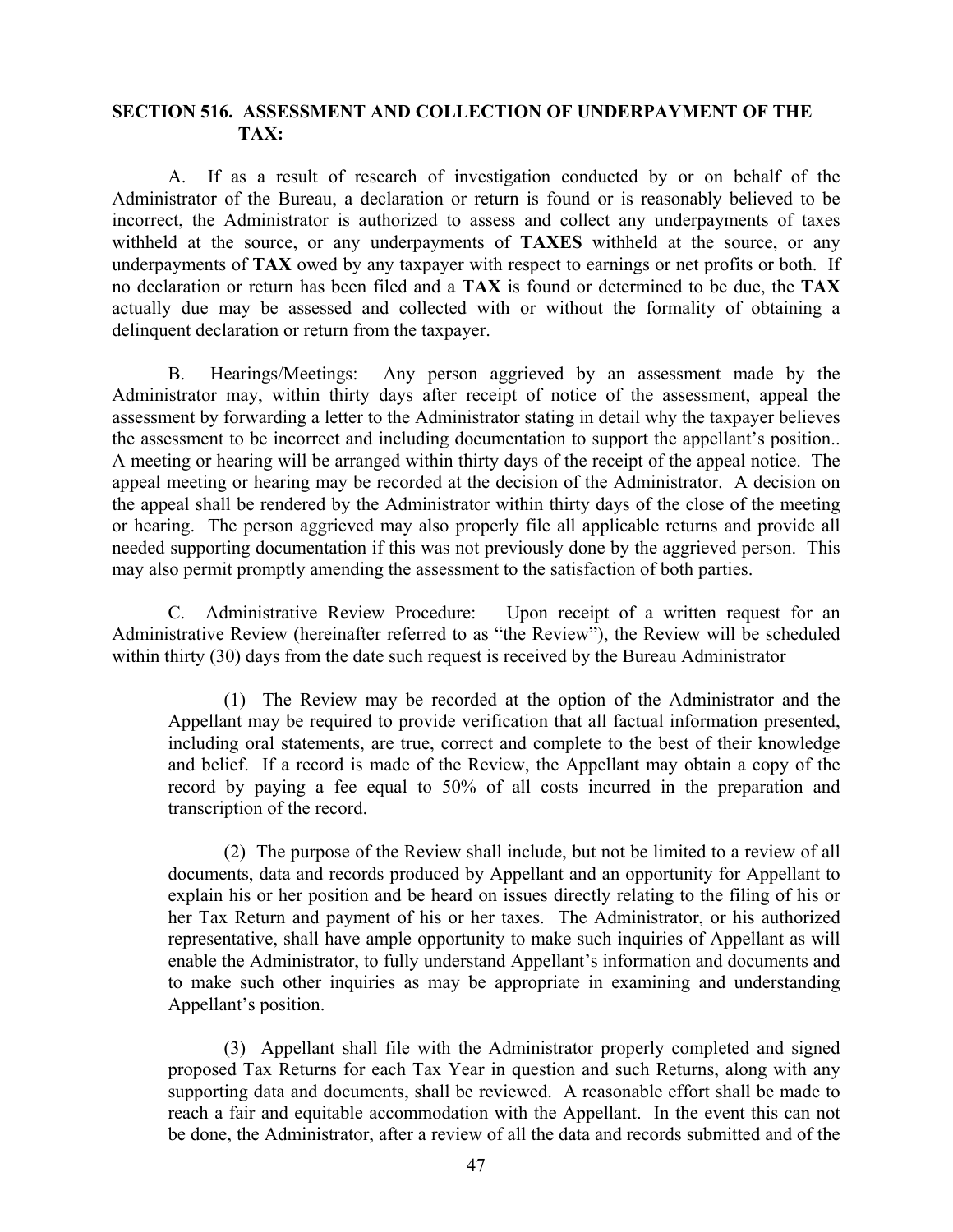## SECTION 516. ASSESSMENT AND COLLECTION OF UNDERPAYMENT OF THE TAX:

A. If as a result of research of investigation conducted by or on behalf of the Administrator of the Bureau, a declaration or return is found or is reasonably believed to be incorrect, the Administrator is authorized to assess and collect any underpayments of taxes withheld at the source, or any underpayments of **TAXES** withheld at the source, or any underpayments of **TAX** owed by any taxpayer with respect to earnings or net profits or both. If no declaration or return has been filed and a **TAX** is found or determined to be due, the **TAX** actually due may be assessed and collected with or without the formality of obtaining a delinquent declaration or return from the taxpayer.

B. Hearings/Meetings: Any person aggrieved by an assessment made by the Administrator may, within thirty days after receipt of notice of the assessment, appeal the assessment by forwarding a letter to the Administrator stating in detail why the taxpayer believes the assessment to be incorrect and including documentation to support the appellant's position.. A meeting or hearing will be arranged within thirty days of the receipt of the appeal notice. The appeal meeting or hearing may be recorded at the decision of the Administrator. A decision on the appeal shall be rendered by the Administrator within thirty days of the close of the meeting or hearing. The person aggrieved may also properly file all applicable returns and provide all needed supporting documentation if this was not previously done by the aggrieved person. This may also permit promptly amending the assessment to the satisfaction of both parties.

C. Administrative Review Procedure: Upon receipt of a written request for an Administrative Review (hereinafter referred to as "the Review"), the Review will be scheduled within thirty (30) days from the date such request is received by the Bureau Administrator

(1) The Review may be recorded at the option of the Administrator and the Appellant may be required to provide verification that all factual information presented, including oral statements, are true, correct and complete to the best of their knowledge and belief. If a record is made of the Review, the Appellant may obtain a copy of the record by paying a fee equal to 50% of all costs incurred in the preparation and transcription of the record.

(2) The purpose of the Review shall include, but not be limited to a review of all documents, data and records produced by Appellant and an opportunity for Appellant to explain his or her position and be heard on issues directly relating to the filing of his or her Tax Return and payment of his or her taxes. The Administrator, or his authorized representative, shall have ample opportunity to make such inquiries of Appellant as will enable the Administrator, to fully understand Appellant's information and documents and to make such other inquiries as may be appropriate in examining and understanding Appellant's position.

(3) Appellant shall file with the Administrator properly completed and signed proposed Tax Returns for each Tax Year in question and such Returns, along with any supporting data and documents, shall be reviewed. A reasonable effort shall be made to reach a fair and equitable accommodation with the Appellant. In the event this can not be done, the Administrator, after a review of all the data and records submitted and of the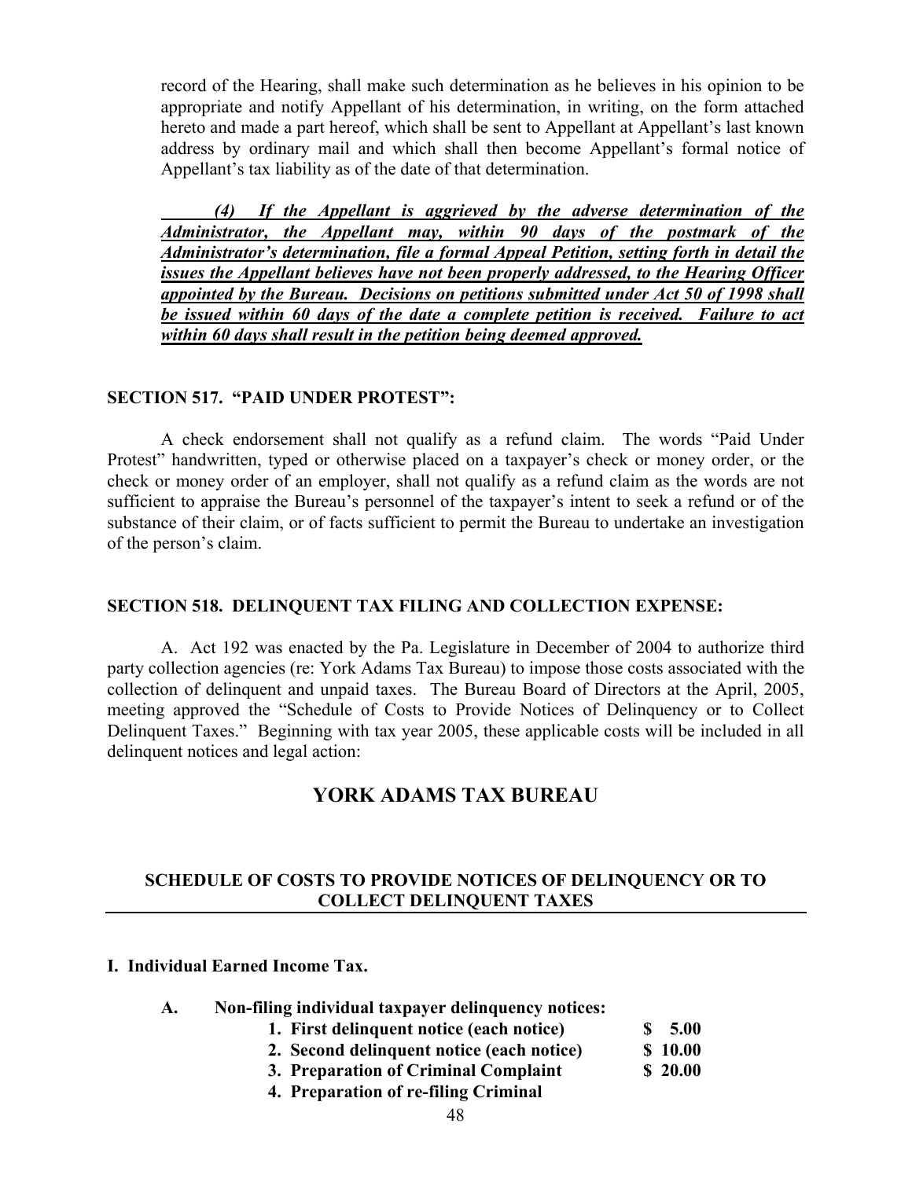record of the Hearing, shall make such determination as he believes in his opinion to be appropriate and notify Appellant of his determination, in writing, on the form attached hereto and made a part hereof, which shall be sent to Appellant at Appellant's last known address by ordinary mail and which shall then become Appellant's formal notice of Appellant's tax liability as of the date of that determination.

***(4) If the Appellant is aggrieved by the adverse determination of the Administrator, the Appellant may, within 90 days of the postmark of the Administrator's determination, file a formal Appeal Petition, setting forth in detail the issues the Appellant believes have not been properly addressed, to the Hearing Officer appointed by the Bureau. Decisions on petitions submitted under Act 50 of 1998 shall be issued within 60 days of the date a complete petition is received. Failure to act within 60 days shall result in the petition being deemed approved.***

**SECTION 517. "PAID UNDER PROTEST":**

A check endorsement shall not qualify as a refund claim. The words "Paid Under Protest" handwritten, typed or otherwise placed on a taxpayer's check or money order, or the check or money order of an employer, shall not qualify as a refund claim as the words are not sufficient to appraise the Bureau's personnel of the taxpayer's intent to seek a refund or of the substance of their claim, or of facts sufficient to permit the Bureau to undertake an investigation of the person's claim.

**SECTION 518. DELINQUENT TAX FILING AND COLLECTION EXPENSE:**

A. Act 192 was enacted by the Pa. Legislature in December of 2004 to authorize third party collection agencies (re: York Adams Tax Bureau) to impose those costs associated with the collection of delinquent and unpaid taxes. The Bureau Board of Directors at the April, 2005, meeting approved the "Schedule of Costs to Provide Notices of Delinquency or to Collect Delinquent Taxes." Beginning with tax year 2005, these applicable costs will be included in all delinquent notices and legal action:

## YORK ADAMS TAX BUREAU

### SCHEDULE OF COSTS TO PROVIDE NOTICES OF DELINQUENCY OR TO COLLECT DELINQUENT TAXES

**I. Individual Earned Income Tax.**

**A. Non-filing individual taxpayer delinquency notices:**

| | |
|---|---|
| **1. First delinquent notice (each notice)** | **$ 5.00** |
| **2. Second delinquent notice (each notice)** | **$ 10.00** |
| **3. Preparation of Criminal Complaint** | **$ 20.00** |
| **4. Preparation of re-filing Criminal** | |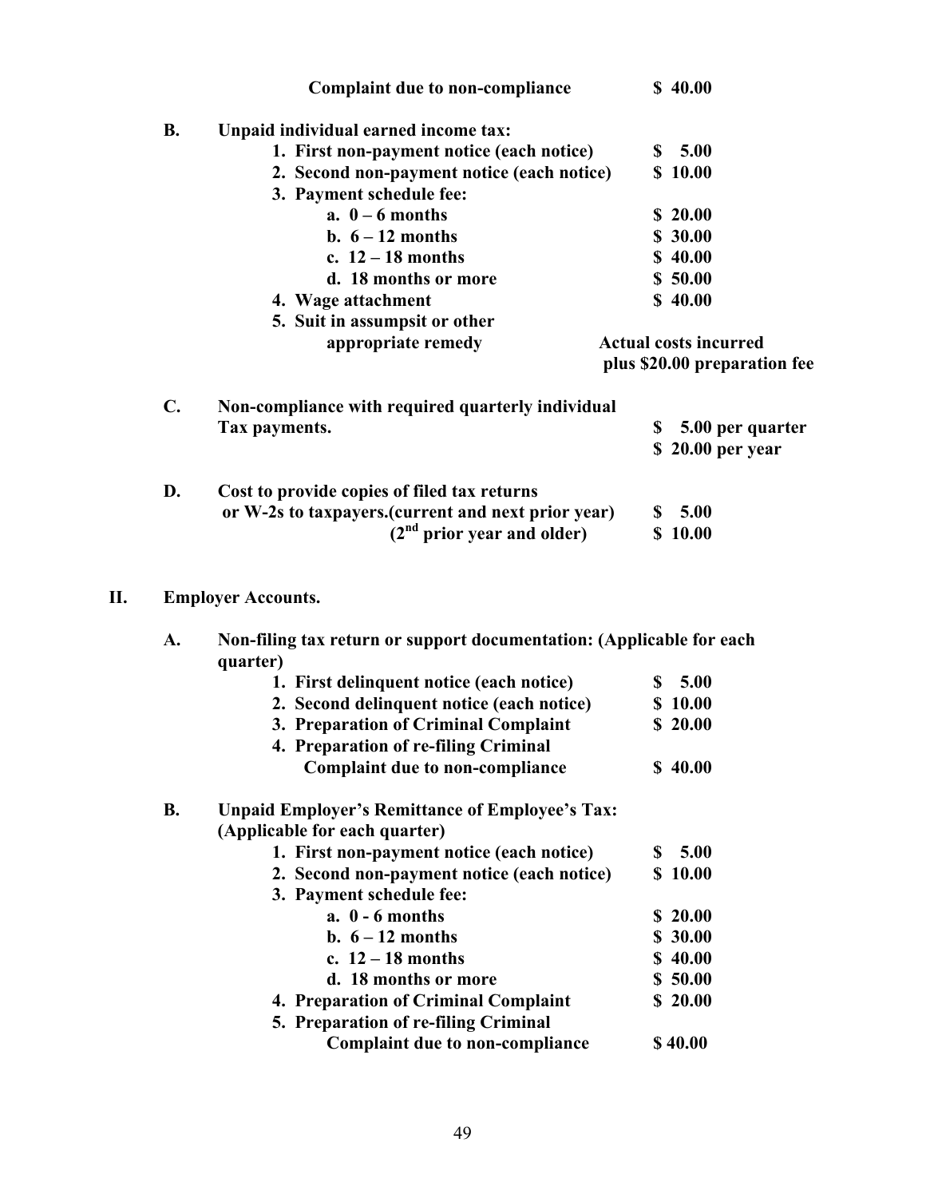**Complaint due to non-compliance** **$ 40.00**

**B. Unpaid individual earned income tax:**

**1. First non-payment notice (each notice)** **$ 5.00**

**2. Second non-payment notice (each notice)** **$ 10.00**

**3. Payment schedule fee:**

**a. 0 – 6 months** **$ 20.00**

**b. 6 – 12 months** **$ 30.00**

**c. 12 – 18 months** **$ 40.00**

**d. 18 months or more** **$ 50.00**

**4. Wage attachment** **$ 40.00**

**5. Suit in assumpsit or other appropriate remedy** **Actual costs incurred plus $20.00 preparation fee**

**C. Non-compliance with required quarterly individual Tax payments.** **$ 5.00 per quarter**
**$ 20.00 per year**

**D. Cost to provide copies of filed tax returns or W-2s to taxpayers.(current and next prior year)** **$ 5.00**
**(2nd prior year and older)** **$ 10.00**

## II. Employer Accounts.

**A. Non-filing tax return or support documentation: (Applicable for each quarter)**

**1. First delinquent notice (each notice)** **$ 5.00**

**2. Second delinquent notice (each notice)** **$ 10.00**

**3. Preparation of Criminal Complaint** **$ 20.00**

**4. Preparation of re-filing Criminal Complaint due to non-compliance** **$ 40.00**

**B. Unpaid Employer's Remittance of Employee's Tax: (Applicable for each quarter)**

**1. First non-payment notice (each notice)** **$ 5.00**

**2. Second non-payment notice (each notice)** **$ 10.00**

**3. Payment schedule fee:**

**a. 0 - 6 months** **$ 20.00**

**b. 6 – 12 months** **$ 30.00**

**c. 12 – 18 months** **$ 40.00**

**d. 18 months or more** **$ 50.00**

**4. Preparation of Criminal Complaint** **$ 20.00**

**5. Preparation of re-filing Criminal Complaint due to non-compliance** **$40.00**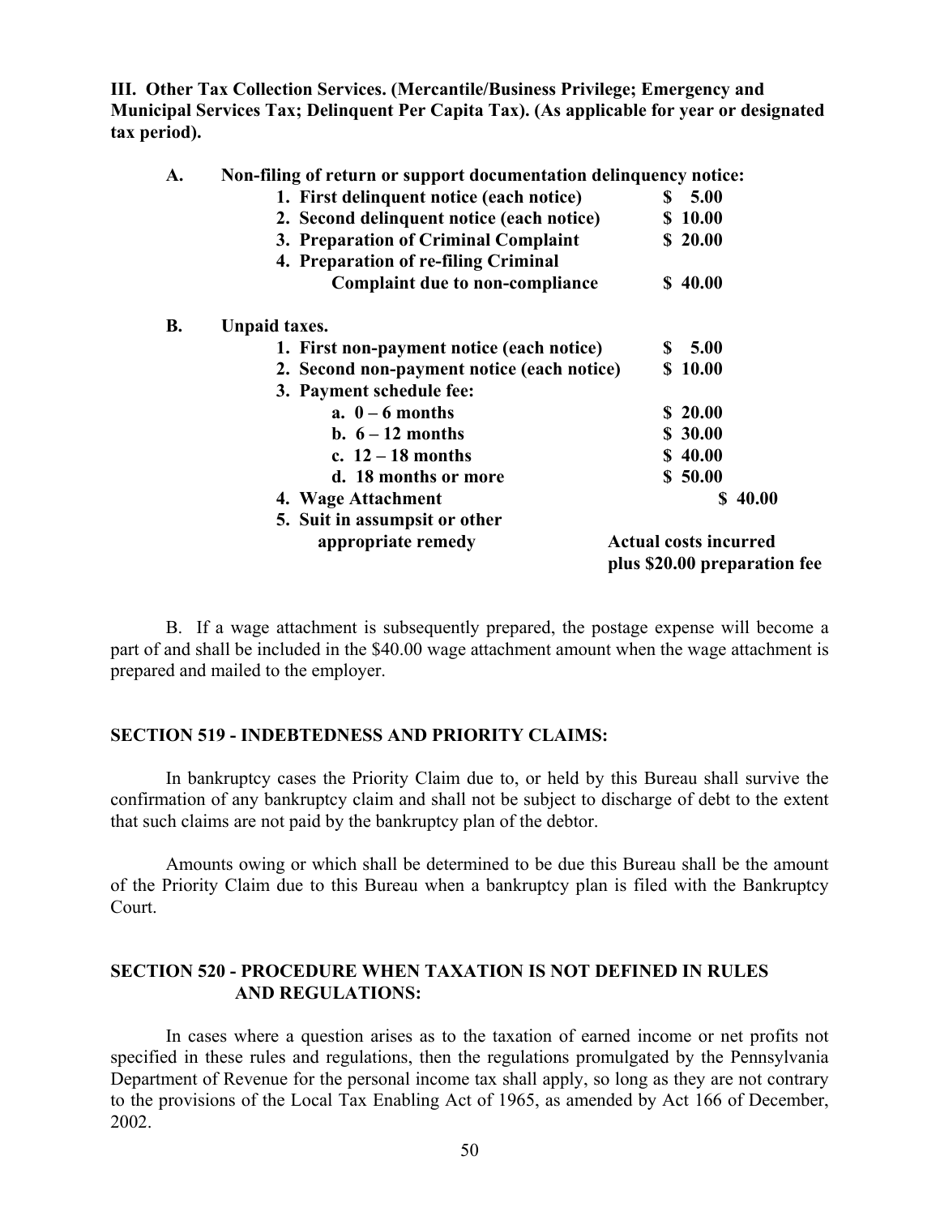**III. Other Tax Collection Services. (Mercantile/Business Privilege; Emergency and Municipal Services Tax; Delinquent Per Capita Tax). (As applicable for year or designated tax period).**

**A. Non-filing of return or support documentation delinquency notice:**

| | |
|---|---|
| **1. First delinquent notice (each notice)** | **$ 5.00** |
| **2. Second delinquent notice (each notice)** | **$ 10.00** |
| **3. Preparation of Criminal Complaint** | **$ 20.00** |
| **4. Preparation of re-filing Criminal Complaint due to non-compliance** | **$ 40.00** |

**B. Unpaid taxes.**

| | |
|---|---|
| **1. First non-payment notice (each notice)** | **$ 5.00** |
| **2. Second non-payment notice (each notice)** | **$ 10.00** |
| **3. Payment schedule fee:** | |
| **a. 0 – 6 months** | **$ 20.00** |
| **b. 6 – 12 months** | **$ 30.00** |
| **c. 12 – 18 months** | **$ 40.00** |
| **d. 18 months or more** | **$ 50.00** |
| **4. Wage Attachment** | **$ 40.00** |
| **5. Suit in assumpsit or other appropriate remedy** | **Actual costs incurred plus $20.00 preparation fee** |

B. If a wage attachment is subsequently prepared, the postage expense will become a part of and shall be included in the $40.00 wage attachment amount when the wage attachment is prepared and mailed to the employer.

## SECTION 519 - INDEBTEDNESS AND PRIORITY CLAIMS:

In bankruptcy cases the Priority Claim due to, or held by this Bureau shall survive the confirmation of any bankruptcy claim and shall not be subject to discharge of debt to the extent that such claims are not paid by the bankruptcy plan of the debtor.

Amounts owing or which shall be determined to be due this Bureau shall be the amount of the Priority Claim due to this Bureau when a bankruptcy plan is filed with the Bankruptcy Court.

## SECTION 520 - PROCEDURE WHEN TAXATION IS NOT DEFINED IN RULES AND REGULATIONS:

In cases where a question arises as to the taxation of earned income or net profits not specified in these rules and regulations, then the regulations promulgated by the Pennsylvania Department of Revenue for the personal income tax shall apply, so long as they are not contrary to the provisions of the Local Tax Enabling Act of 1965, as amended by Act 166 of December, 2002.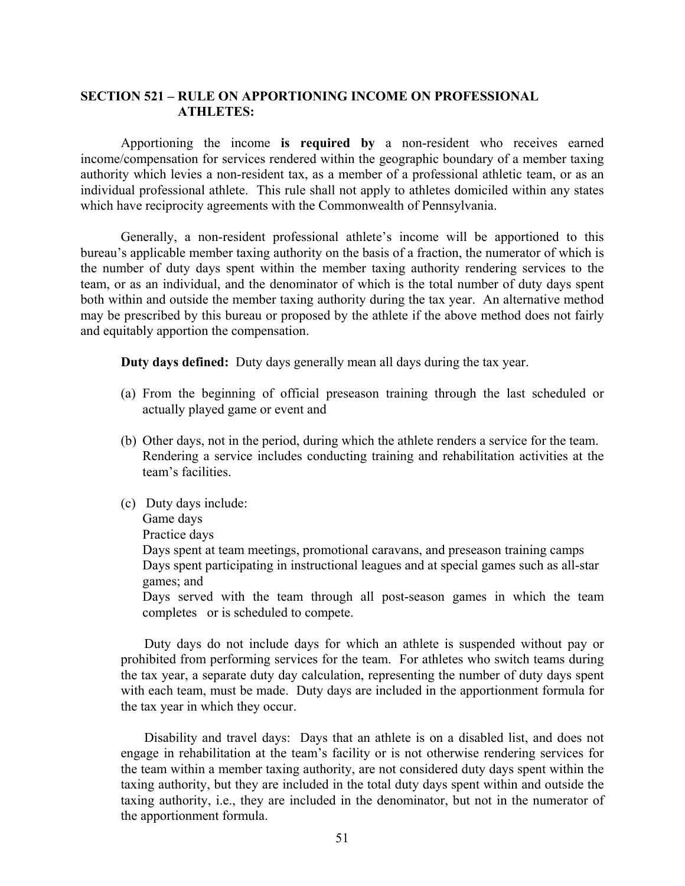## SECTION 521 – RULE ON APPORTIONING INCOME ON PROFESSIONAL ATHLETES:

Apportioning the income **is required by** a non-resident who receives earned income/compensation for services rendered within the geographic boundary of a member taxing authority which levies a non-resident tax, as a member of a professional athletic team, or as an individual professional athlete. This rule shall not apply to athletes domiciled within any states which have reciprocity agreements with the Commonwealth of Pennsylvania.

Generally, a non-resident professional athlete's income will be apportioned to this bureau's applicable member taxing authority on the basis of a fraction, the numerator of which is the number of duty days spent within the member taxing authority rendering services to the team, or as an individual, and the denominator of which is the total number of duty days spent both within and outside the member taxing authority during the tax year. An alternative method may be prescribed by this bureau or proposed by the athlete if the above method does not fairly and equitably apportion the compensation.

**Duty days defined:** Duty days generally mean all days during the tax year.

(a) From the beginning of official preseason training through the last scheduled or actually played game or event and

(b) Other days, not in the period, during which the athlete renders a service for the team. Rendering a service includes conducting training and rehabilitation activities at the team's facilities.

(c) Duty days include:
Game days
Practice days
Days spent at team meetings, promotional caravans, and preseason training camps
Days spent participating in instructional leagues and at special games such as all-star games; and
Days served with the team through all post-season games in which the team completes or is scheduled to compete.

Duty days do not include days for which an athlete is suspended without pay or prohibited from performing services for the team. For athletes who switch teams during the tax year, a separate duty day calculation, representing the number of duty days spent with each team, must be made. Duty days are included in the apportionment formula for the tax year in which they occur.

Disability and travel days: Days that an athlete is on a disabled list, and does not engage in rehabilitation at the team's facility or is not otherwise rendering services for the team within a member taxing authority, are not considered duty days spent within the taxing authority, but they are included in the total duty days spent within and outside the taxing authority, i.e., they are included in the denominator, but not in the numerator of the apportionment formula.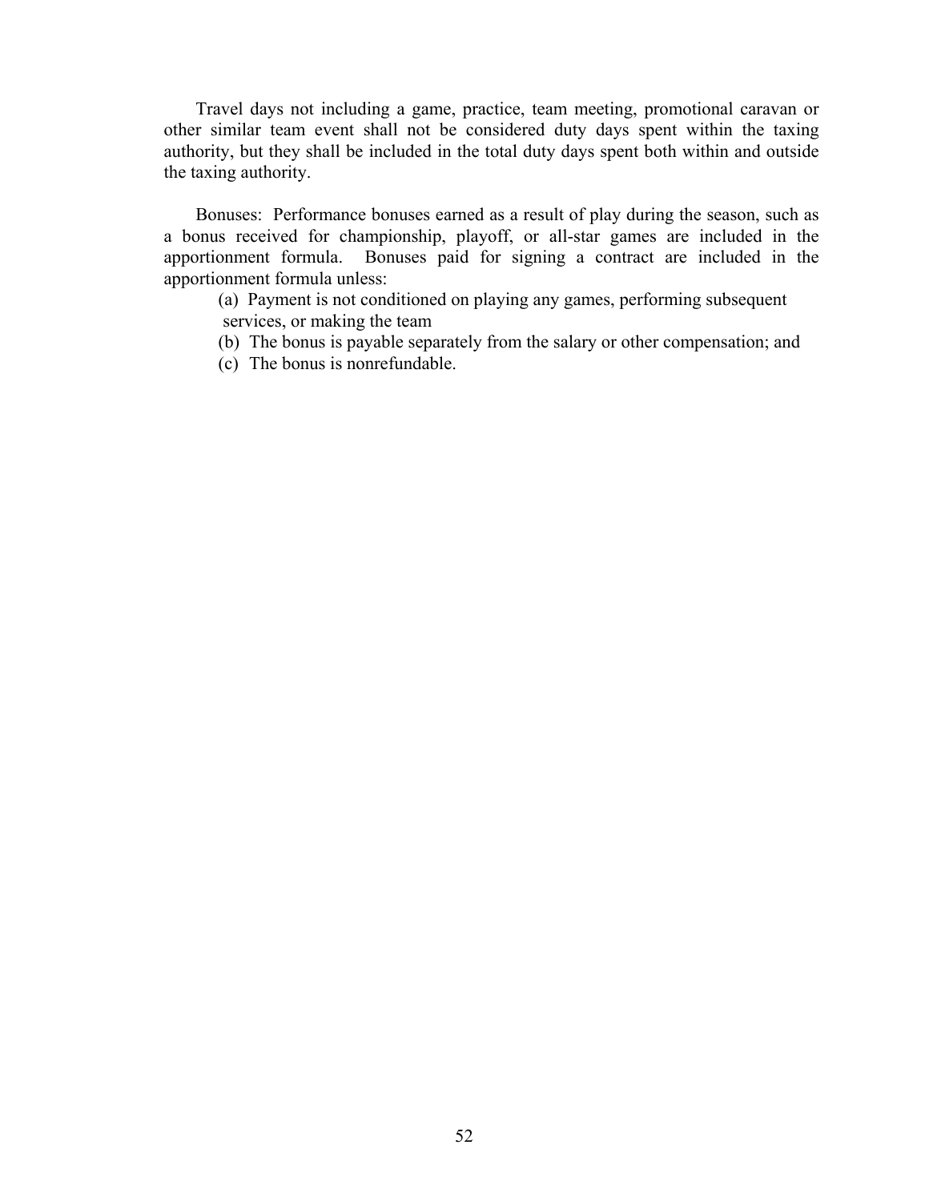Travel days not including a game, practice, team meeting, promotional caravan or other similar team event shall not be considered duty days spent within the taxing authority, but they shall be included in the total duty days spent both within and outside the taxing authority.

Bonuses: Performance bonuses earned as a result of play during the season, such as a bonus received for championship, playoff, or all-star games are included in the apportionment formula. Bonuses paid for signing a contract are included in the apportionment formula unless:

(a) Payment is not conditioned on playing any games, performing subsequent services, or making the team

(b) The bonus is payable separately from the salary or other compensation; and

(c) The bonus is nonrefundable.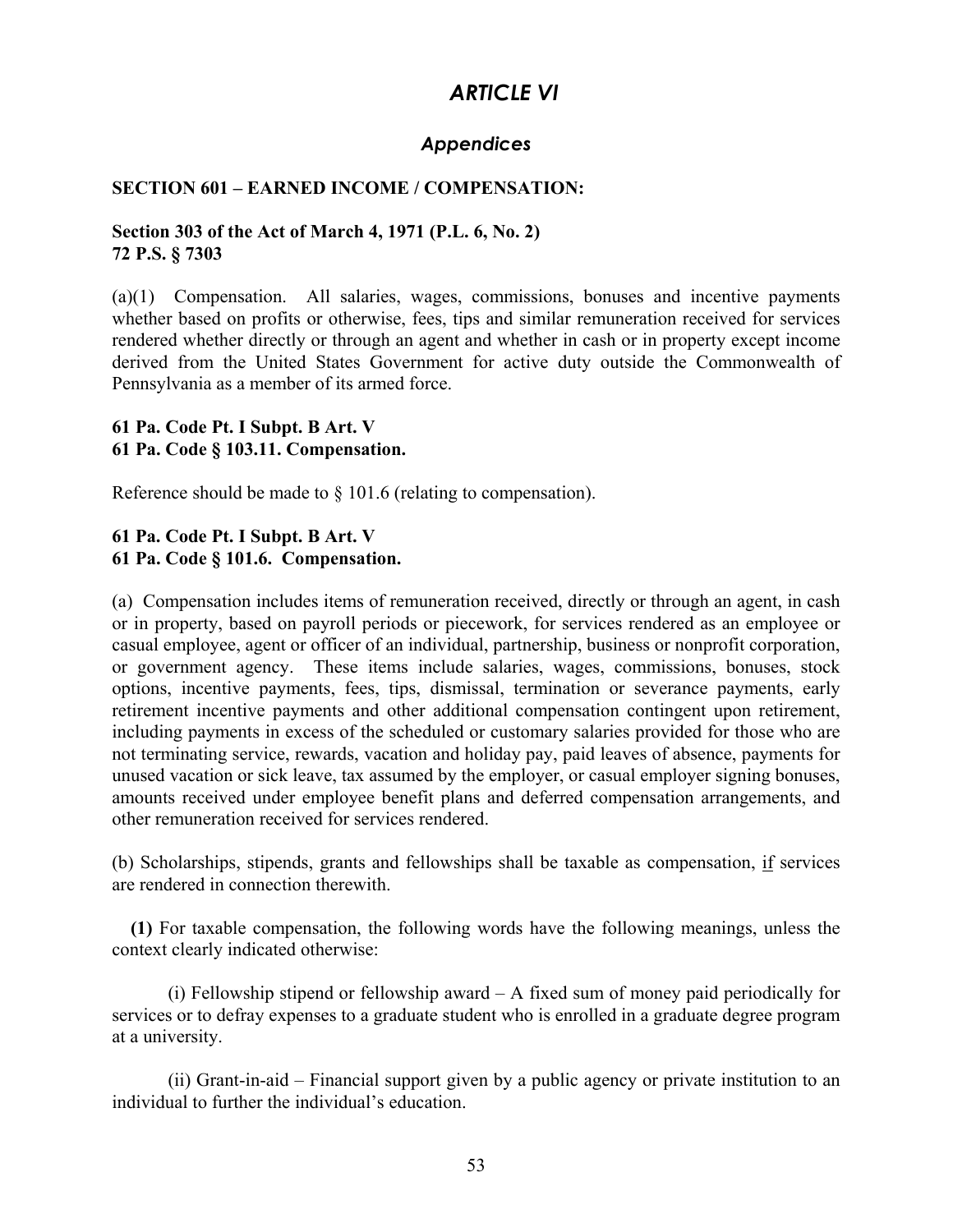# *ARTICLE VI*

## *Appendices*

**SECTION 601 – EARNED INCOME / COMPENSATION:**

**Section 303 of the Act of March 4, 1971 (P.L. 6, No. 2)**
**72 P.S. § 7303**

(a)(1) Compensation. All salaries, wages, commissions, bonuses and incentive payments whether based on profits or otherwise, fees, tips and similar remuneration received for services rendered whether directly or through an agent and whether in cash or in property except income derived from the United States Government for active duty outside the Commonwealth of Pennsylvania as a member of its armed force.

**61 Pa. Code Pt. I Subpt. B Art. V**
**61 Pa. Code § 103.11. Compensation.**

Reference should be made to § 101.6 (relating to compensation).

**61 Pa. Code Pt. I Subpt. B Art. V**
**61 Pa. Code § 101.6. Compensation.**

(a) Compensation includes items of remuneration received, directly or through an agent, in cash or in property, based on payroll periods or piecework, for services rendered as an employee or casual employee, agent or officer of an individual, partnership, business or nonprofit corporation, or government agency. These items include salaries, wages, commissions, bonuses, stock options, incentive payments, fees, tips, dismissal, termination or severance payments, early retirement incentive payments and other additional compensation contingent upon retirement, including payments in excess of the scheduled or customary salaries provided for those who are not terminating service, rewards, vacation and holiday pay, paid leaves of absence, payments for unused vacation or sick leave, tax assumed by the employer, or casual employer signing bonuses, amounts received under employee benefit plans and deferred compensation arrangements, and other remuneration received for services rendered.

(b) Scholarships, stipends, grants and fellowships shall be taxable as compensation, <u>if</u> services are rendered in connection therewith.

**(1)** For taxable compensation, the following words have the following meanings, unless the context clearly indicated otherwise:

(i) Fellowship stipend or fellowship award – A fixed sum of money paid periodically for services or to defray expenses to a graduate student who is enrolled in a graduate degree program at a university.

(ii) Grant-in-aid – Financial support given by a public agency or private institution to an individual to further the individual's education.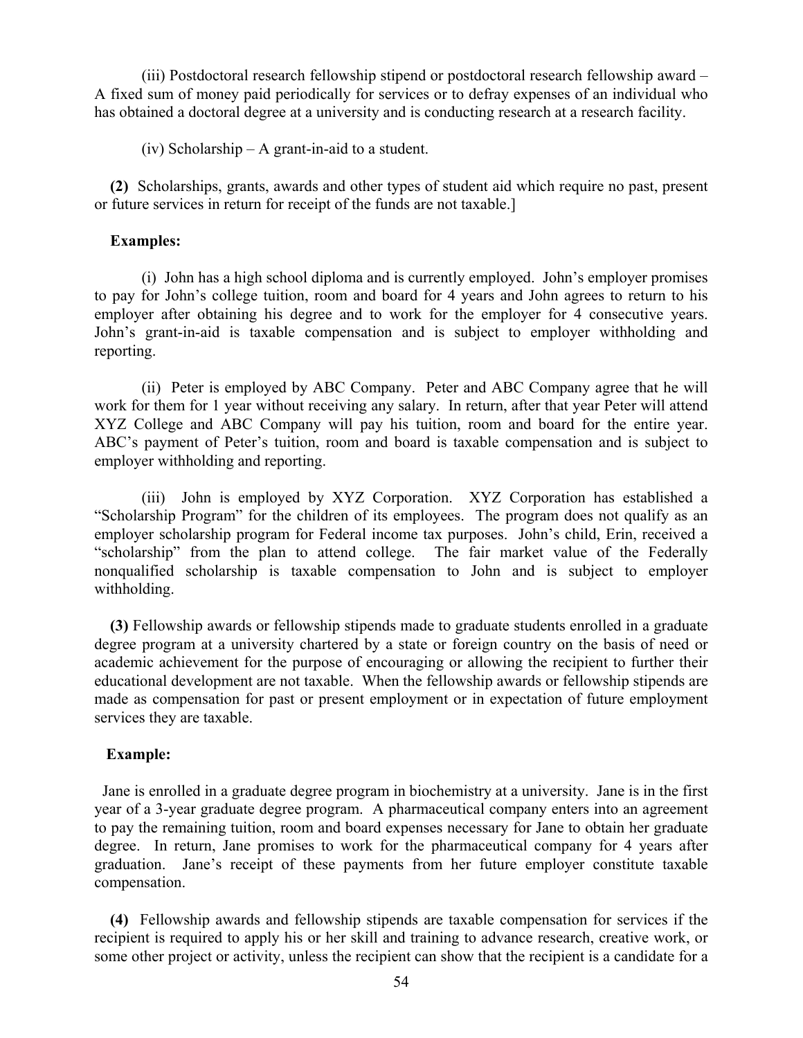(iii) Postdoctoral research fellowship stipend or postdoctoral research fellowship award – A fixed sum of money paid periodically for services or to defray expenses of an individual who has obtained a doctoral degree at a university and is conducting research at a research facility.

(iv) Scholarship – A grant-in-aid to a student.

**(2)** Scholarships, grants, awards and other types of student aid which require no past, present or future services in return for receipt of the funds are not taxable.]

**Examples:**

(i) John has a high school diploma and is currently employed. John's employer promises to pay for John's college tuition, room and board for 4 years and John agrees to return to his employer after obtaining his degree and to work for the employer for 4 consecutive years. John's grant-in-aid is taxable compensation and is subject to employer withholding and reporting.

(ii) Peter is employed by ABC Company. Peter and ABC Company agree that he will work for them for 1 year without receiving any salary. In return, after that year Peter will attend XYZ College and ABC Company will pay his tuition, room and board for the entire year. ABC's payment of Peter's tuition, room and board is taxable compensation and is subject to employer withholding and reporting.

(iii) John is employed by XYZ Corporation. XYZ Corporation has established a "Scholarship Program" for the children of its employees. The program does not qualify as an employer scholarship program for Federal income tax purposes. John's child, Erin, received a "scholarship" from the plan to attend college. The fair market value of the Federally nonqualified scholarship is taxable compensation to John and is subject to employer withholding.

**(3)** Fellowship awards or fellowship stipends made to graduate students enrolled in a graduate degree program at a university chartered by a state or foreign country on the basis of need or academic achievement for the purpose of encouraging or allowing the recipient to further their educational development are not taxable. When the fellowship awards or fellowship stipends are made as compensation for past or present employment or in expectation of future employment services they are taxable.

**Example:**

Jane is enrolled in a graduate degree program in biochemistry at a university. Jane is in the first year of a 3-year graduate degree program. A pharmaceutical company enters into an agreement to pay the remaining tuition, room and board expenses necessary for Jane to obtain her graduate degree. In return, Jane promises to work for the pharmaceutical company for 4 years after graduation. Jane's receipt of these payments from her future employer constitute taxable compensation.

**(4)** Fellowship awards and fellowship stipends are taxable compensation for services if the recipient is required to apply his or her skill and training to advance research, creative work, or some other project or activity, unless the recipient can show that the recipient is a candidate for a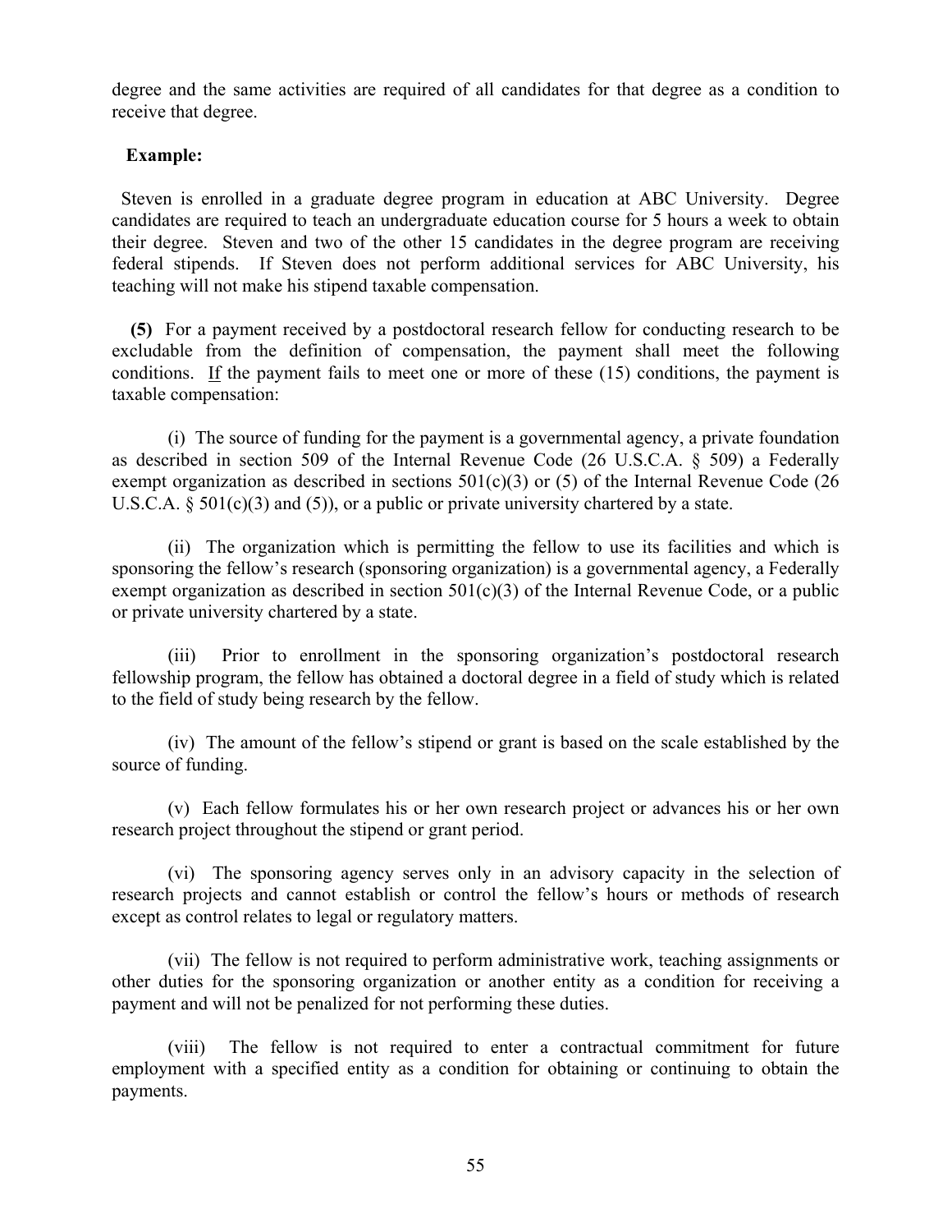degree and the same activities are required of all candidates for that degree as a condition to receive that degree.

**Example:**

Steven is enrolled in a graduate degree program in education at ABC University. Degree candidates are required to teach an undergraduate education course for 5 hours a week to obtain their degree. Steven and two of the other 15 candidates in the degree program are receiving federal stipends. If Steven does not perform additional services for ABC University, his teaching will not make his stipend taxable compensation.

**(5)** For a payment received by a postdoctoral research fellow for conducting research to be excludable from the definition of compensation, the payment shall meet the following conditions. If the payment fails to meet one or more of these (15) conditions, the payment is taxable compensation:

(i) The source of funding for the payment is a governmental agency, a private foundation as described in section 509 of the Internal Revenue Code (26 U.S.C.A. § 509) a Federally exempt organization as described in sections 501(c)(3) or (5) of the Internal Revenue Code (26 U.S.C.A. § 501(c)(3) and (5)), or a public or private university chartered by a state.

(ii) The organization which is permitting the fellow to use its facilities and which is sponsoring the fellow's research (sponsoring organization) is a governmental agency, a Federally exempt organization as described in section 501(c)(3) of the Internal Revenue Code, or a public or private university chartered by a state.

(iii) Prior to enrollment in the sponsoring organization's postdoctoral research fellowship program, the fellow has obtained a doctoral degree in a field of study which is related to the field of study being research by the fellow.

(iv) The amount of the fellow's stipend or grant is based on the scale established by the source of funding.

(v) Each fellow formulates his or her own research project or advances his or her own research project throughout the stipend or grant period.

(vi) The sponsoring agency serves only in an advisory capacity in the selection of research projects and cannot establish or control the fellow's hours or methods of research except as control relates to legal or regulatory matters.

(vii) The fellow is not required to perform administrative work, teaching assignments or other duties for the sponsoring organization or another entity as a condition for receiving a payment and will not be penalized for not performing these duties.

(viii) The fellow is not required to enter a contractual commitment for future employment with a specified entity as a condition for obtaining or continuing to obtain the payments.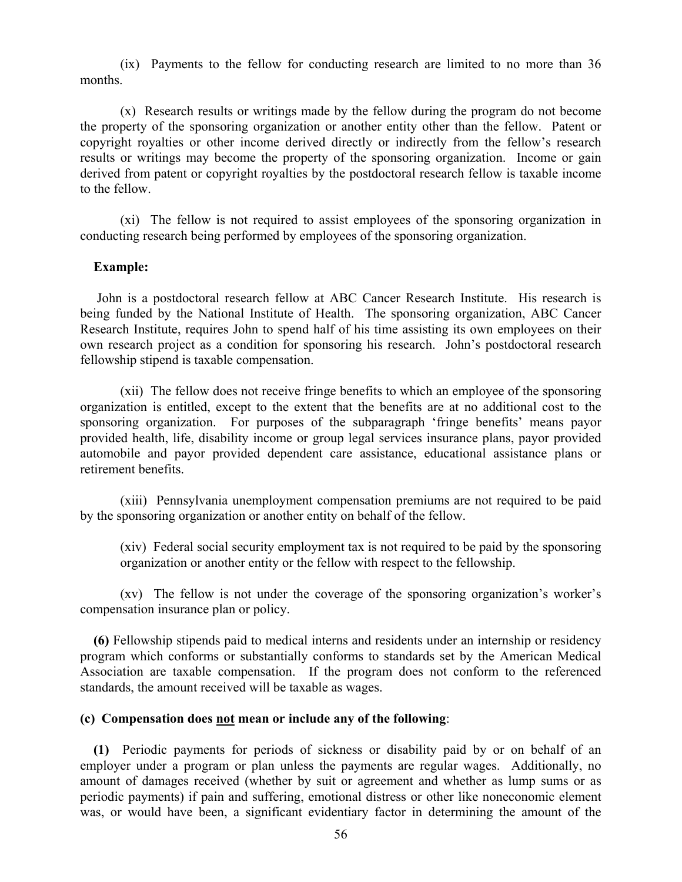(ix) Payments to the fellow for conducting research are limited to no more than 36 months.

(x) Research results or writings made by the fellow during the program do not become the property of the sponsoring organization or another entity other than the fellow. Patent or copyright royalties or other income derived directly or indirectly from the fellow's research results or writings may become the property of the sponsoring organization. Income or gain derived from patent or copyright royalties by the postdoctoral research fellow is taxable income to the fellow.

(xi) The fellow is not required to assist employees of the sponsoring organization in conducting research being performed by employees of the sponsoring organization.

**Example:**

John is a postdoctoral research fellow at ABC Cancer Research Institute. His research is being funded by the National Institute of Health. The sponsoring organization, ABC Cancer Research Institute, requires John to spend half of his time assisting its own employees on their own research project as a condition for sponsoring his research. John's postdoctoral research fellowship stipend is taxable compensation.

(xii) The fellow does not receive fringe benefits to which an employee of the sponsoring organization is entitled, except to the extent that the benefits are at no additional cost to the sponsoring organization. For purposes of the subparagraph 'fringe benefits' means payor provided health, life, disability income or group legal services insurance plans, payor provided automobile and payor provided dependent care assistance, educational assistance plans or retirement benefits.

(xiii) Pennsylvania unemployment compensation premiums are not required to be paid by the sponsoring organization or another entity on behalf of the fellow.

(xiv) Federal social security employment tax is not required to be paid by the sponsoring organization or another entity or the fellow with respect to the fellowship.

(xv) The fellow is not under the coverage of the sponsoring organization's worker's compensation insurance plan or policy.

**(6)** Fellowship stipends paid to medical interns and residents under an internship or residency program which conforms or substantially conforms to standards set by the American Medical Association are taxable compensation. If the program does not conform to the referenced standards, the amount received will be taxable as wages.

**(c) Compensation does not mean or include any of the following**:

**(1)** Periodic payments for periods of sickness or disability paid by or on behalf of an employer under a program or plan unless the payments are regular wages. Additionally, no amount of damages received (whether by suit or agreement and whether as lump sums or as periodic payments) if pain and suffering, emotional distress or other like noneconomic element was, or would have been, a significant evidentiary factor in determining the amount of the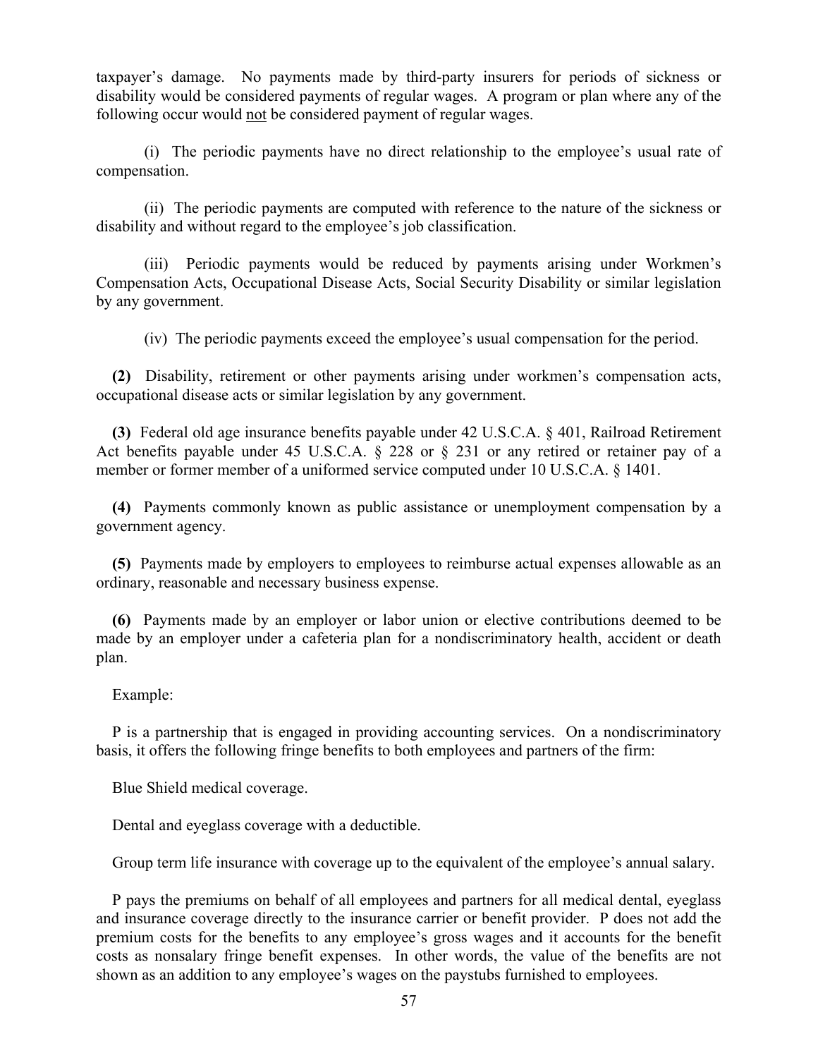taxpayer's damage. No payments made by third-party insurers for periods of sickness or disability would be considered payments of regular wages. A program or plan where any of the following occur would <u>not</u> be considered payment of regular wages.

(i) The periodic payments have no direct relationship to the employee's usual rate of compensation.

(ii) The periodic payments are computed with reference to the nature of the sickness or disability and without regard to the employee's job classification.

(iii) Periodic payments would be reduced by payments arising under Workmen's Compensation Acts, Occupational Disease Acts, Social Security Disability or similar legislation by any government.

(iv) The periodic payments exceed the employee's usual compensation for the period.

**(2)** Disability, retirement or other payments arising under workmen's compensation acts, occupational disease acts or similar legislation by any government.

**(3)** Federal old age insurance benefits payable under 42 U.S.C.A. § 401, Railroad Retirement Act benefits payable under 45 U.S.C.A. § 228 or § 231 or any retired or retainer pay of a member or former member of a uniformed service computed under 10 U.S.C.A. § 1401.

**(4)** Payments commonly known as public assistance or unemployment compensation by a government agency.

**(5)** Payments made by employers to employees to reimburse actual expenses allowable as an ordinary, reasonable and necessary business expense.

**(6)** Payments made by an employer or labor union or elective contributions deemed to be made by an employer under a cafeteria plan for a nondiscriminatory health, accident or death plan.

Example:

P is a partnership that is engaged in providing accounting services. On a nondiscriminatory basis, it offers the following fringe benefits to both employees and partners of the firm:

Blue Shield medical coverage.

Dental and eyeglass coverage with a deductible.

Group term life insurance with coverage up to the equivalent of the employee's annual salary.

P pays the premiums on behalf of all employees and partners for all medical dental, eyeglass and insurance coverage directly to the insurance carrier or benefit provider. P does not add the premium costs for the benefits to any employee's gross wages and it accounts for the benefit costs as nonsalary fringe benefit expenses. In other words, the value of the benefits are not shown as an addition to any employee's wages on the paystubs furnished to employees.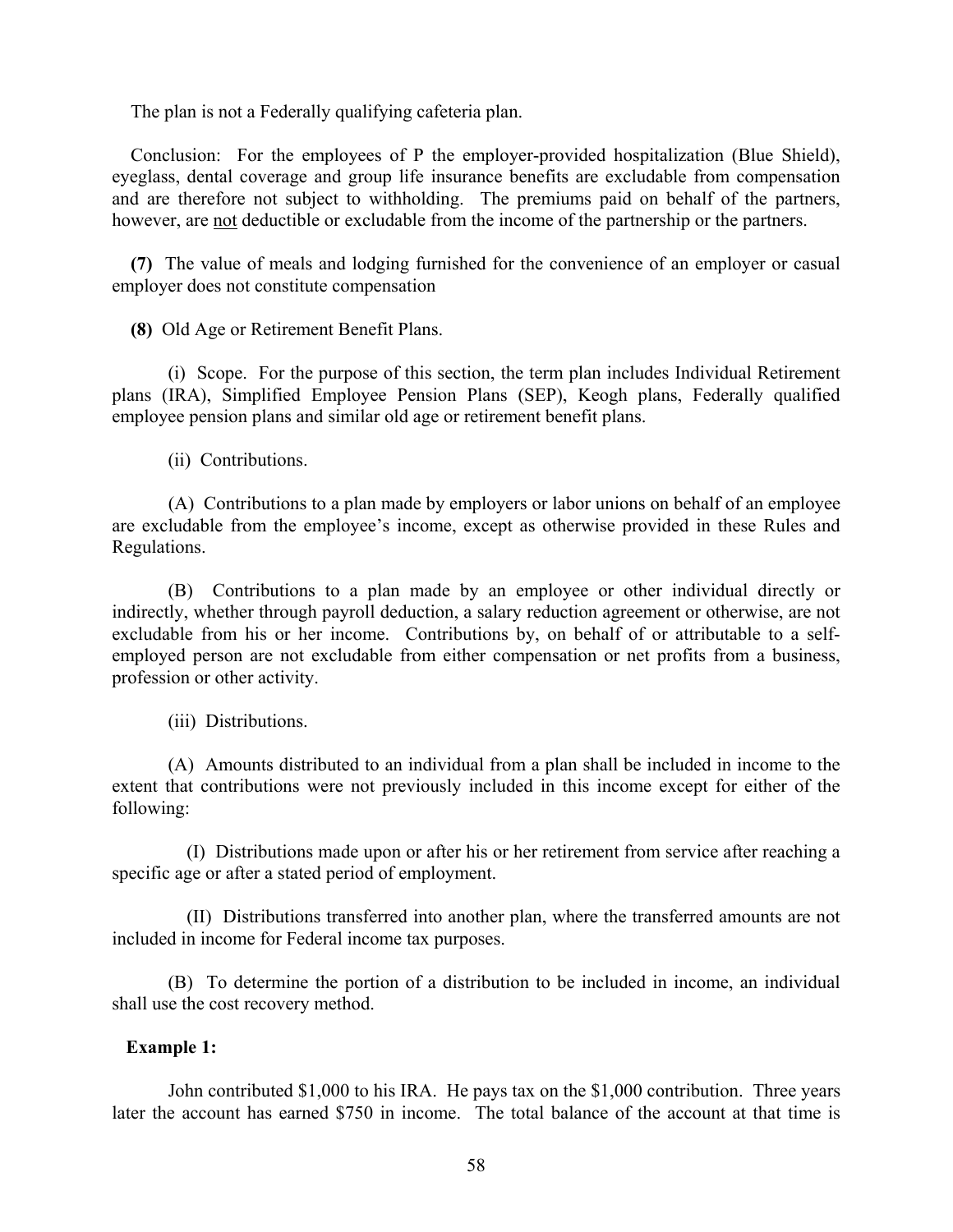The plan is not a Federally qualifying cafeteria plan.

Conclusion: For the employees of P the employer-provided hospitalization (Blue Shield), eyeglass, dental coverage and group life insurance benefits are excludable from compensation and are therefore not subject to withholding. The premiums paid on behalf of the partners, however, are <u>not</u> deductible or excludable from the income of the partnership or the partners.

**(7)** The value of meals and lodging furnished for the convenience of an employer or casual employer does not constitute compensation

**(8)** Old Age or Retirement Benefit Plans.

(i) Scope. For the purpose of this section, the term plan includes Individual Retirement plans (IRA), Simplified Employee Pension Plans (SEP), Keogh plans, Federally qualified employee pension plans and similar old age or retirement benefit plans.

(ii) Contributions.

(A) Contributions to a plan made by employers or labor unions on behalf of an employee are excludable from the employee's income, except as otherwise provided in these Rules and Regulations.

(B) Contributions to a plan made by an employee or other individual directly or indirectly, whether through payroll deduction, a salary reduction agreement or otherwise, are not excludable from his or her income. Contributions by, on behalf of or attributable to a self-employed person are not excludable from either compensation or net profits from a business, profession or other activity.

(iii) Distributions.

(A) Amounts distributed to an individual from a plan shall be included in income to the extent that contributions were not previously included in this income except for either of the following:

(I) Distributions made upon or after his or her retirement from service after reaching a specific age or after a stated period of employment.

(II) Distributions transferred into another plan, where the transferred amounts are not included in income for Federal income tax purposes.

(B) To determine the portion of a distribution to be included in income, an individual shall use the cost recovery method.

**Example 1:**

John contributed $1,000 to his IRA. He pays tax on the $1,000 contribution. Three years later the account has earned $750 in income. The total balance of the account at that time is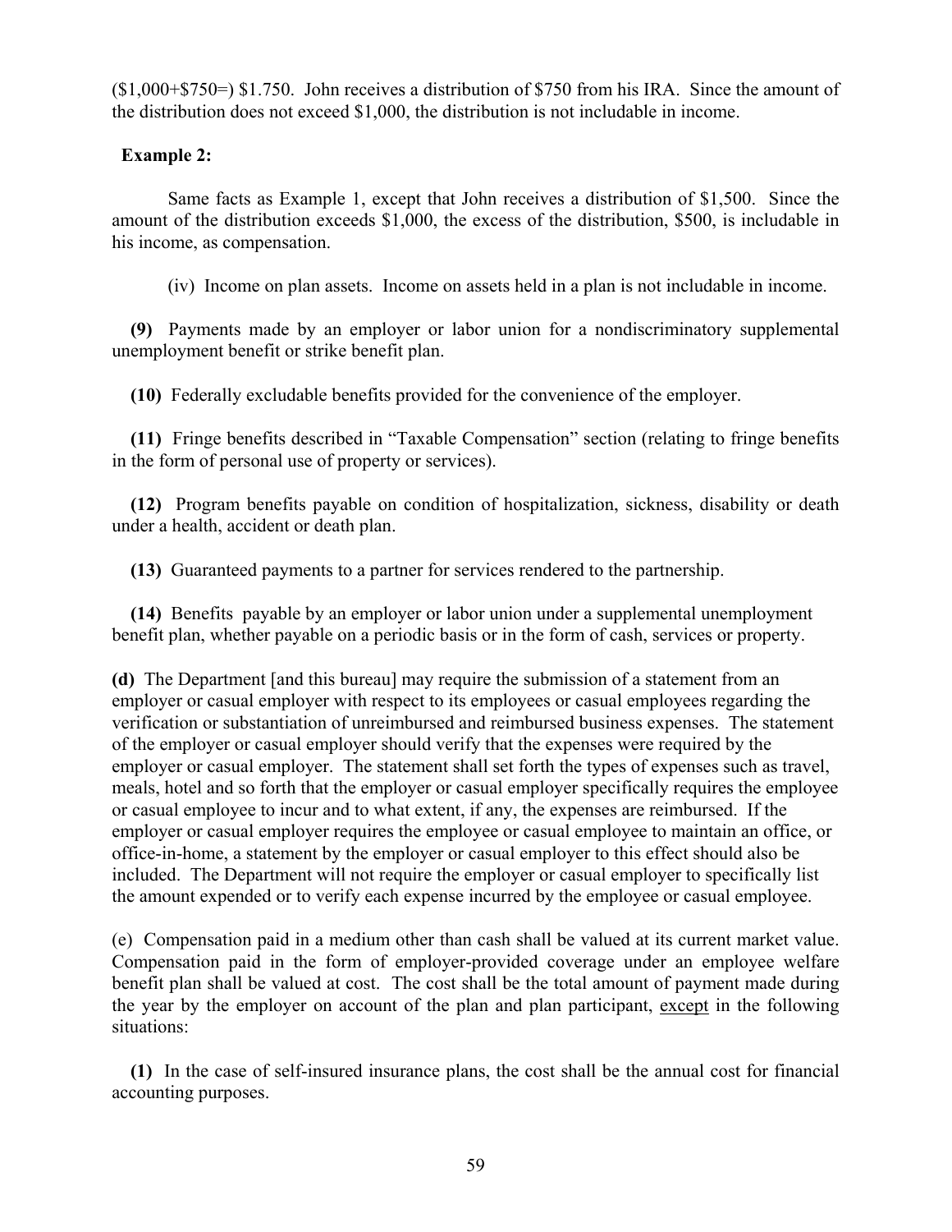($1,000+$750=) $1.750. John receives a distribution of $750 from his IRA. Since the amount of the distribution does not exceed $1,000, the distribution is not includable in income.

**Example 2:**

Same facts as Example 1, except that John receives a distribution of $1,500. Since the amount of the distribution exceeds $1,000, the excess of the distribution, $500, is includable in his income, as compensation.

(iv) Income on plan assets. Income on assets held in a plan is not includable in income.

**(9)** Payments made by an employer or labor union for a nondiscriminatory supplemental unemployment benefit or strike benefit plan.

**(10)** Federally excludable benefits provided for the convenience of the employer.

**(11)** Fringe benefits described in "Taxable Compensation" section (relating to fringe benefits in the form of personal use of property or services).

**(12)** Program benefits payable on condition of hospitalization, sickness, disability or death under a health, accident or death plan.

**(13)** Guaranteed payments to a partner for services rendered to the partnership.

**(14)** Benefits payable by an employer or labor union under a supplemental unemployment benefit plan, whether payable on a periodic basis or in the form of cash, services or property.

**(d)** The Department [and this bureau] may require the submission of a statement from an employer or casual employer with respect to its employees or casual employees regarding the verification or substantiation of unreimbursed and reimbursed business expenses. The statement of the employer or casual employer should verify that the expenses were required by the employer or casual employer. The statement shall set forth the types of expenses such as travel, meals, hotel and so forth that the employer or casual employer specifically requires the employee or casual employee to incur and to what extent, if any, the expenses are reimbursed. If the employer or casual employer requires the employee or casual employee to maintain an office, or office-in-home, a statement by the employer or casual employer to this effect should also be included. The Department will not require the employer or casual employer to specifically list the amount expended or to verify each expense incurred by the employee or casual employee.

(e) Compensation paid in a medium other than cash shall be valued at its current market value. Compensation paid in the form of employer-provided coverage under an employee welfare benefit plan shall be valued at cost. The cost shall be the total amount of payment made during the year by the employer on account of the plan and plan participant, except in the following situations:

**(1)** In the case of self-insured insurance plans, the cost shall be the annual cost for financial accounting purposes.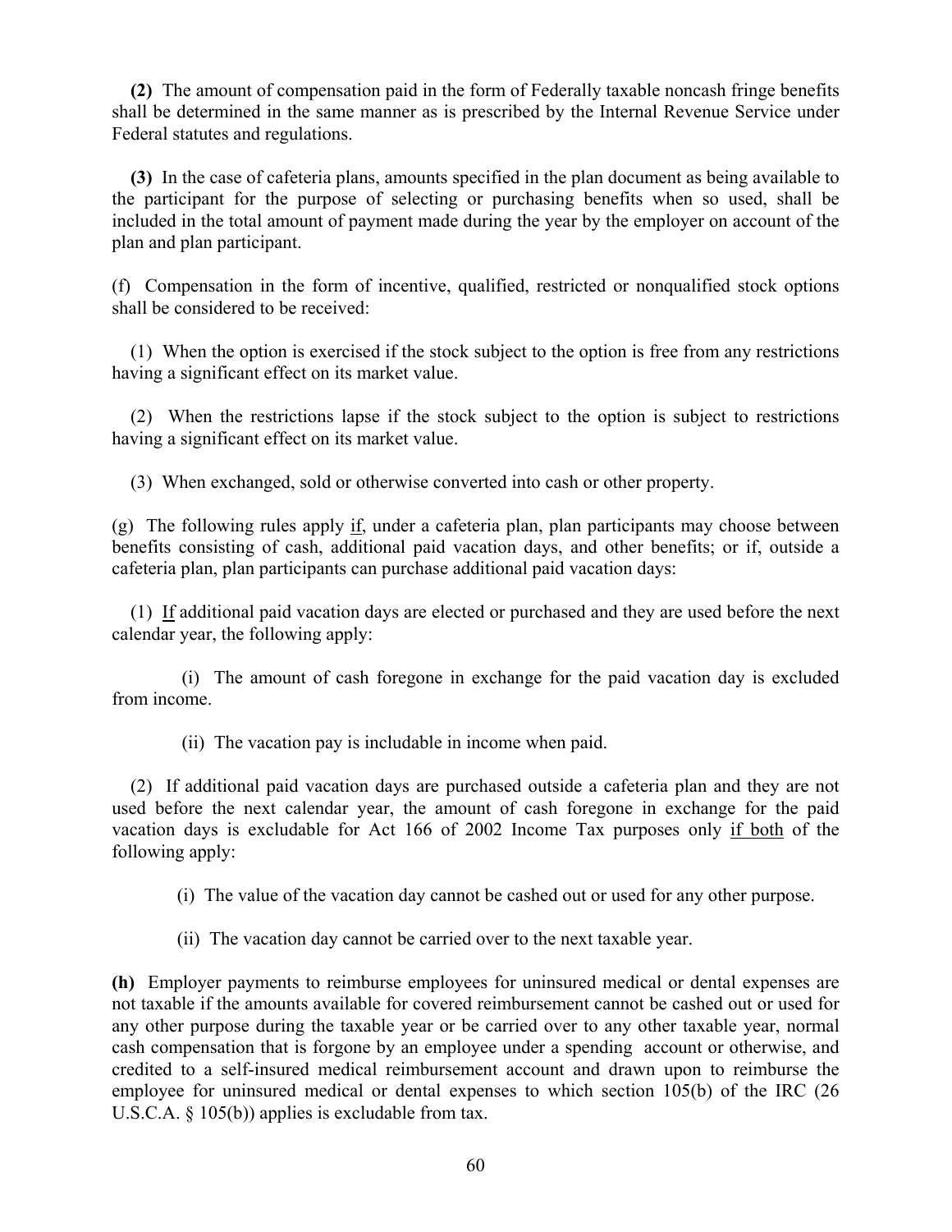**(2)** The amount of compensation paid in the form of Federally taxable noncash fringe benefits shall be determined in the same manner as is prescribed by the Internal Revenue Service under Federal statutes and regulations.

**(3)** In the case of cafeteria plans, amounts specified in the plan document as being available to the participant for the purpose of selecting or purchasing benefits when so used, shall be included in the total amount of payment made during the year by the employer on account of the plan and plan participant.

(f) Compensation in the form of incentive, qualified, restricted or nonqualified stock options shall be considered to be received:

(1) When the option is exercised if the stock subject to the option is free from any restrictions having a significant effect on its market value.

(2) When the restrictions lapse if the stock subject to the option is subject to restrictions having a significant effect on its market value.

(3) When exchanged, sold or otherwise converted into cash or other property.

(g) The following rules apply <u>if</u>, under a cafeteria plan, plan participants may choose between benefits consisting of cash, additional paid vacation days, and other benefits; or if, outside a cafeteria plan, plan participants can purchase additional paid vacation days:

(1) <u>If</u> additional paid vacation days are elected or purchased and they are used before the next calendar year, the following apply:

(i) The amount of cash foregone in exchange for the paid vacation day is excluded from income.

(ii) The vacation pay is includable in income when paid.

(2) If additional paid vacation days are purchased outside a cafeteria plan and they are not used before the next calendar year, the amount of cash foregone in exchange for the paid vacation days is excludable for Act 166 of 2002 Income Tax purposes only <u>if both</u> of the following apply:

(i) The value of the vacation day cannot be cashed out or used for any other purpose.

(ii) The vacation day cannot be carried over to the next taxable year.

**(h)** Employer payments to reimburse employees for uninsured medical or dental expenses are not taxable if the amounts available for covered reimbursement cannot be cashed out or used for any other purpose during the taxable year or be carried over to any other taxable year, normal cash compensation that is forgone by an employee under a spending account or otherwise, and credited to a self-insured medical reimbursement account and drawn upon to reimburse the employee for uninsured medical or dental expenses to which section 105(b) of the IRC (26 U.S.C.A. § 105(b)) applies is excludable from tax.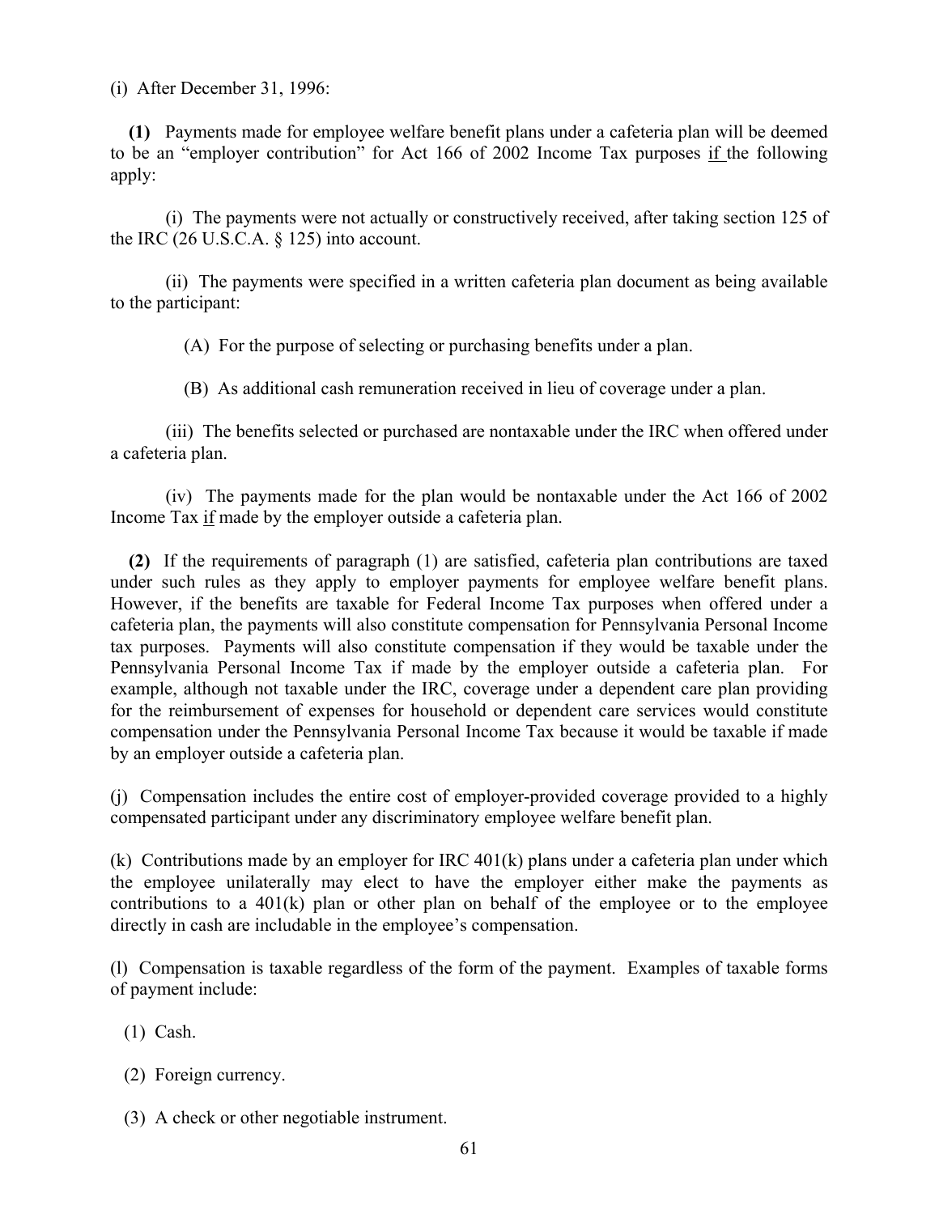(i) After December 31, 1996:

**(1)** Payments made for employee welfare benefit plans under a cafeteria plan will be deemed to be an "employer contribution" for Act 166 of 2002 Income Tax purposes if the following apply:

(i) The payments were not actually or constructively received, after taking section 125 of the IRC (26 U.S.C.A. § 125) into account.

(ii) The payments were specified in a written cafeteria plan document as being available to the participant:

(A) For the purpose of selecting or purchasing benefits under a plan.

(B) As additional cash remuneration received in lieu of coverage under a plan.

(iii) The benefits selected or purchased are nontaxable under the IRC when offered under a cafeteria plan.

(iv) The payments made for the plan would be nontaxable under the Act 166 of 2002 Income Tax if made by the employer outside a cafeteria plan.

**(2)** If the requirements of paragraph (1) are satisfied, cafeteria plan contributions are taxed under such rules as they apply to employer payments for employee welfare benefit plans. However, if the benefits are taxable for Federal Income Tax purposes when offered under a cafeteria plan, the payments will also constitute compensation for Pennsylvania Personal Income tax purposes. Payments will also constitute compensation if they would be taxable under the Pennsylvania Personal Income Tax if made by the employer outside a cafeteria plan. For example, although not taxable under the IRC, coverage under a dependent care plan providing for the reimbursement of expenses for household or dependent care services would constitute compensation under the Pennsylvania Personal Income Tax because it would be taxable if made by an employer outside a cafeteria plan.

(j) Compensation includes the entire cost of employer-provided coverage provided to a highly compensated participant under any discriminatory employee welfare benefit plan.

(k) Contributions made by an employer for IRC 401(k) plans under a cafeteria plan under which the employee unilaterally may elect to have the employer either make the payments as contributions to a 401(k) plan or other plan on behalf of the employee or to the employee directly in cash are includable in the employee's compensation.

(l) Compensation is taxable regardless of the form of the payment. Examples of taxable forms of payment include:

(1) Cash.

(2) Foreign currency.

(3) A check or other negotiable instrument.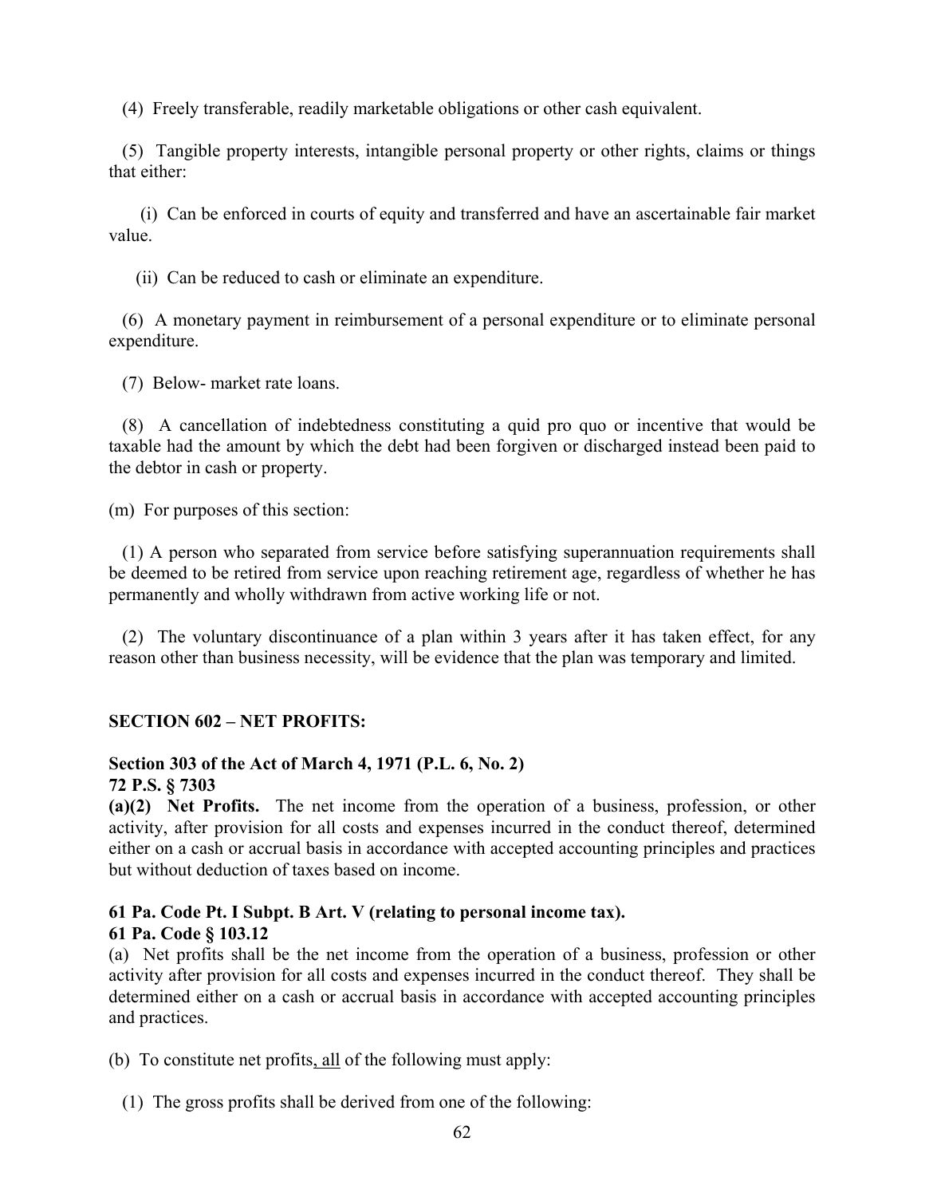(4) Freely transferable, readily marketable obligations or other cash equivalent.

(5) Tangible property interests, intangible personal property or other rights, claims or things that either:

(i) Can be enforced in courts of equity and transferred and have an ascertainable fair market value.

(ii) Can be reduced to cash or eliminate an expenditure.

(6) A monetary payment in reimbursement of a personal expenditure or to eliminate personal expenditure.

(7) Below- market rate loans.

(8) A cancellation of indebtedness constituting a quid pro quo or incentive that would be taxable had the amount by which the debt had been forgiven or discharged instead been paid to the debtor in cash or property.

(m) For purposes of this section:

(1) A person who separated from service before satisfying superannuation requirements shall be deemed to be retired from service upon reaching retirement age, regardless of whether he has permanently and wholly withdrawn from active working life or not.

(2) The voluntary discontinuance of a plan within 3 years after it has taken effect, for any reason other than business necessity, will be evidence that the plan was temporary and limited.

## SECTION 602 – NET PROFITS:

**Section 303 of the Act of March 4, 1971 (P.L. 6, No. 2)**
**72 P.S. § 7303**
**(a)(2) Net Profits.** The net income from the operation of a business, profession, or other activity, after provision for all costs and expenses incurred in the conduct thereof, determined either on a cash or accrual basis in accordance with accepted accounting principles and practices but without deduction of taxes based on income.

**61 Pa. Code Pt. I Subpt. B Art. V (relating to personal income tax).**
**61 Pa. Code § 103.12**
(a) Net profits shall be the net income from the operation of a business, profession or other activity after provision for all costs and expenses incurred in the conduct thereof. They shall be determined either on a cash or accrual basis in accordance with accepted accounting principles and practices.

(b) To constitute net profits, all of the following must apply:

(1) The gross profits shall be derived from one of the following: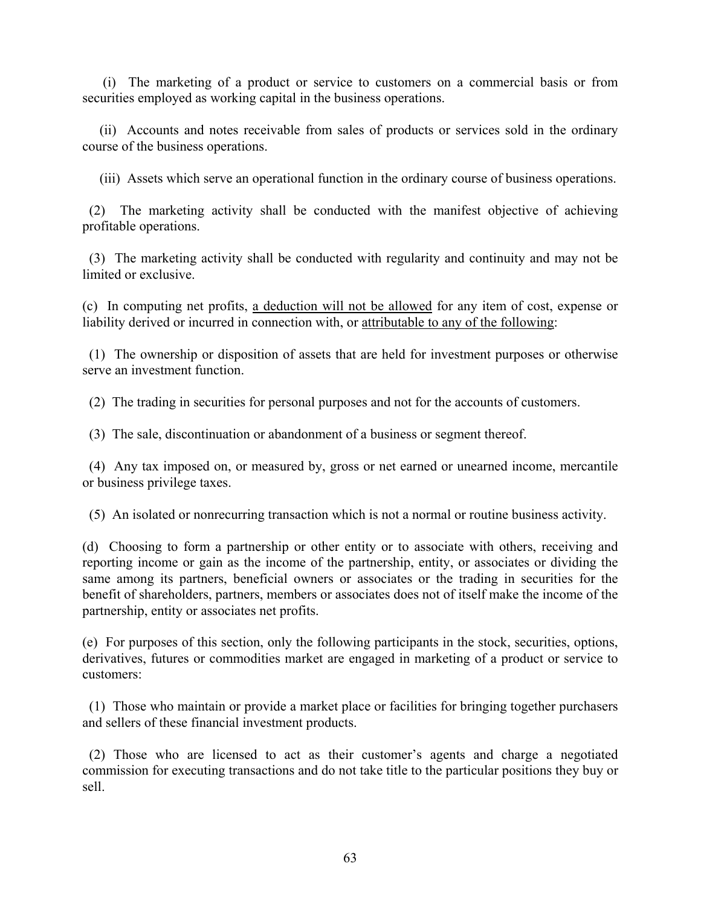(i) The marketing of a product or service to customers on a commercial basis or from securities employed as working capital in the business operations.

(ii) Accounts and notes receivable from sales of products or services sold in the ordinary course of the business operations.

(iii) Assets which serve an operational function in the ordinary course of business operations.

(2) The marketing activity shall be conducted with the manifest objective of achieving profitable operations.

(3) The marketing activity shall be conducted with regularity and continuity and may not be limited or exclusive.

(c) In computing net profits, <u>a deduction will not be allowed</u> for any item of cost, expense or liability derived or incurred in connection with, or <u>attributable to any of the following</u>:

(1) The ownership or disposition of assets that are held for investment purposes or otherwise serve an investment function.

(2) The trading in securities for personal purposes and not for the accounts of customers.

(3) The sale, discontinuation or abandonment of a business or segment thereof.

(4) Any tax imposed on, or measured by, gross or net earned or unearned income, mercantile or business privilege taxes.

(5) An isolated or nonrecurring transaction which is not a normal or routine business activity.

(d) Choosing to form a partnership or other entity or to associate with others, receiving and reporting income or gain as the income of the partnership, entity, or associates or dividing the same among its partners, beneficial owners or associates or the trading in securities for the benefit of shareholders, partners, members or associates does not of itself make the income of the partnership, entity or associates net profits.

(e) For purposes of this section, only the following participants in the stock, securities, options, derivatives, futures or commodities market are engaged in marketing of a product or service to customers:

(1) Those who maintain or provide a market place or facilities for bringing together purchasers and sellers of these financial investment products.

(2) Those who are licensed to act as their customer's agents and charge a negotiated commission for executing transactions and do not take title to the particular positions they buy or sell.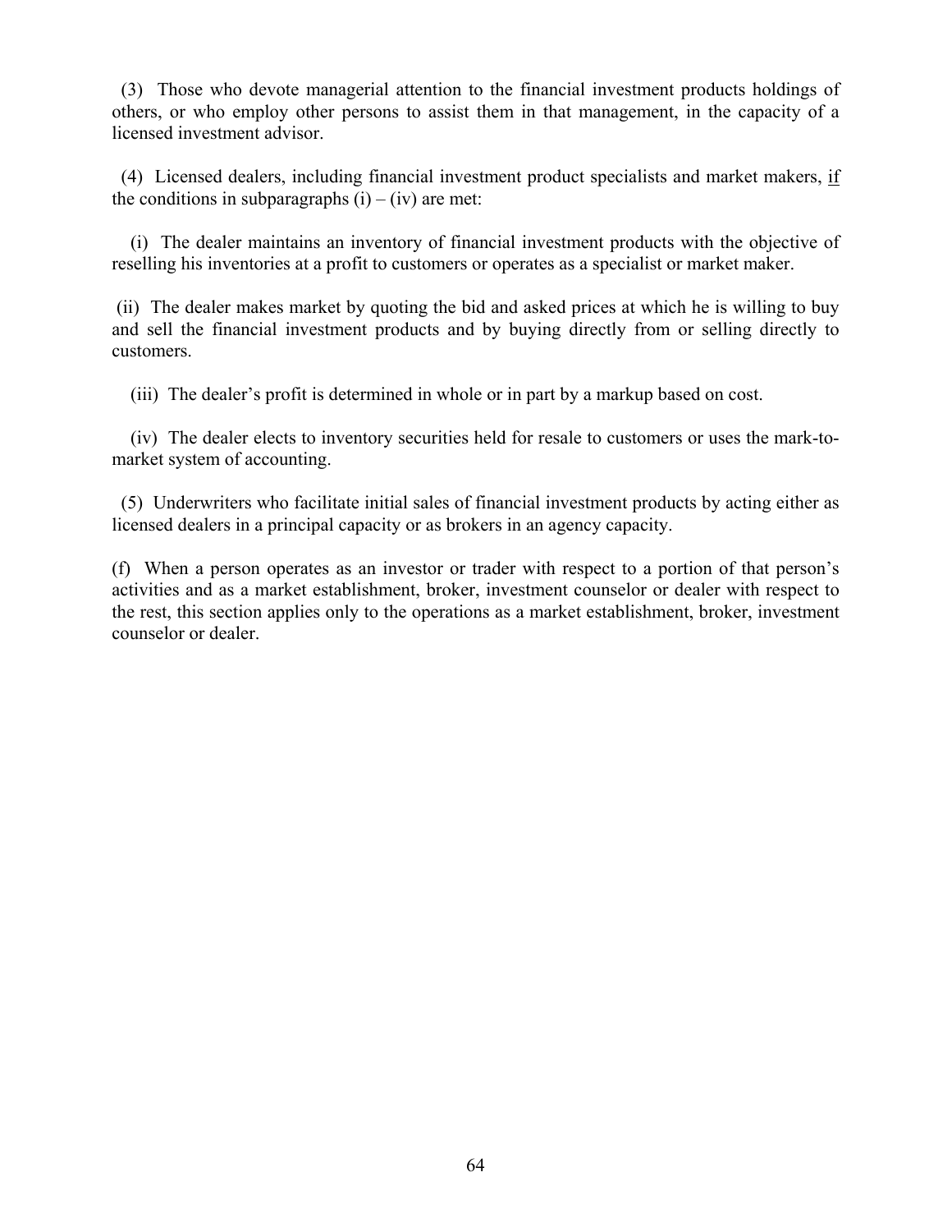(3) Those who devote managerial attention to the financial investment products holdings of others, or who employ other persons to assist them in that management, in the capacity of a licensed investment advisor.

(4) Licensed dealers, including financial investment product specialists and market makers, <u>if</u> the conditions in subparagraphs (i) – (iv) are met:

(i) The dealer maintains an inventory of financial investment products with the objective of reselling his inventories at a profit to customers or operates as a specialist or market maker.

(ii) The dealer makes market by quoting the bid and asked prices at which he is willing to buy and sell the financial investment products and by buying directly from or selling directly to customers.

(iii) The dealer's profit is determined in whole or in part by a markup based on cost.

(iv) The dealer elects to inventory securities held for resale to customers or uses the mark-to-market system of accounting.

(5) Underwriters who facilitate initial sales of financial investment products by acting either as licensed dealers in a principal capacity or as brokers in an agency capacity.

(f) When a person operates as an investor or trader with respect to a portion of that person's activities and as a market establishment, broker, investment counselor or dealer with respect to the rest, this section applies only to the operations as a market establishment, broker, investment counselor or dealer.